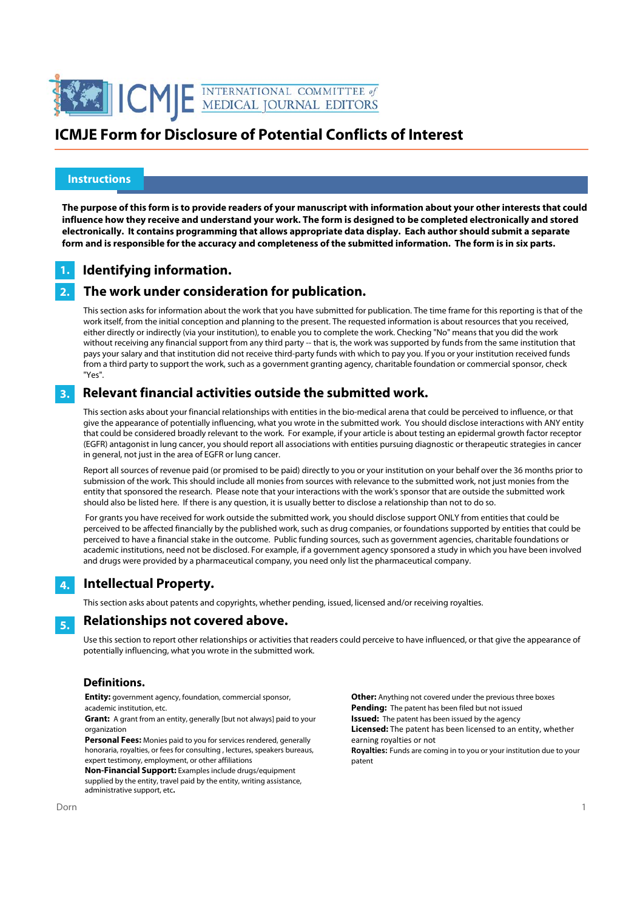# ICMJE Form for Disclosure of Potential Conflicts of Interest

## Instructions

**The purpose of this form is to provide readers of your manuscript with information about your other interests that could influence how they receive and understand your work. The form is designed to be completed electronically and stored electronically. It contains programming that allows appropriate data display. Each author should submit a separate form and is responsible for the accuracy and completeness of the submitted information. The form is in six parts.**

### 1. Identifying information.

### 2. The work under consideration for publication.

This section asks for information about the work that you have submitted for publication. The time frame for this reporting is that of the work itself, from the initial conception and planning to the present. The requested information is about resources that you received, either directly or indirectly (via your institution), to enable you to complete the work. Checking "No" means that you did the work without receiving any financial support from any third party -- that is, the work was supported by funds from the same institution that pays your salary and that institution did not receive third-party funds with which to pay you. If you or your institution received funds from a third party to support the work, such as a government granting agency, charitable foundation or commercial sponsor, check "Yes".

### 3. Relevant financial activities outside the submitted work.

This section asks about your financial relationships with entities in the bio-medical arena that could be perceived to influence, or that give the appearance of potentially influencing, what you wrote in the submitted work. You should disclose interactions with ANY entity that could be considered broadly relevant to the work. For example, if your article is about testing an epidermal growth factor receptor (EGFR) antagonist in lung cancer, you should report all associations with entities pursuing diagnostic or therapeutic strategies in cancer in general, not just in the area of EGFR or lung cancer.

Report all sources of revenue paid (or promised to be paid) directly to you or your institution on your behalf over the 36 months prior to submission of the work. This should include all monies from sources with relevance to the submitted work, not just monies from the entity that sponsored the research. Please note that your interactions with the work's sponsor that are outside the submitted work should also be listed here. If there is any question, it is usually better to disclose a relationship than not to do so.

For grants you have received for work outside the submitted work, you should disclose support ONLY from entities that could be perceived to be affected financially by the published work, such as drug companies, or foundations supported by entities that could be perceived to have a financial stake in the outcome. Public funding sources, such as government agencies, charitable foundations or academic institutions, need not be disclosed. For example, if a government agency sponsored a study in which you have been involved and drugs were provided by a pharmaceutical company, you need only list the pharmaceutical company.

### 4. Intellectual Property.

This section asks about patents and copyrights, whether pending, issued, licensed and/or receiving royalties.

### 5. Relationships not covered above.

Use this section to report other relationships or activities that readers could perceive to have influenced, or that give the appearance of potentially influencing, what you wrote in the submitted work.

### Definitions.

**Entity:** government agency, foundation, commercial sponsor, academic institution, etc.

**Grant:** A grant from an entity, generally [but not always] paid to your organization

**Personal Fees:** Monies paid to you for services rendered, generally honoraria, royalties, or fees for consulting , lectures, speakers bureaus, expert testimony, employment, or other affiliations

**Non-Financial Support:** Examples include drugs/equipment supplied by the entity, travel paid by the entity, writing assistance, administrative support, etc**.**

**Other:** Anything not covered under the previous three boxes

**Pending:** The patent has been filed but not issued

**Issued:** The patent has been issued by the agency

**Licensed:** The patent has been licensed to an entity, whether earning royalties or not

**Royalties:** Funds are coming in to you or your institution due to your patent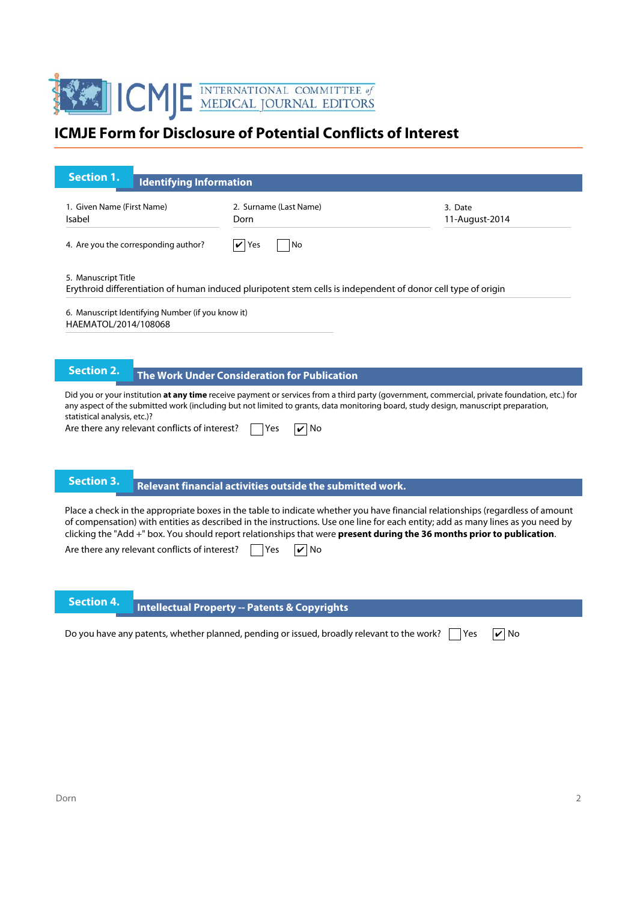# ICMJE Form for Disclosure of Potential Conflicts of Interest

## Section 1. Identifying Information

1. Given Name (First Name): Isabel
2. Surname (Last Name): Dorn
3. Date: 11-August-2014

4. Are you the corresponding author? ☑ Yes ☐ No

5. Manuscript Title
Erythroid differentiation of human induced pluripotent stem cells is independent of donor cell type of origin

6. Manuscript Identifying Number (if you know it)
HAEMATOL/2014/108068

## Section 2. The Work Under Consideration for Publication

Did you or your institution **at any time** receive payment or services from a third party (government, commercial, private foundation, etc.) for any aspect of the submitted work (including but not limited to grants, data monitoring board, study design, manuscript preparation, statistical analysis, etc.)?

Are there any relevant conflicts of interest? ☐ Yes ☑ No

## Section 3. Relevant financial activities outside the submitted work.

Place a check in the appropriate boxes in the table to indicate whether you have financial relationships (regardless of amount of compensation) with entities as described in the instructions. Use one line for each entity; add as many lines as you need by clicking the "Add +" box. You should report relationships that were **present during the 36 months prior to publication**.

Are there any relevant conflicts of interest? ☐ Yes ☑ No

## Section 4. Intellectual Property -- Patents & Copyrights

Do you have any patents, whether planned, pending or issued, broadly relevant to the work? ☐ Yes ☑ No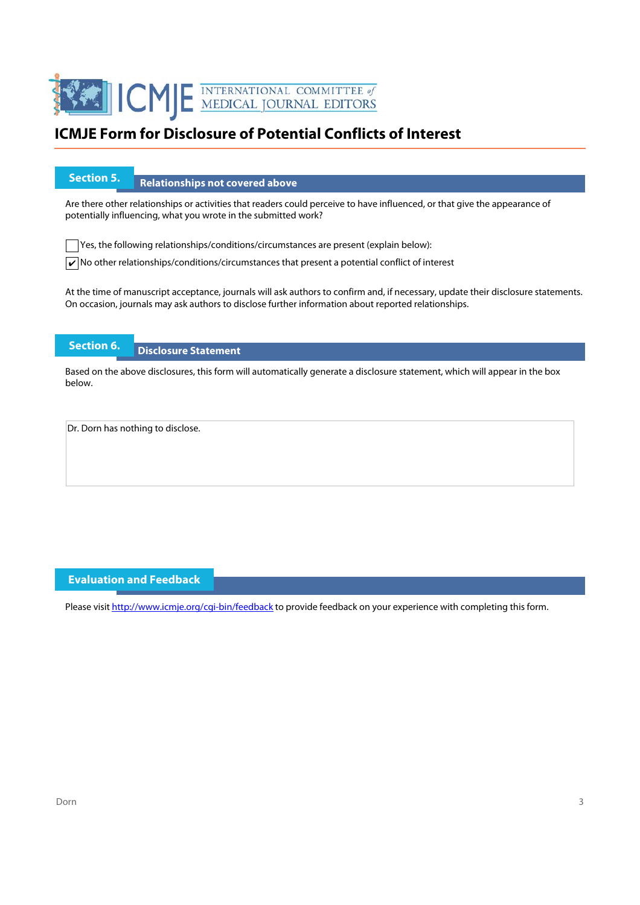# ICMJE Form for Disclosure of Potential Conflicts of Interest

## Section 5. Relationships not covered above

Are there other relationships or activities that readers could perceive to have influenced, or that give the appearance of potentially influencing, what you wrote in the submitted work?

☐ Yes, the following relationships/conditions/circumstances are present (explain below):

☑ No other relationships/conditions/circumstances that present a potential conflict of interest

At the time of manuscript acceptance, journals will ask authors to confirm and, if necessary, update their disclosure statements. On occasion, journals may ask authors to disclose further information about reported relationships.

## Section 6. Disclosure Statement

Based on the above disclosures, this form will automatically generate a disclosure statement, which will appear in the box below.

Dr. Dorn has nothing to disclose.

## Evaluation and Feedback

Please visit http://www.icmje.org/cgi-bin/feedback to provide feedback on your experience with completing this form.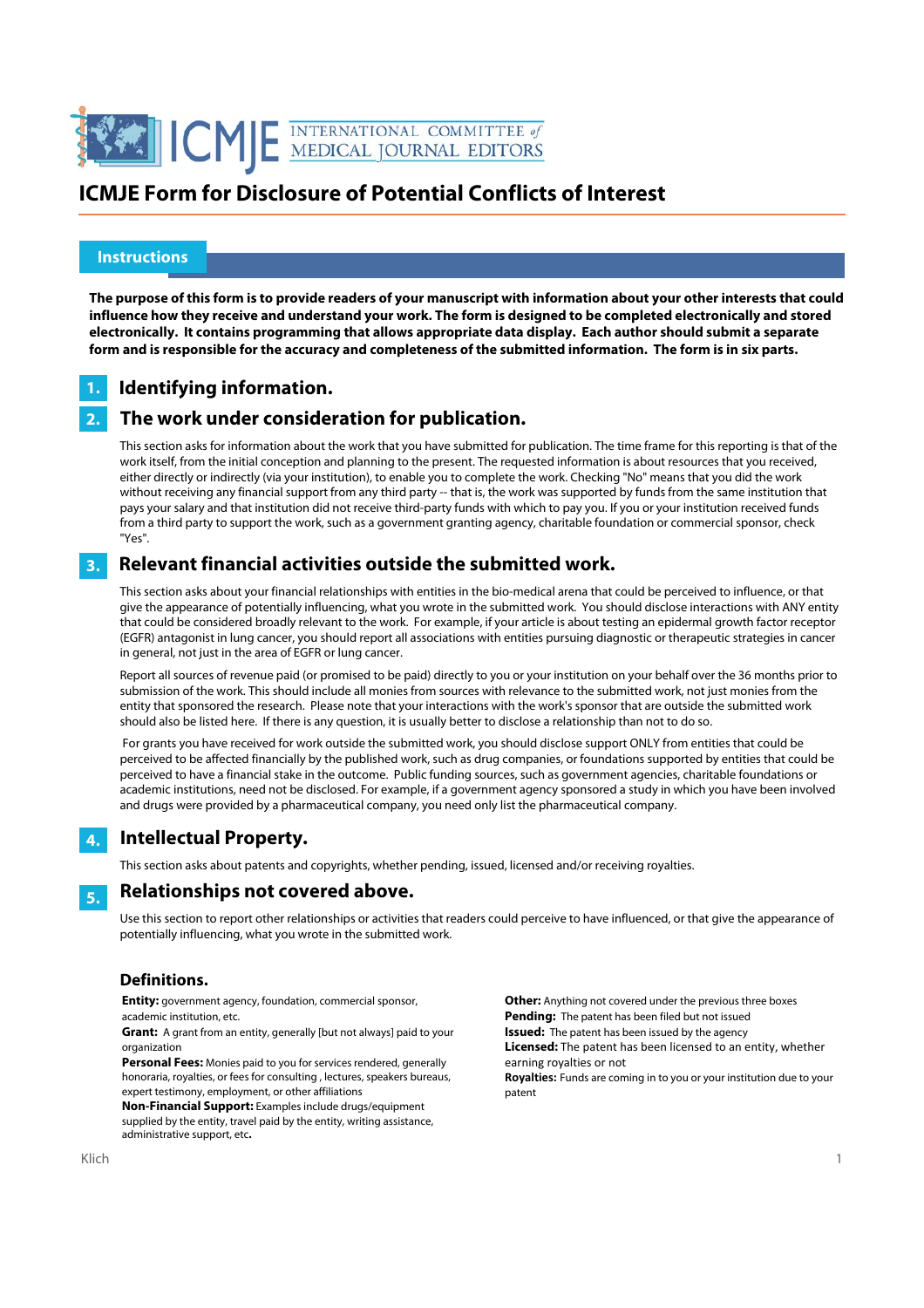# ICMJE Form for Disclosure of Potential Conflicts of Interest

## Instructions

**The purpose of this form is to provide readers of your manuscript with information about your other interests that could influence how they receive and understand your work. The form is designed to be completed electronically and stored electronically. It contains programming that allows appropriate data display. Each author should submit a separate form and is responsible for the accuracy and completeness of the submitted information. The form is in six parts.**

### 1. Identifying information.

### 2. The work under consideration for publication.

This section asks for information about the work that you have submitted for publication. The time frame for this reporting is that of the work itself, from the initial conception and planning to the present. The requested information is about resources that you received, either directly or indirectly (via your institution), to enable you to complete the work. Checking "No" means that you did the work without receiving any financial support from any third party -- that is, the work was supported by funds from the same institution that pays your salary and that institution did not receive third-party funds with which to pay you. If you or your institution received funds from a third party to support the work, such as a government granting agency, charitable foundation or commercial sponsor, check "Yes".

### 3. Relevant financial activities outside the submitted work.

This section asks about your financial relationships with entities in the bio-medical arena that could be perceived to influence, or that give the appearance of potentially influencing, what you wrote in the submitted work. You should disclose interactions with ANY entity that could be considered broadly relevant to the work. For example, if your article is about testing an epidermal growth factor receptor (EGFR) antagonist in lung cancer, you should report all associations with entities pursuing diagnostic or therapeutic strategies in cancer in general, not just in the area of EGFR or lung cancer.

Report all sources of revenue paid (or promised to be paid) directly to you or your institution on your behalf over the 36 months prior to submission of the work. This should include all monies from sources with relevance to the submitted work, not just monies from the entity that sponsored the research. Please note that your interactions with the work's sponsor that are outside the submitted work should also be listed here. If there is any question, it is usually better to disclose a relationship than not to do so.

For grants you have received for work outside the submitted work, you should disclose support ONLY from entities that could be perceived to be affected financially by the published work, such as drug companies, or foundations supported by entities that could be perceived to have a financial stake in the outcome. Public funding sources, such as government agencies, charitable foundations or academic institutions, need not be disclosed. For example, if a government agency sponsored a study in which you have been involved and drugs were provided by a pharmaceutical company, you need only list the pharmaceutical company.

### 4. Intellectual Property.

This section asks about patents and copyrights, whether pending, issued, licensed and/or receiving royalties.

### 5. Relationships not covered above.

Use this section to report other relationships or activities that readers could perceive to have influenced, or that give the appearance of potentially influencing, what you wrote in the submitted work.

### Definitions.

**Entity:** government agency, foundation, commercial sponsor, academic institution, etc.

**Grant:** A grant from an entity, generally [but not always] paid to your organization

**Personal Fees:** Monies paid to you for services rendered, generally honoraria, royalties, or fees for consulting , lectures, speakers bureaus, expert testimony, employment, or other affiliations

**Non-Financial Support:** Examples include drugs/equipment supplied by the entity, travel paid by the entity, writing assistance, administrative support, etc**.**

**Other:** Anything not covered under the previous three boxes

**Pending:** The patent has been filed but not issued

**Issued:** The patent has been issued by the agency

**Licensed:** The patent has been licensed to an entity, whether earning royalties or not

**Royalties:** Funds are coming in to you or your institution due to your patent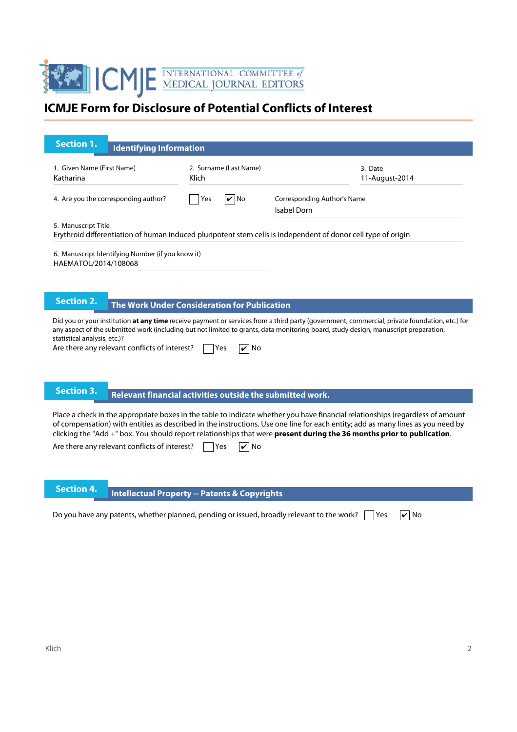# ICMJE Form for Disclosure of Potential Conflicts of Interest

## Section 1. Identifying Information

1. Given Name (First Name)
Katharina

2. Surname (Last Name)
Klich

3. Date
11-August-2014

4. Are you the corresponding author? ☐ Yes ☑ No

Corresponding Author's Name
Isabel Dorn

5. Manuscript Title
Erythroid differentiation of human induced pluripotent stem cells is independent of donor cell type of origin

6. Manuscript Identifying Number (if you know it)
HAEMATOL/2014/108068

## Section 2. The Work Under Consideration for Publication

Did you or your institution **at any time** receive payment or services from a third party (government, commercial, private foundation, etc.) for any aspect of the submitted work (including but not limited to grants, data monitoring board, study design, manuscript preparation, statistical analysis, etc.)?

Are there any relevant conflicts of interest? ☐ Yes ☑ No

## Section 3. Relevant financial activities outside the submitted work.

Place a check in the appropriate boxes in the table to indicate whether you have financial relationships (regardless of amount of compensation) with entities as described in the instructions. Use one line for each entity; add as many lines as you need by clicking the "Add +" box. You should report relationships that were **present during the 36 months prior to publication**.

Are there any relevant conflicts of interest? ☐ Yes ☑ No

## Section 4. Intellectual Property -- Patents & Copyrights

Do you have any patents, whether planned, pending or issued, broadly relevant to the work? ☐ Yes ☑ No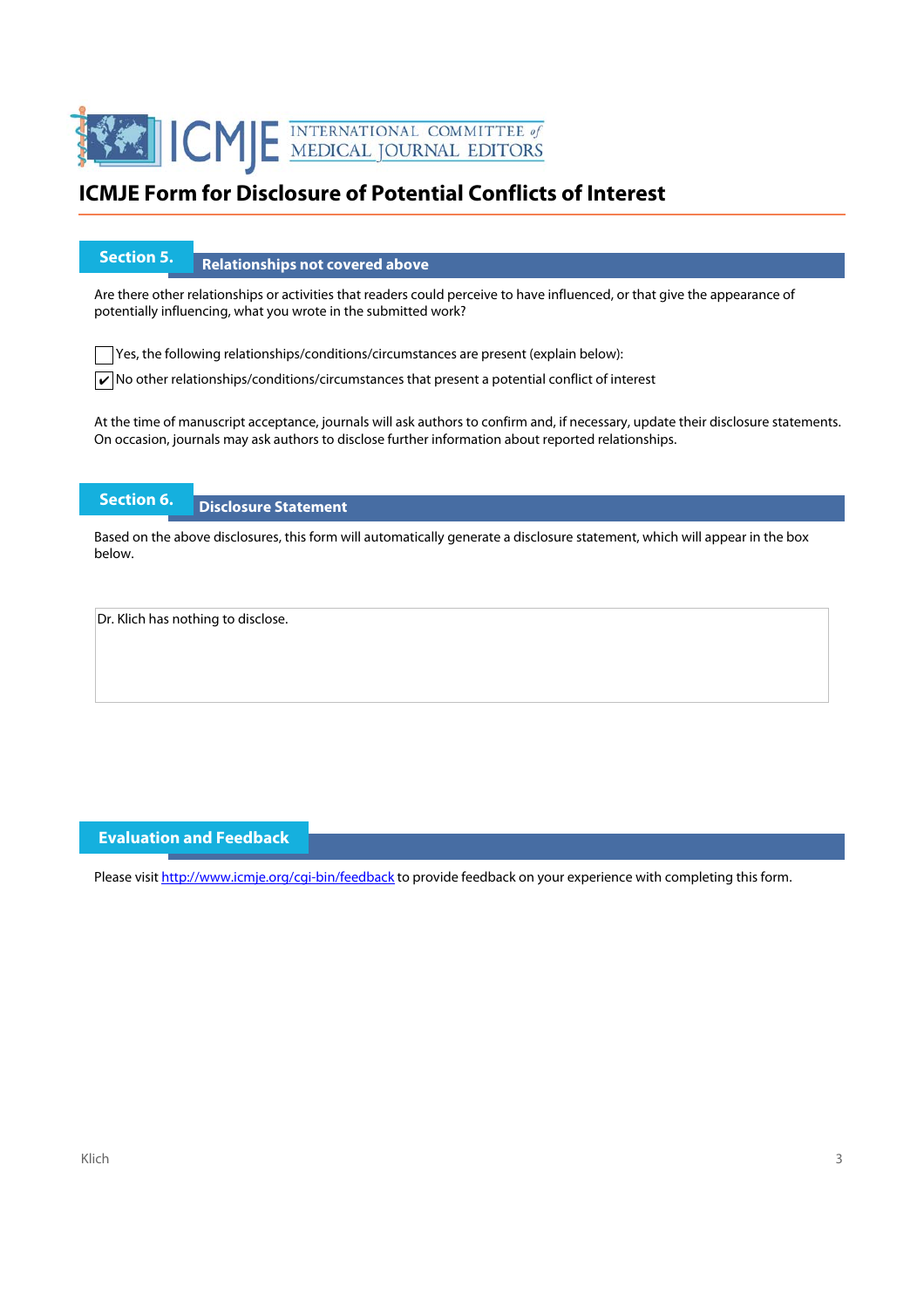# ICMJE Form for Disclosure of Potential Conflicts of Interest

## Section 5. Relationships not covered above

Are there other relationships or activities that readers could perceive to have influenced, or that give the appearance of potentially influencing, what you wrote in the submitted work?

☐ Yes, the following relationships/conditions/circumstances are present (explain below):

☑ No other relationships/conditions/circumstances that present a potential conflict of interest

At the time of manuscript acceptance, journals will ask authors to confirm and, if necessary, update their disclosure statements. On occasion, journals may ask authors to disclose further information about reported relationships.

## Section 6. Disclosure Statement

Based on the above disclosures, this form will automatically generate a disclosure statement, which will appear in the box below.

Dr. Klich has nothing to disclose.

## Evaluation and Feedback

Please visit http://www.icmje.org/cgi-bin/feedback to provide feedback on your experience with completing this form.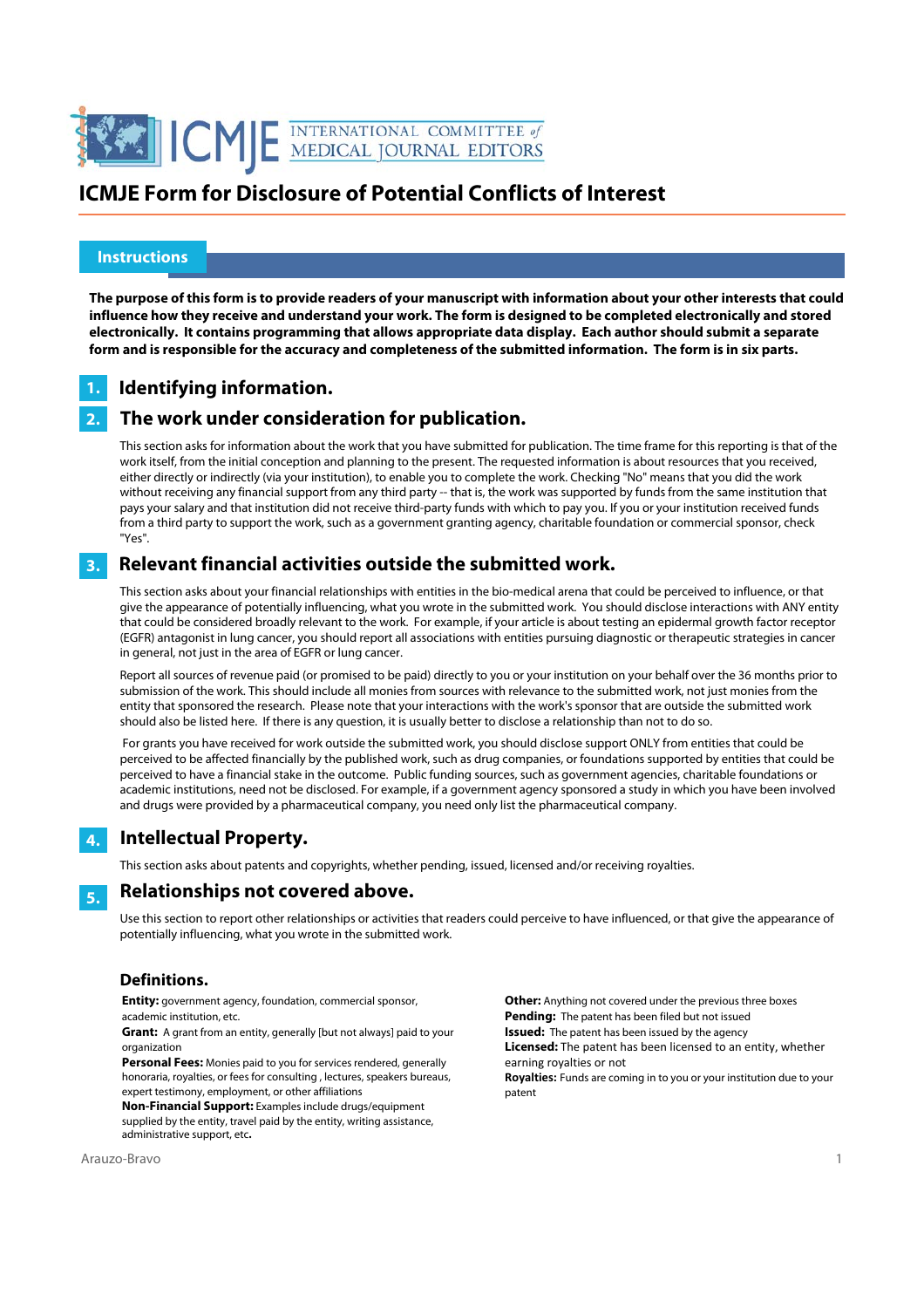# ICMJE Form for Disclosure of Potential Conflicts of Interest

## Instructions

**The purpose of this form is to provide readers of your manuscript with information about your other interests that could influence how they receive and understand your work. The form is designed to be completed electronically and stored electronically. It contains programming that allows appropriate data display. Each author should submit a separate form and is responsible for the accuracy and completeness of the submitted information. The form is in six parts.**

### 1. Identifying information.

### 2. The work under consideration for publication.

This section asks for information about the work that you have submitted for publication. The time frame for this reporting is that of the work itself, from the initial conception and planning to the present. The requested information is about resources that you received, either directly or indirectly (via your institution), to enable you to complete the work. Checking "No" means that you did the work without receiving any financial support from any third party -- that is, the work was supported by funds from the same institution that pays your salary and that institution did not receive third-party funds with which to pay you. If you or your institution received funds from a third party to support the work, such as a government granting agency, charitable foundation or commercial sponsor, check "Yes".

### 3. Relevant financial activities outside the submitted work.

This section asks about your financial relationships with entities in the bio-medical arena that could be perceived to influence, or that give the appearance of potentially influencing, what you wrote in the submitted work. You should disclose interactions with ANY entity that could be considered broadly relevant to the work. For example, if your article is about testing an epidermal growth factor receptor (EGFR) antagonist in lung cancer, you should report all associations with entities pursuing diagnostic or therapeutic strategies in cancer in general, not just in the area of EGFR or lung cancer.

Report all sources of revenue paid (or promised to be paid) directly to you or your institution on your behalf over the 36 months prior to submission of the work. This should include all monies from sources with relevance to the submitted work, not just monies from the entity that sponsored the research. Please note that your interactions with the work's sponsor that are outside the submitted work should also be listed here. If there is any question, it is usually better to disclose a relationship than not to do so.

For grants you have received for work outside the submitted work, you should disclose support ONLY from entities that could be perceived to be affected financially by the published work, such as drug companies, or foundations supported by entities that could be perceived to have a financial stake in the outcome. Public funding sources, such as government agencies, charitable foundations or academic institutions, need not be disclosed. For example, if a government agency sponsored a study in which you have been involved and drugs were provided by a pharmaceutical company, you need only list the pharmaceutical company.

### 4. Intellectual Property.

This section asks about patents and copyrights, whether pending, issued, licensed and/or receiving royalties.

### 5. Relationships not covered above.

Use this section to report other relationships or activities that readers could perceive to have influenced, or that give the appearance of potentially influencing, what you wrote in the submitted work.

### Definitions.

**Entity:** government agency, foundation, commercial sponsor, academic institution, etc.

**Grant:** A grant from an entity, generally [but not always] paid to your organization

**Personal Fees:** Monies paid to you for services rendered, generally honoraria, royalties, or fees for consulting , lectures, speakers bureaus, expert testimony, employment, or other affiliations

**Non-Financial Support:** Examples include drugs/equipment supplied by the entity, travel paid by the entity, writing assistance, administrative support, etc**.**

**Other:** Anything not covered under the previous three boxes

**Pending:** The patent has been filed but not issued

**Issued:** The patent has been issued by the agency

**Licensed:** The patent has been licensed to an entity, whether earning royalties or not

**Royalties:** Funds are coming in to you or your institution due to your patent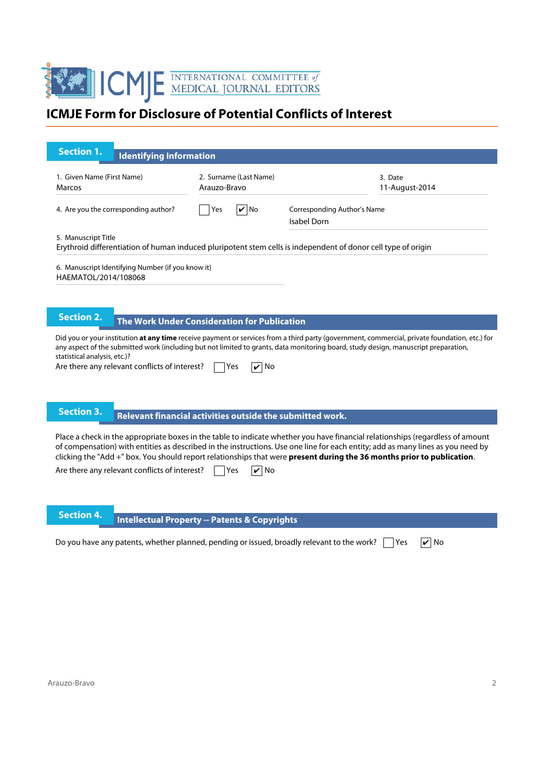# ICMJE Form for Disclosure of Potential Conflicts of Interest

## Section 1. Identifying Information

1. Given Name (First Name)
Marcos

2. Surname (Last Name)
Arauzo-Bravo

3. Date
11-August-2014

4. Are you the corresponding author? ☐ Yes ☑ No

Corresponding Author's Name
Isabel Dorn

5. Manuscript Title
Erythroid differentiation of human induced pluripotent stem cells is independent of donor cell type of origin

6. Manuscript Identifying Number (if you know it)
HAEMATOL/2014/108068

## Section 2. The Work Under Consideration for Publication

Did you or your institution **at any time** receive payment or services from a third party (government, commercial, private foundation, etc.) for any aspect of the submitted work (including but not limited to grants, data monitoring board, study design, manuscript preparation, statistical analysis, etc.)?

Are there any relevant conflicts of interest? ☐ Yes ☑ No

## Section 3. Relevant financial activities outside the submitted work.

Place a check in the appropriate boxes in the table to indicate whether you have financial relationships (regardless of amount of compensation) with entities as described in the instructions. Use one line for each entity; add as many lines as you need by clicking the "Add +" box. You should report relationships that were **present during the 36 months prior to publication**.

Are there any relevant conflicts of interest? ☐ Yes ☑ No

## Section 4. Intellectual Property -- Patents & Copyrights

Do you have any patents, whether planned, pending or issued, broadly relevant to the work? ☐ Yes ☑ No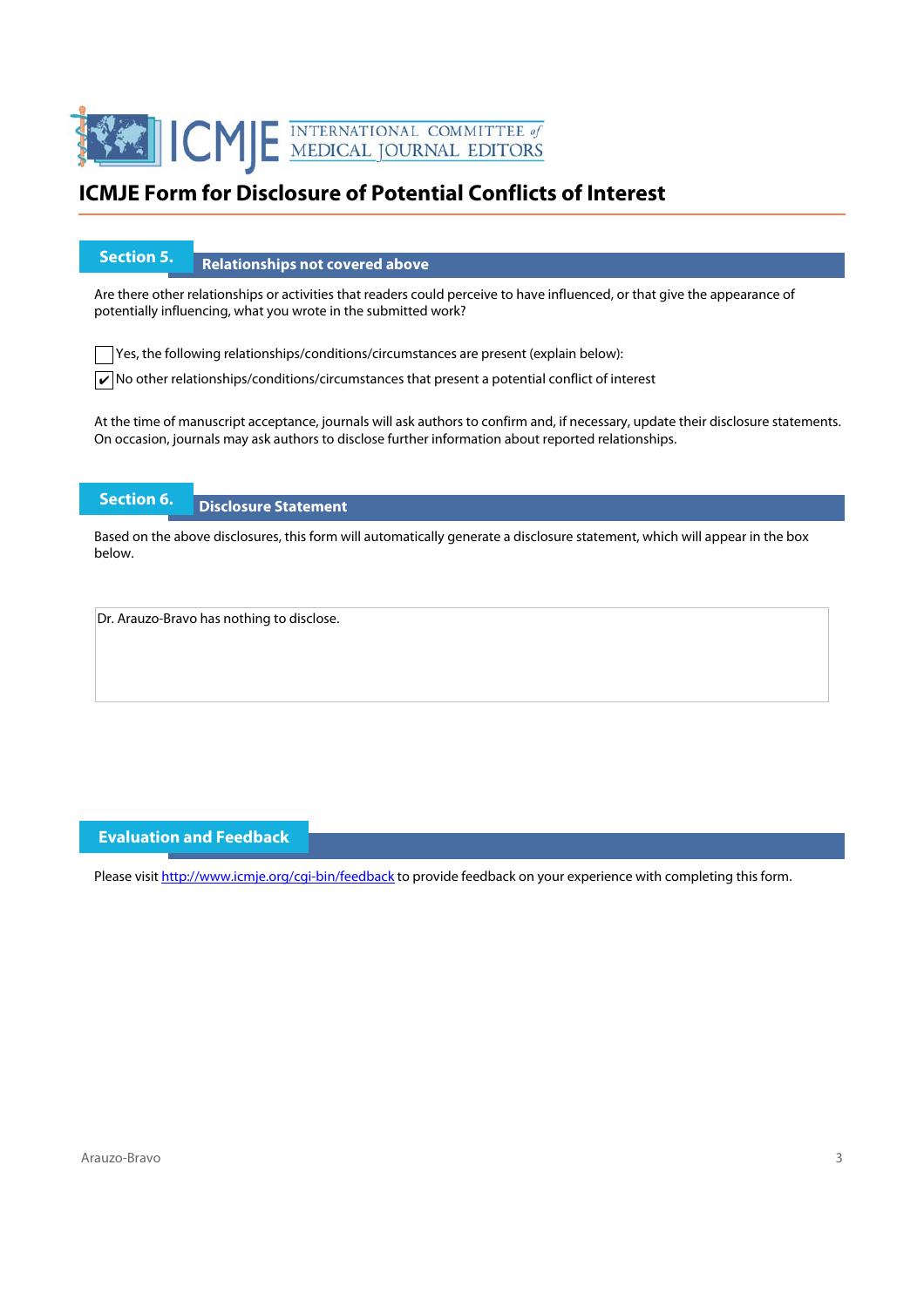# ICMJE Form for Disclosure of Potential Conflicts of Interest

## Section 5. Relationships not covered above

Are there other relationships or activities that readers could perceive to have influenced, or that give the appearance of potentially influencing, what you wrote in the submitted work?

☐ Yes, the following relationships/conditions/circumstances are present (explain below):

☑ No other relationships/conditions/circumstances that present a potential conflict of interest

At the time of manuscript acceptance, journals will ask authors to confirm and, if necessary, update their disclosure statements. On occasion, journals may ask authors to disclose further information about reported relationships.

## Section 6. Disclosure Statement

Based on the above disclosures, this form will automatically generate a disclosure statement, which will appear in the box below.

Dr. Arauzo-Bravo has nothing to disclose.

## Evaluation and Feedback

Please visit http://www.icmje.org/cgi-bin/feedback to provide feedback on your experience with completing this form.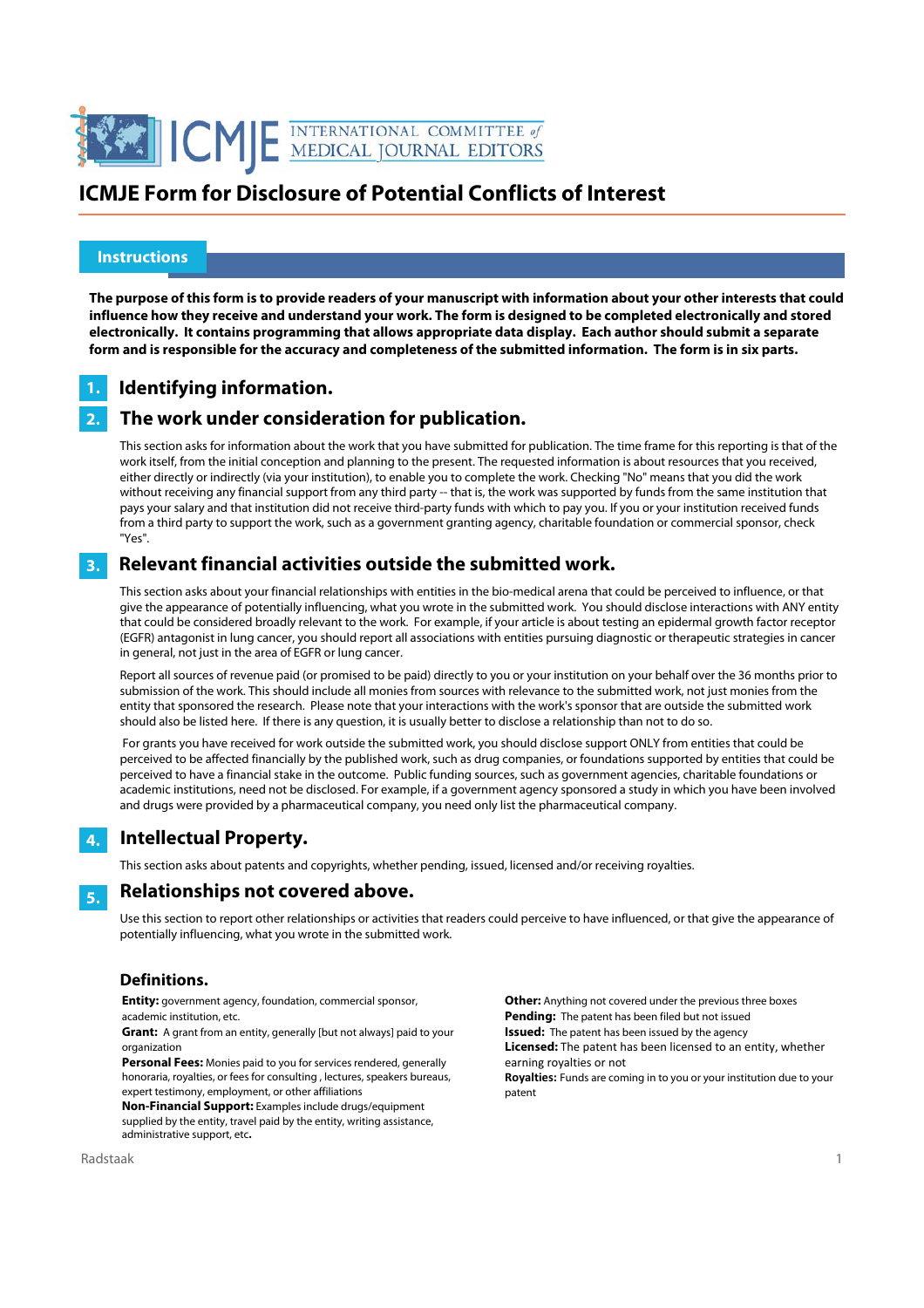# ICMJE Form for Disclosure of Potential Conflicts of Interest

## Instructions

**The purpose of this form is to provide readers of your manuscript with information about your other interests that could influence how they receive and understand your work. The form is designed to be completed electronically and stored electronically. It contains programming that allows appropriate data display. Each author should submit a separate form and is responsible for the accuracy and completeness of the submitted information. The form is in six parts.**

### 1. Identifying information.

### 2. The work under consideration for publication.

This section asks for information about the work that you have submitted for publication. The time frame for this reporting is that of the work itself, from the initial conception and planning to the present. The requested information is about resources that you received, either directly or indirectly (via your institution), to enable you to complete the work. Checking "No" means that you did the work without receiving any financial support from any third party -- that is, the work was supported by funds from the same institution that pays your salary and that institution did not receive third-party funds with which to pay you. If you or your institution received funds from a third party to support the work, such as a government granting agency, charitable foundation or commercial sponsor, check "Yes".

### 3. Relevant financial activities outside the submitted work.

This section asks about your financial relationships with entities in the bio-medical arena that could be perceived to influence, or that give the appearance of potentially influencing, what you wrote in the submitted work. You should disclose interactions with ANY entity that could be considered broadly relevant to the work. For example, if your article is about testing an epidermal growth factor receptor (EGFR) antagonist in lung cancer, you should report all associations with entities pursuing diagnostic or therapeutic strategies in cancer in general, not just in the area of EGFR or lung cancer.

Report all sources of revenue paid (or promised to be paid) directly to you or your institution on your behalf over the 36 months prior to submission of the work. This should include all monies from sources with relevance to the submitted work, not just monies from the entity that sponsored the research. Please note that your interactions with the work's sponsor that are outside the submitted work should also be listed here. If there is any question, it is usually better to disclose a relationship than not to do so.

For grants you have received for work outside the submitted work, you should disclose support ONLY from entities that could be perceived to be affected financially by the published work, such as drug companies, or foundations supported by entities that could be perceived to have a financial stake in the outcome. Public funding sources, such as government agencies, charitable foundations or academic institutions, need not be disclosed. For example, if a government agency sponsored a study in which you have been involved and drugs were provided by a pharmaceutical company, you need only list the pharmaceutical company.

### 4. Intellectual Property.

This section asks about patents and copyrights, whether pending, issued, licensed and/or receiving royalties.

### 5. Relationships not covered above.

Use this section to report other relationships or activities that readers could perceive to have influenced, or that give the appearance of potentially influencing, what you wrote in the submitted work.

### Definitions.

**Entity:** government agency, foundation, commercial sponsor, academic institution, etc.

**Grant:** A grant from an entity, generally [but not always] paid to your organization

**Personal Fees:** Monies paid to you for services rendered, generally honoraria, royalties, or fees for consulting , lectures, speakers bureaus, expert testimony, employment, or other affiliations

**Non-Financial Support:** Examples include drugs/equipment supplied by the entity, travel paid by the entity, writing assistance, administrative support, etc**.**

**Other:** Anything not covered under the previous three boxes

**Pending:** The patent has been filed but not issued

**Issued:** The patent has been issued by the agency

**Licensed:** The patent has been licensed to an entity, whether earning royalties or not

**Royalties:** Funds are coming in to you or your institution due to your patent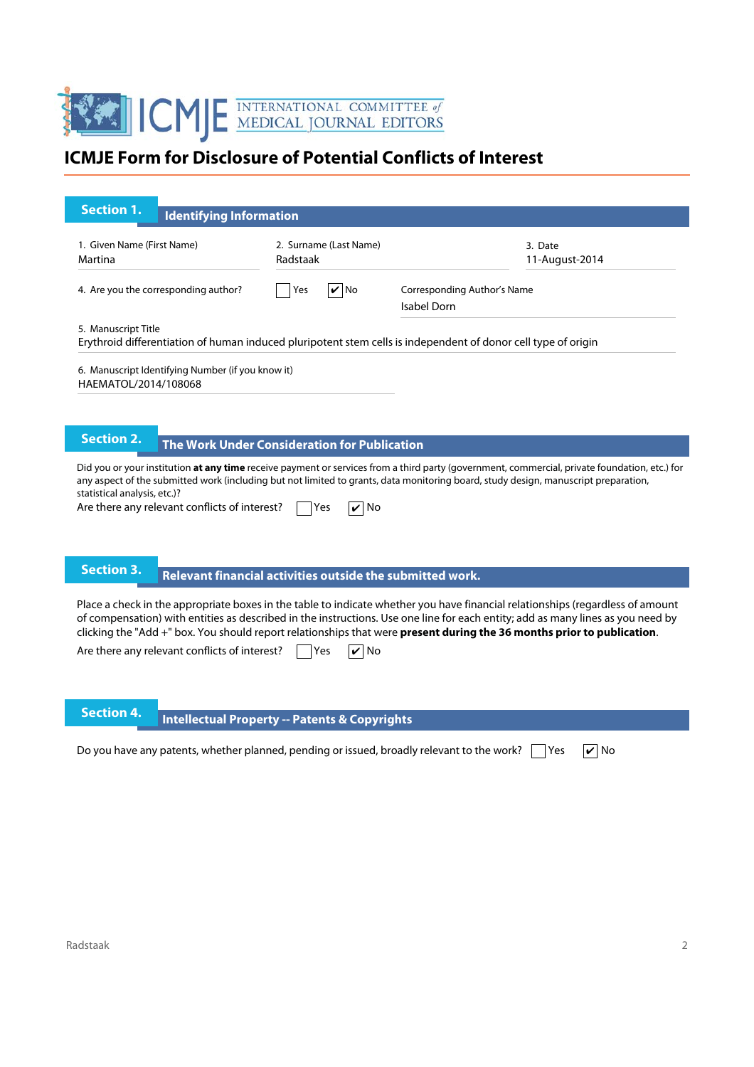# ICMJE Form for Disclosure of Potential Conflicts of Interest

## Section 1. Identifying Information

1. Given Name (First Name)
Martina

2. Surname (Last Name)
Radstaak

3. Date
11-August-2014

4. Are you the corresponding author? ☐ Yes ☑ No

Corresponding Author's Name
Isabel Dorn

5. Manuscript Title
Erythroid differentiation of human induced pluripotent stem cells is independent of donor cell type of origin

6. Manuscript Identifying Number (if you know it)
HAEMATOL/2014/108068

## Section 2. The Work Under Consideration for Publication

Did you or your institution **at any time** receive payment or services from a third party (government, commercial, private foundation, etc.) for any aspect of the submitted work (including but not limited to grants, data monitoring board, study design, manuscript preparation, statistical analysis, etc.)?

Are there any relevant conflicts of interest? ☐ Yes ☑ No

## Section 3. Relevant financial activities outside the submitted work.

Place a check in the appropriate boxes in the table to indicate whether you have financial relationships (regardless of amount of compensation) with entities as described in the instructions. Use one line for each entity; add as many lines as you need by clicking the "Add +" box. You should report relationships that were **present during the 36 months prior to publication**.

Are there any relevant conflicts of interest? ☐ Yes ☑ No

## Section 4. Intellectual Property -- Patents & Copyrights

Do you have any patents, whether planned, pending or issued, broadly relevant to the work? ☐ Yes ☑ No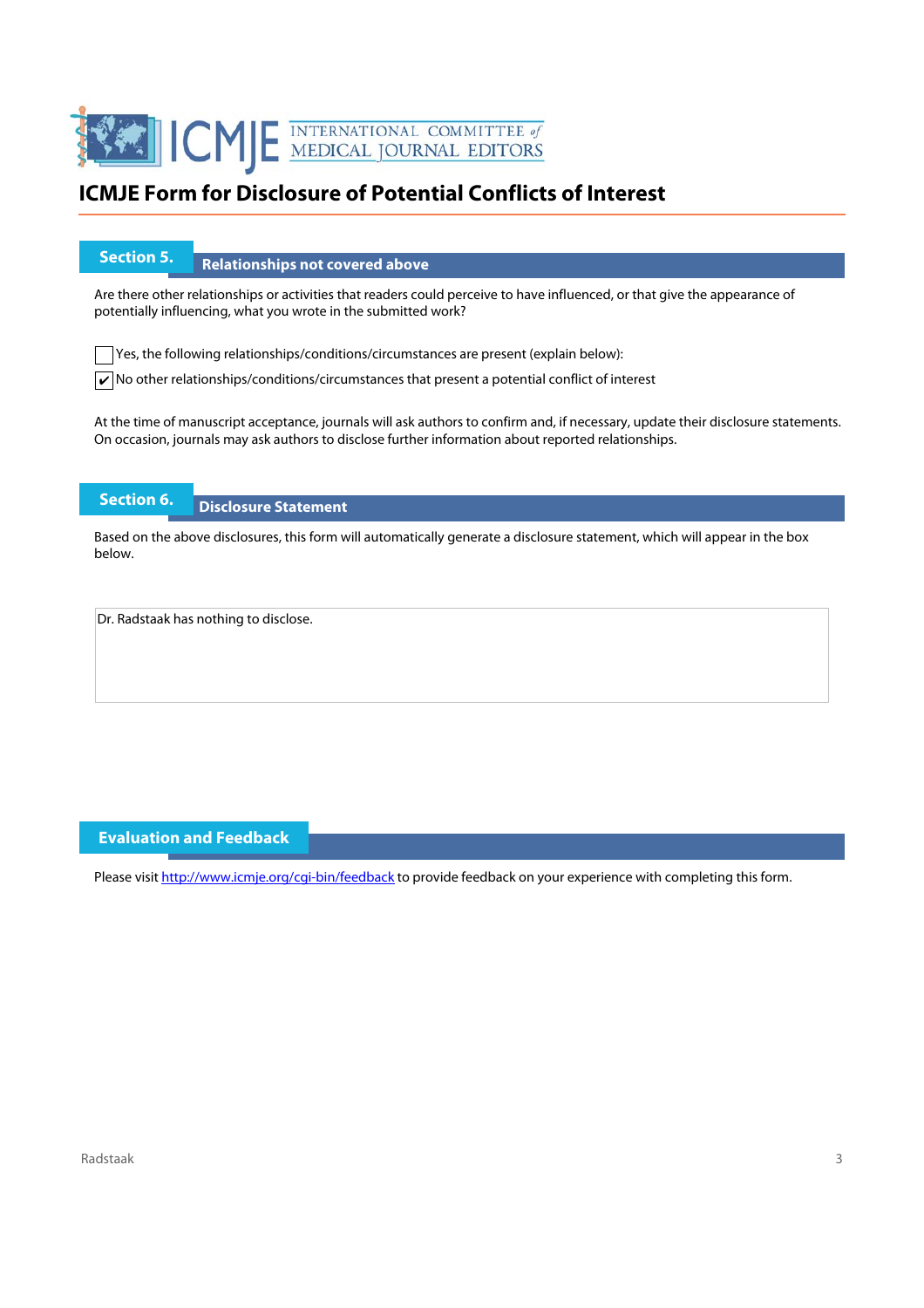# ICMJE Form for Disclosure of Potential Conflicts of Interest

## Section 5. Relationships not covered above

Are there other relationships or activities that readers could perceive to have influenced, or that give the appearance of potentially influencing, what you wrote in the submitted work?

☐ Yes, the following relationships/conditions/circumstances are present (explain below):

☑ No other relationships/conditions/circumstances that present a potential conflict of interest

At the time of manuscript acceptance, journals will ask authors to confirm and, if necessary, update their disclosure statements. On occasion, journals may ask authors to disclose further information about reported relationships.

## Section 6. Disclosure Statement

Based on the above disclosures, this form will automatically generate a disclosure statement, which will appear in the box below.

Dr. Radstaak has nothing to disclose.

## Evaluation and Feedback

Please visit http://www.icmje.org/cgi-bin/feedback to provide feedback on your experience with completing this form.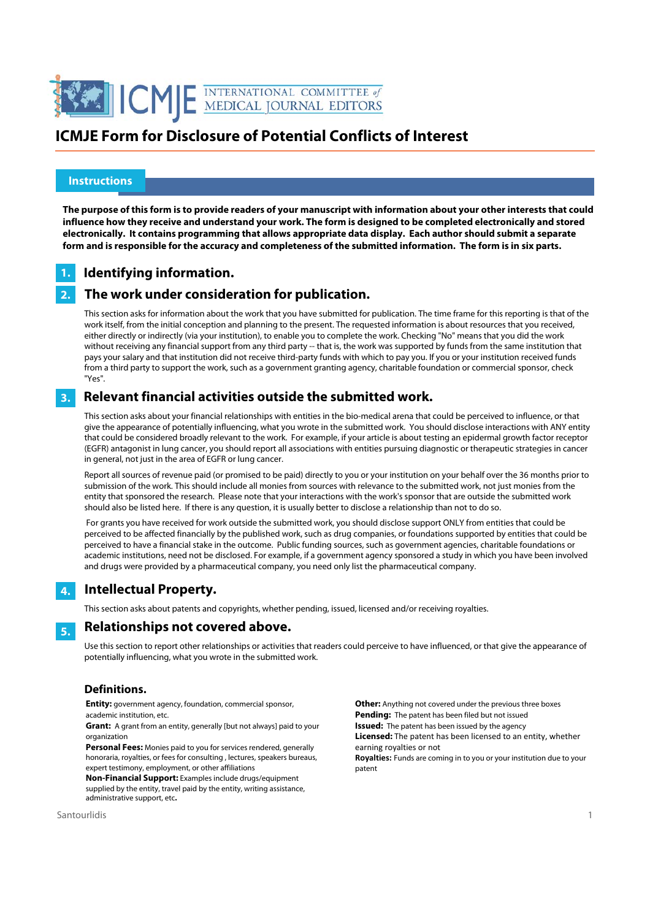# ICMJE Form for Disclosure of Potential Conflicts of Interest

## Instructions

**The purpose of this form is to provide readers of your manuscript with information about your other interests that could influence how they receive and understand your work. The form is designed to be completed electronically and stored electronically. It contains programming that allows appropriate data display. Each author should submit a separate form and is responsible for the accuracy and completeness of the submitted information. The form is in six parts.**

### 1. Identifying information.

### 2. The work under consideration for publication.

This section asks for information about the work that you have submitted for publication. The time frame for this reporting is that of the work itself, from the initial conception and planning to the present. The requested information is about resources that you received, either directly or indirectly (via your institution), to enable you to complete the work. Checking "No" means that you did the work without receiving any financial support from any third party -- that is, the work was supported by funds from the same institution that pays your salary and that institution did not receive third-party funds with which to pay you. If you or your institution received funds from a third party to support the work, such as a government granting agency, charitable foundation or commercial sponsor, check "Yes".

### 3. Relevant financial activities outside the submitted work.

This section asks about your financial relationships with entities in the bio-medical arena that could be perceived to influence, or that give the appearance of potentially influencing, what you wrote in the submitted work. You should disclose interactions with ANY entity that could be considered broadly relevant to the work. For example, if your article is about testing an epidermal growth factor receptor (EGFR) antagonist in lung cancer, you should report all associations with entities pursuing diagnostic or therapeutic strategies in cancer in general, not just in the area of EGFR or lung cancer.

Report all sources of revenue paid (or promised to be paid) directly to you or your institution on your behalf over the 36 months prior to submission of the work. This should include all monies from sources with relevance to the submitted work, not just monies from the entity that sponsored the research. Please note that your interactions with the work's sponsor that are outside the submitted work should also be listed here. If there is any question, it is usually better to disclose a relationship than not to do so.

For grants you have received for work outside the submitted work, you should disclose support ONLY from entities that could be perceived to be affected financially by the published work, such as drug companies, or foundations supported by entities that could be perceived to have a financial stake in the outcome. Public funding sources, such as government agencies, charitable foundations or academic institutions, need not be disclosed. For example, if a government agency sponsored a study in which you have been involved and drugs were provided by a pharmaceutical company, you need only list the pharmaceutical company.

### 4. Intellectual Property.

This section asks about patents and copyrights, whether pending, issued, licensed and/or receiving royalties.

### 5. Relationships not covered above.

Use this section to report other relationships or activities that readers could perceive to have influenced, or that give the appearance of potentially influencing, what you wrote in the submitted work.

### Definitions.

**Entity:** government agency, foundation, commercial sponsor, academic institution, etc.

**Grant:** A grant from an entity, generally [but not always] paid to your organization

**Personal Fees:** Monies paid to you for services rendered, generally honoraria, royalties, or fees for consulting , lectures, speakers bureaus, expert testimony, employment, or other affiliations

**Non-Financial Support:** Examples include drugs/equipment supplied by the entity, travel paid by the entity, writing assistance, administrative support, etc**.**

**Other:** Anything not covered under the previous three boxes

**Pending:** The patent has been filed but not issued

**Issued:** The patent has been issued by the agency

**Licensed:** The patent has been licensed to an entity, whether earning royalties or not

**Royalties:** Funds are coming in to you or your institution due to your patent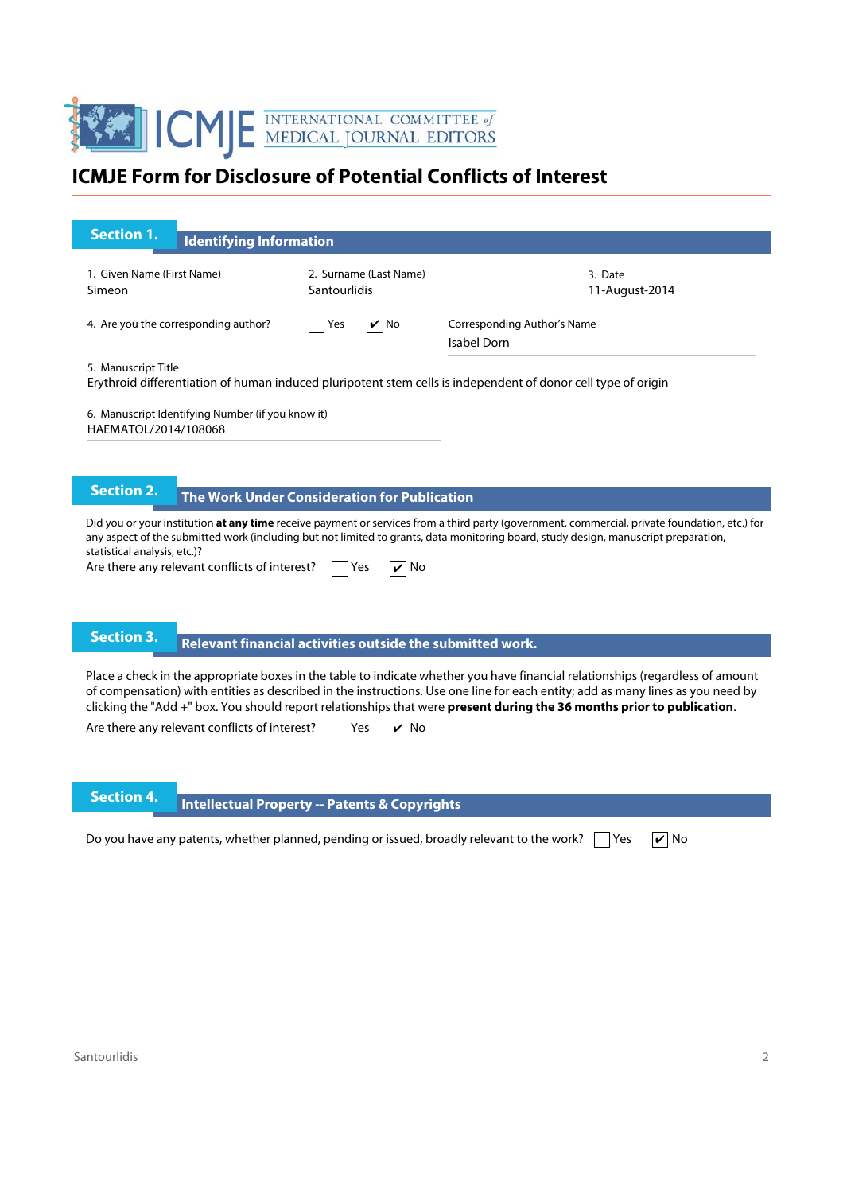# ICMJE Form for Disclosure of Potential Conflicts of Interest

## Section 1. Identifying Information

1. Given Name (First Name): Simeon
2. Surname (Last Name): Santourlidis
3. Date: 11-August-2014

4. Are you the corresponding author? ☐ Yes ☑ No

Corresponding Author's Name: Isabel Dorn

5. Manuscript Title
Erythroid differentiation of human induced pluripotent stem cells is independent of donor cell type of origin

6. Manuscript Identifying Number (if you know it)
HAEMATOL/2014/108068

## Section 2. The Work Under Consideration for Publication

Did you or your institution **at any time** receive payment or services from a third party (government, commercial, private foundation, etc.) for any aspect of the submitted work (including but not limited to grants, data monitoring board, study design, manuscript preparation, statistical analysis, etc.)?

Are there any relevant conflicts of interest? ☐ Yes ☑ No

## Section 3. Relevant financial activities outside the submitted work.

Place a check in the appropriate boxes in the table to indicate whether you have financial relationships (regardless of amount of compensation) with entities as described in the instructions. Use one line for each entity; add as many lines as you need by clicking the "Add +" box. You should report relationships that were **present during the 36 months prior to publication**.

Are there any relevant conflicts of interest? ☐ Yes ☑ No

## Section 4. Intellectual Property -- Patents & Copyrights

Do you have any patents, whether planned, pending or issued, broadly relevant to the work? ☐ Yes ☑ No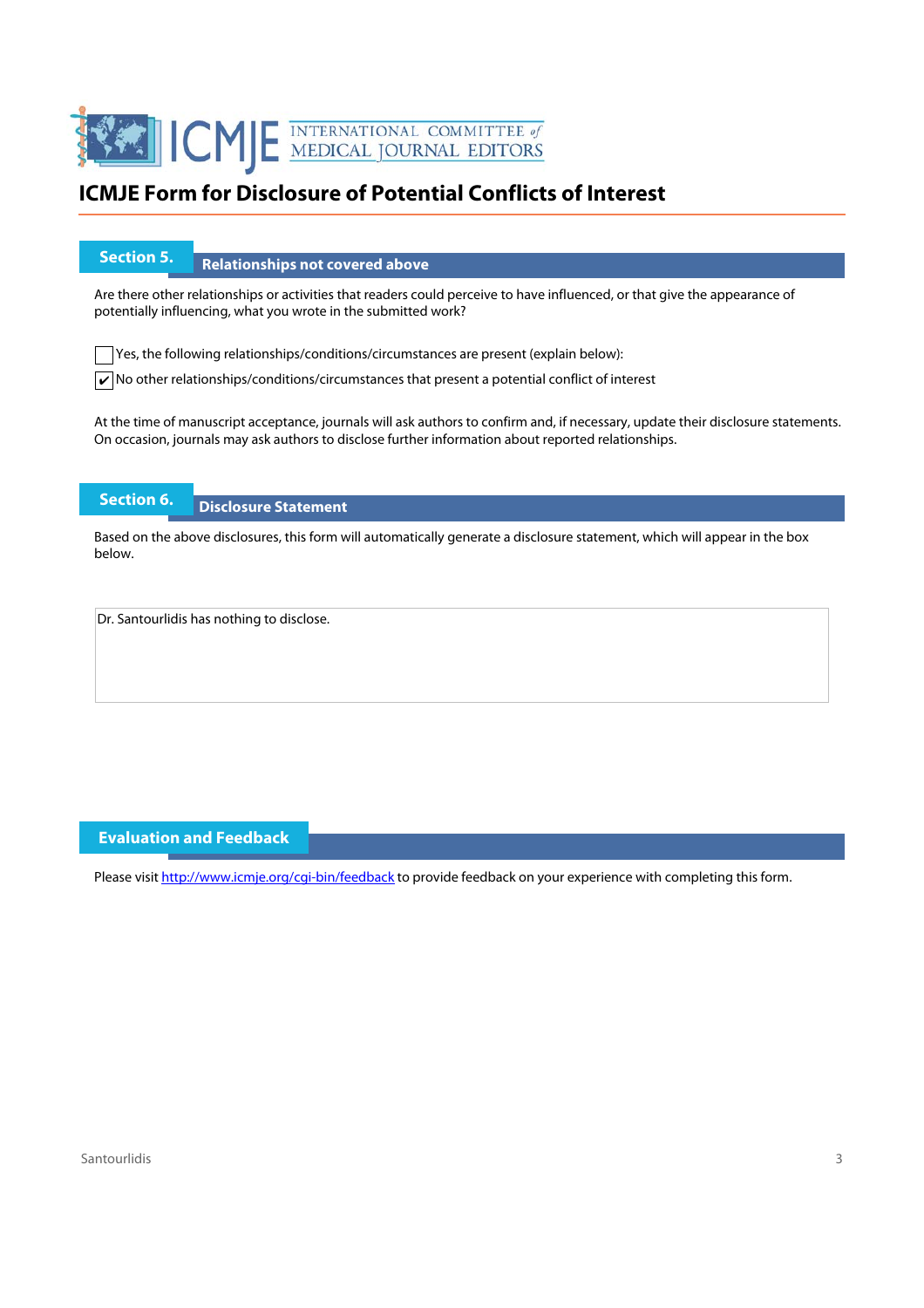# ICMJE Form for Disclosure of Potential Conflicts of Interest

## Section 5. Relationships not covered above

Are there other relationships or activities that readers could perceive to have influenced, or that give the appearance of potentially influencing, what you wrote in the submitted work?

☐ Yes, the following relationships/conditions/circumstances are present (explain below):

☑ No other relationships/conditions/circumstances that present a potential conflict of interest

At the time of manuscript acceptance, journals will ask authors to confirm and, if necessary, update their disclosure statements. On occasion, journals may ask authors to disclose further information about reported relationships.

## Section 6. Disclosure Statement

Based on the above disclosures, this form will automatically generate a disclosure statement, which will appear in the box below.

Dr. Santourlidis has nothing to disclose.

## Evaluation and Feedback

Please visit http://www.icmje.org/cgi-bin/feedback to provide feedback on your experience with completing this form.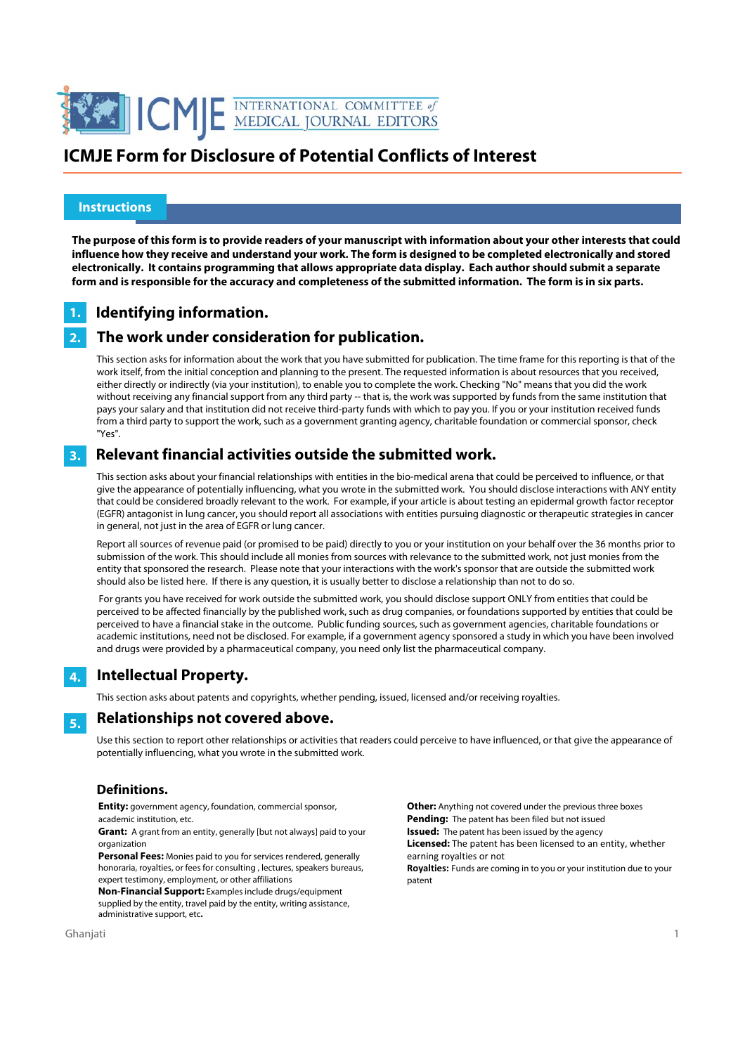# ICMJE Form for Disclosure of Potential Conflicts of Interest

## Instructions

**The purpose of this form is to provide readers of your manuscript with information about your other interests that could influence how they receive and understand your work. The form is designed to be completed electronically and stored electronically. It contains programming that allows appropriate data display. Each author should submit a separate form and is responsible for the accuracy and completeness of the submitted information. The form is in six parts.**

### 1. Identifying information.

### 2. The work under consideration for publication.

This section asks for information about the work that you have submitted for publication. The time frame for this reporting is that of the work itself, from the initial conception and planning to the present. The requested information is about resources that you received, either directly or indirectly (via your institution), to enable you to complete the work. Checking "No" means that you did the work without receiving any financial support from any third party -- that is, the work was supported by funds from the same institution that pays your salary and that institution did not receive third-party funds with which to pay you. If you or your institution received funds from a third party to support the work, such as a government granting agency, charitable foundation or commercial sponsor, check "Yes".

### 3. Relevant financial activities outside the submitted work.

This section asks about your financial relationships with entities in the bio-medical arena that could be perceived to influence, or that give the appearance of potentially influencing, what you wrote in the submitted work. You should disclose interactions with ANY entity that could be considered broadly relevant to the work. For example, if your article is about testing an epidermal growth factor receptor (EGFR) antagonist in lung cancer, you should report all associations with entities pursuing diagnostic or therapeutic strategies in cancer in general, not just in the area of EGFR or lung cancer.

Report all sources of revenue paid (or promised to be paid) directly to you or your institution on your behalf over the 36 months prior to submission of the work. This should include all monies from sources with relevance to the submitted work, not just monies from the entity that sponsored the research. Please note that your interactions with the work's sponsor that are outside the submitted work should also be listed here. If there is any question, it is usually better to disclose a relationship than not to do so.

For grants you have received for work outside the submitted work, you should disclose support ONLY from entities that could be perceived to be affected financially by the published work, such as drug companies, or foundations supported by entities that could be perceived to have a financial stake in the outcome. Public funding sources, such as government agencies, charitable foundations or academic institutions, need not be disclosed. For example, if a government agency sponsored a study in which you have been involved and drugs were provided by a pharmaceutical company, you need only list the pharmaceutical company.

### 4. Intellectual Property.

This section asks about patents and copyrights, whether pending, issued, licensed and/or receiving royalties.

### 5. Relationships not covered above.

Use this section to report other relationships or activities that readers could perceive to have influenced, or that give the appearance of potentially influencing, what you wrote in the submitted work.

### Definitions.

**Entity:** government agency, foundation, commercial sponsor, academic institution, etc.

**Grant:** A grant from an entity, generally [but not always] paid to your organization

**Personal Fees:** Monies paid to you for services rendered, generally honoraria, royalties, or fees for consulting , lectures, speakers bureaus, expert testimony, employment, or other affiliations

**Non-Financial Support:** Examples include drugs/equipment supplied by the entity, travel paid by the entity, writing assistance, administrative support, etc**.**

**Other:** Anything not covered under the previous three boxes

**Pending:** The patent has been filed but not issued

**Issued:** The patent has been issued by the agency

**Licensed:** The patent has been licensed to an entity, whether earning royalties or not

**Royalties:** Funds are coming in to you or your institution due to your patent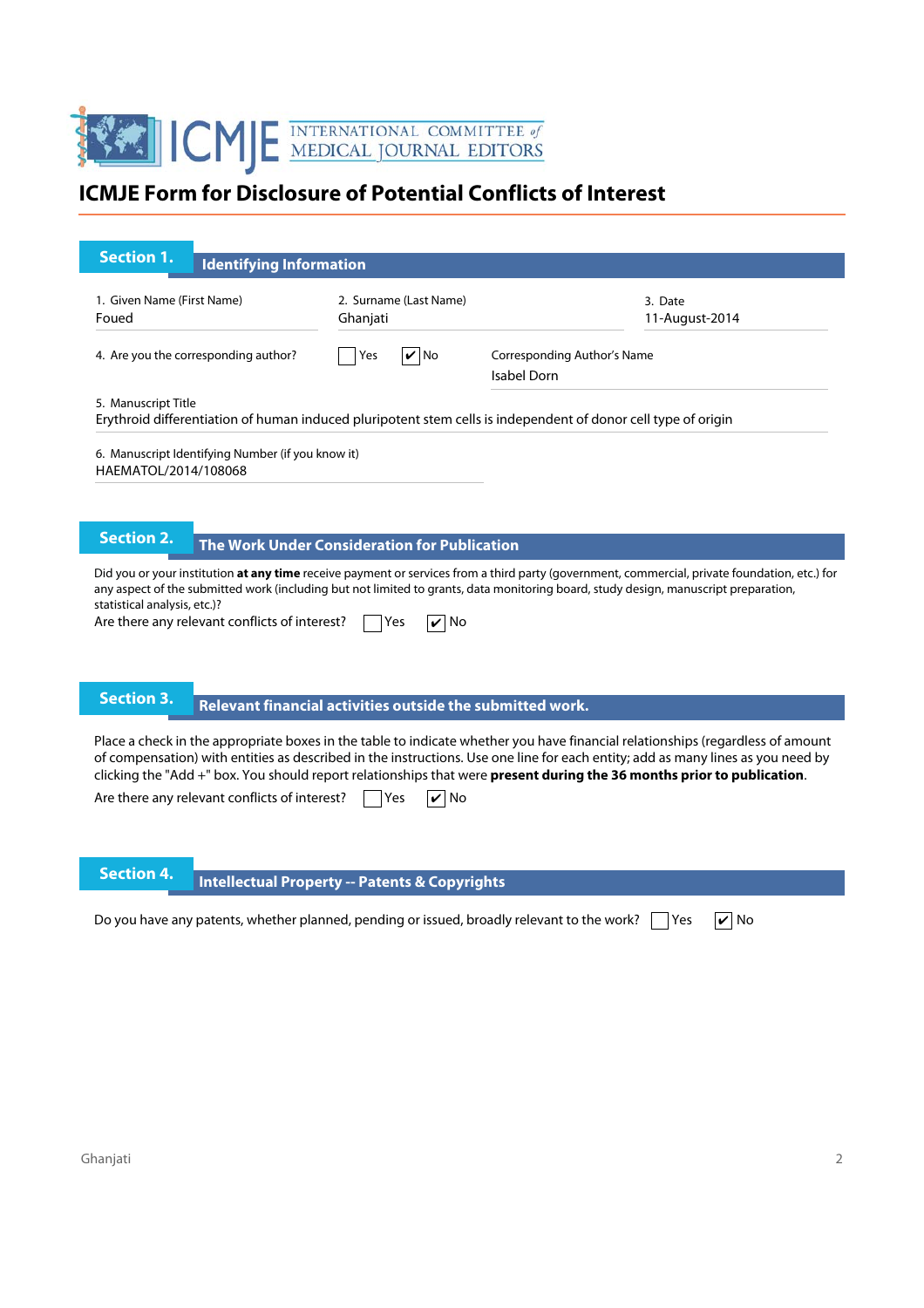# ICMJE Form for Disclosure of Potential Conflicts of Interest

## Section 1. Identifying Information

1. Given Name (First Name)
Foued

2. Surname (Last Name)
Ghanjati

3. Date
11-August-2014

4. Are you the corresponding author? ☐ Yes ☑ No

Corresponding Author's Name
Isabel Dorn

5. Manuscript Title
Erythroid differentiation of human induced pluripotent stem cells is independent of donor cell type of origin

6. Manuscript Identifying Number (if you know it)
HAEMATOL/2014/108068

## Section 2. The Work Under Consideration for Publication

Did you or your institution **at any time** receive payment or services from a third party (government, commercial, private foundation, etc.) for any aspect of the submitted work (including but not limited to grants, data monitoring board, study design, manuscript preparation, statistical analysis, etc.)?

Are there any relevant conflicts of interest? ☐ Yes ☑ No

## Section 3. Relevant financial activities outside the submitted work.

Place a check in the appropriate boxes in the table to indicate whether you have financial relationships (regardless of amount of compensation) with entities as described in the instructions. Use one line for each entity; add as many lines as you need by clicking the "Add +" box. You should report relationships that were **present during the 36 months prior to publication**.

Are there any relevant conflicts of interest? ☐ Yes ☑ No

## Section 4. Intellectual Property -- Patents & Copyrights

Do you have any patents, whether planned, pending or issued, broadly relevant to the work? ☐ Yes ☑ No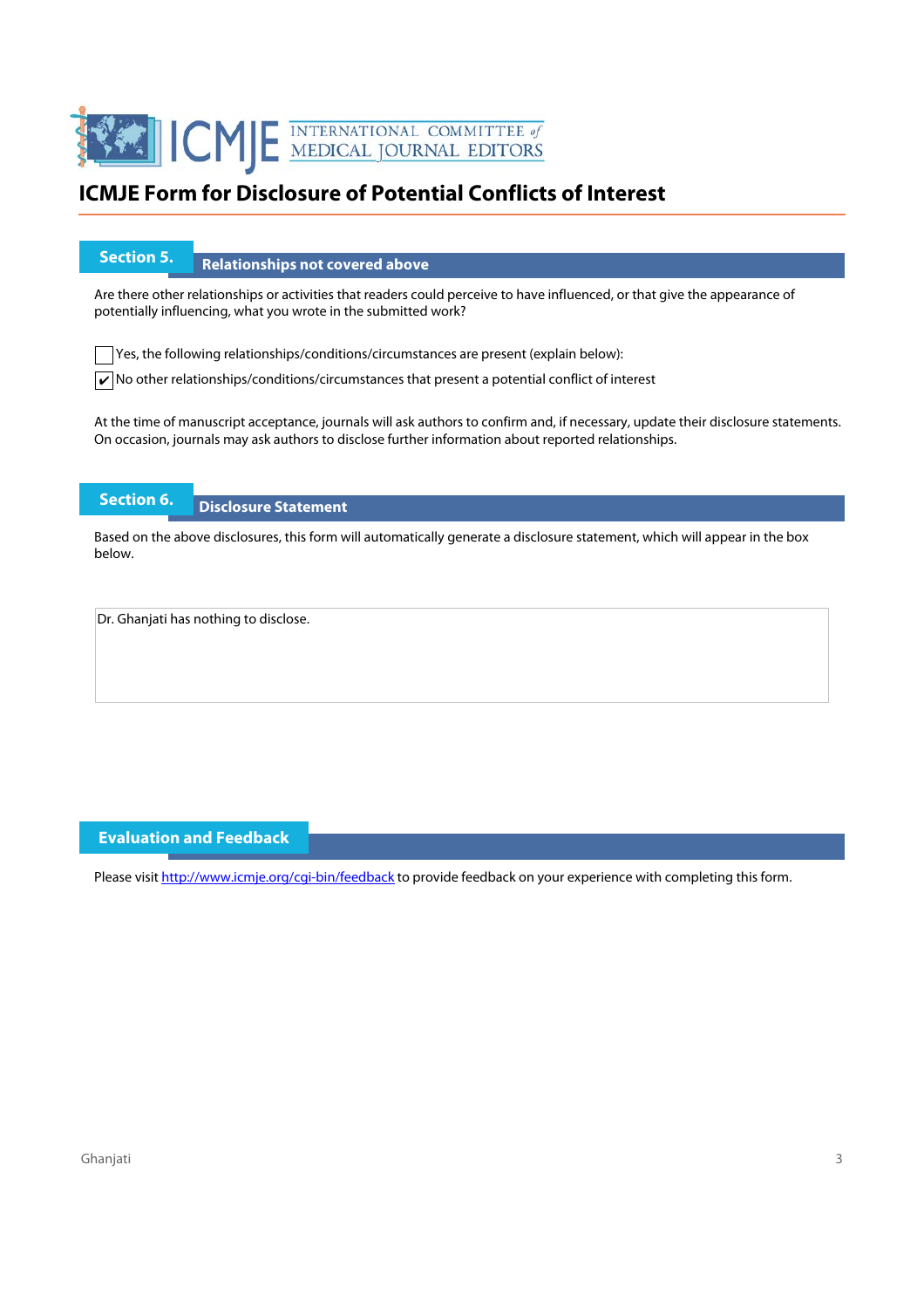# ICMJE Form for Disclosure of Potential Conflicts of Interest

## Section 5. Relationships not covered above

Are there other relationships or activities that readers could perceive to have influenced, or that give the appearance of potentially influencing, what you wrote in the submitted work?

☐ Yes, the following relationships/conditions/circumstances are present (explain below):

☑ No other relationships/conditions/circumstances that present a potential conflict of interest

At the time of manuscript acceptance, journals will ask authors to confirm and, if necessary, update their disclosure statements. On occasion, journals may ask authors to disclose further information about reported relationships.

## Section 6. Disclosure Statement

Based on the above disclosures, this form will automatically generate a disclosure statement, which will appear in the box below.

Dr. Ghanjati has nothing to disclose.

## Evaluation and Feedback

Please visit http://www.icmje.org/cgi-bin/feedback to provide feedback on your experience with completing this form.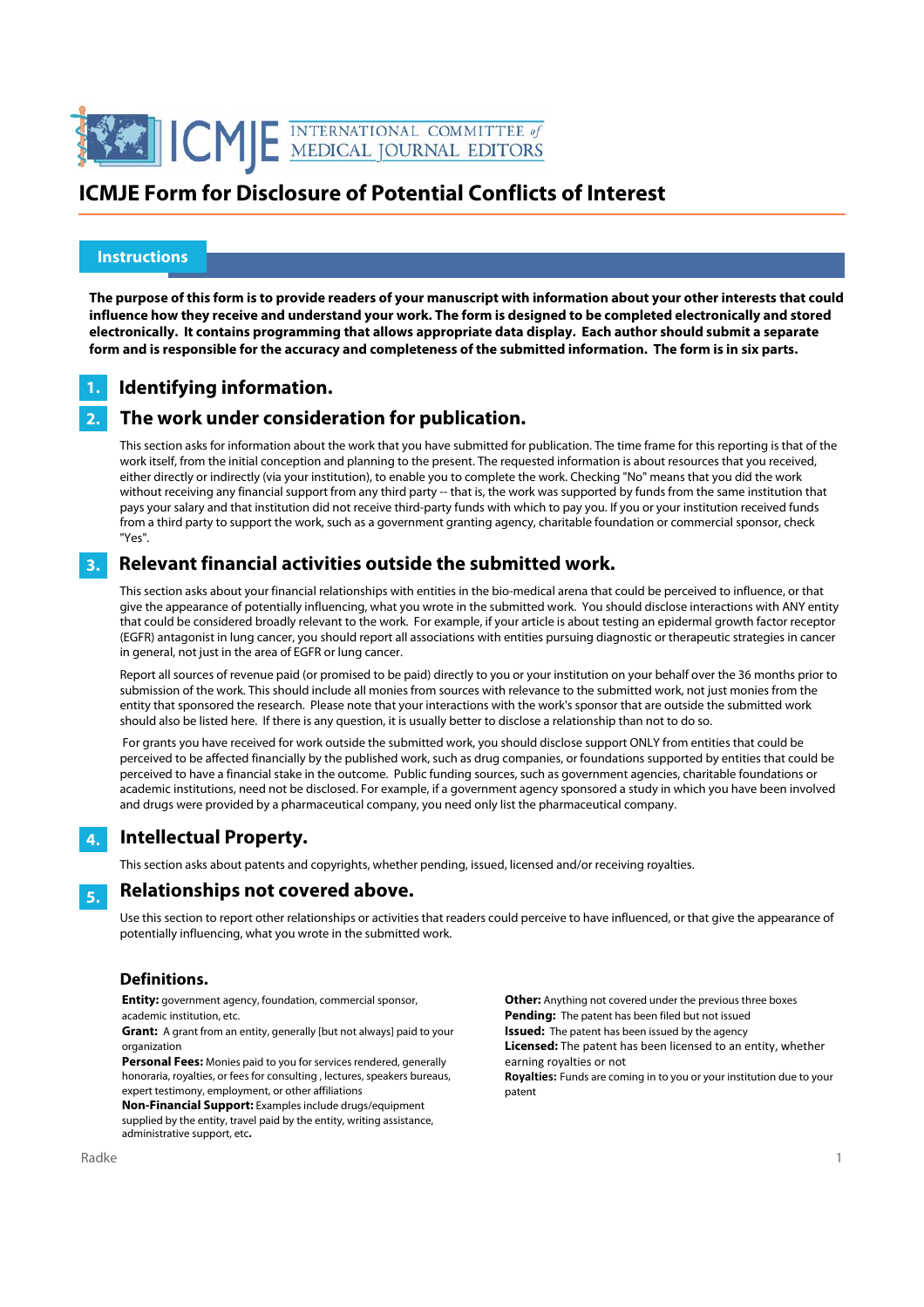# ICMJE Form for Disclosure of Potential Conflicts of Interest

## Instructions

**The purpose of this form is to provide readers of your manuscript with information about your other interests that could influence how they receive and understand your work. The form is designed to be completed electronically and stored electronically. It contains programming that allows appropriate data display. Each author should submit a separate form and is responsible for the accuracy and completeness of the submitted information. The form is in six parts.**

## 1. Identifying information.

## 2. The work under consideration for publication.

This section asks for information about the work that you have submitted for publication. The time frame for this reporting is that of the work itself, from the initial conception and planning to the present. The requested information is about resources that you received, either directly or indirectly (via your institution), to enable you to complete the work. Checking "No" means that you did the work without receiving any financial support from any third party -- that is, the work was supported by funds from the same institution that pays your salary and that institution did not receive third-party funds with which to pay you. If you or your institution received funds from a third party to support the work, such as a government granting agency, charitable foundation or commercial sponsor, check "Yes".

## 3. Relevant financial activities outside the submitted work.

This section asks about your financial relationships with entities in the bio-medical arena that could be perceived to influence, or that give the appearance of potentially influencing, what you wrote in the submitted work. You should disclose interactions with ANY entity that could be considered broadly relevant to the work. For example, if your article is about testing an epidermal growth factor receptor (EGFR) antagonist in lung cancer, you should report all associations with entities pursuing diagnostic or therapeutic strategies in cancer in general, not just in the area of EGFR or lung cancer.

Report all sources of revenue paid (or promised to be paid) directly to you or your institution on your behalf over the 36 months prior to submission of the work. This should include all monies from sources with relevance to the submitted work, not just monies from the entity that sponsored the research. Please note that your interactions with the work's sponsor that are outside the submitted work should also be listed here. If there is any question, it is usually better to disclose a relationship than not to do so.

For grants you have received for work outside the submitted work, you should disclose support ONLY from entities that could be perceived to be affected financially by the published work, such as drug companies, or foundations supported by entities that could be perceived to have a financial stake in the outcome. Public funding sources, such as government agencies, charitable foundations or academic institutions, need not be disclosed. For example, if a government agency sponsored a study in which you have been involved and drugs were provided by a pharmaceutical company, you need only list the pharmaceutical company.

## 4. Intellectual Property.

This section asks about patents and copyrights, whether pending, issued, licensed and/or receiving royalties.

## 5. Relationships not covered above.

Use this section to report other relationships or activities that readers could perceive to have influenced, or that give the appearance of potentially influencing, what you wrote in the submitted work.

### Definitions.

**Entity:** government agency, foundation, commercial sponsor, academic institution, etc.

**Grant:** A grant from an entity, generally [but not always] paid to your organization

**Personal Fees:** Monies paid to you for services rendered, generally honoraria, royalties, or fees for consulting , lectures, speakers bureaus, expert testimony, employment, or other affiliations

**Non-Financial Support:** Examples include drugs/equipment supplied by the entity, travel paid by the entity, writing assistance, administrative support, etc**.**

**Other:** Anything not covered under the previous three boxes

**Pending:** The patent has been filed but not issued

**Issued:** The patent has been issued by the agency

**Licensed:** The patent has been licensed to an entity, whether earning royalties or not

**Royalties:** Funds are coming in to you or your institution due to your patent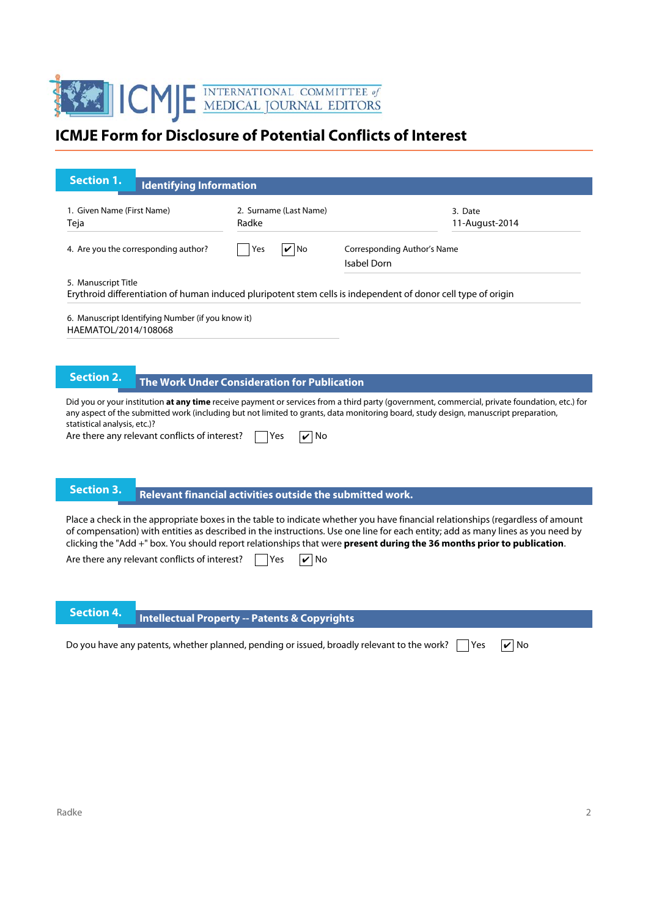# ICMJE Form for Disclosure of Potential Conflicts of Interest

INTERNATIONAL COMMITTEE of MEDICAL JOURNAL EDITORS

## Section 1. Identifying Information

1. Given Name (First Name)
Teja

2. Surname (Last Name)
Radke

3. Date
11-August-2014

4. Are you the corresponding author? ☐ Yes ☑ No

Corresponding Author's Name
Isabel Dorn

5. Manuscript Title
Erythroid differentiation of human induced pluripotent stem cells is independent of donor cell type of origin

6. Manuscript Identifying Number (if you know it)
HAEMATOL/2014/108068

## Section 2. The Work Under Consideration for Publication

Did you or your institution **at any time** receive payment or services from a third party (government, commercial, private foundation, etc.) for any aspect of the submitted work (including but not limited to grants, data monitoring board, study design, manuscript preparation, statistical analysis, etc.)?

Are there any relevant conflicts of interest? ☐ Yes ☑ No

## Section 3. Relevant financial activities outside the submitted work.

Place a check in the appropriate boxes in the table to indicate whether you have financial relationships (regardless of amount of compensation) with entities as described in the instructions. Use one line for each entity; add as many lines as you need by clicking the "Add +" box. You should report relationships that were **present during the 36 months prior to publication**.

Are there any relevant conflicts of interest? ☐ Yes ☑ No

## Section 4. Intellectual Property -- Patents & Copyrights

Do you have any patents, whether planned, pending or issued, broadly relevant to the work? ☐ Yes ☑ No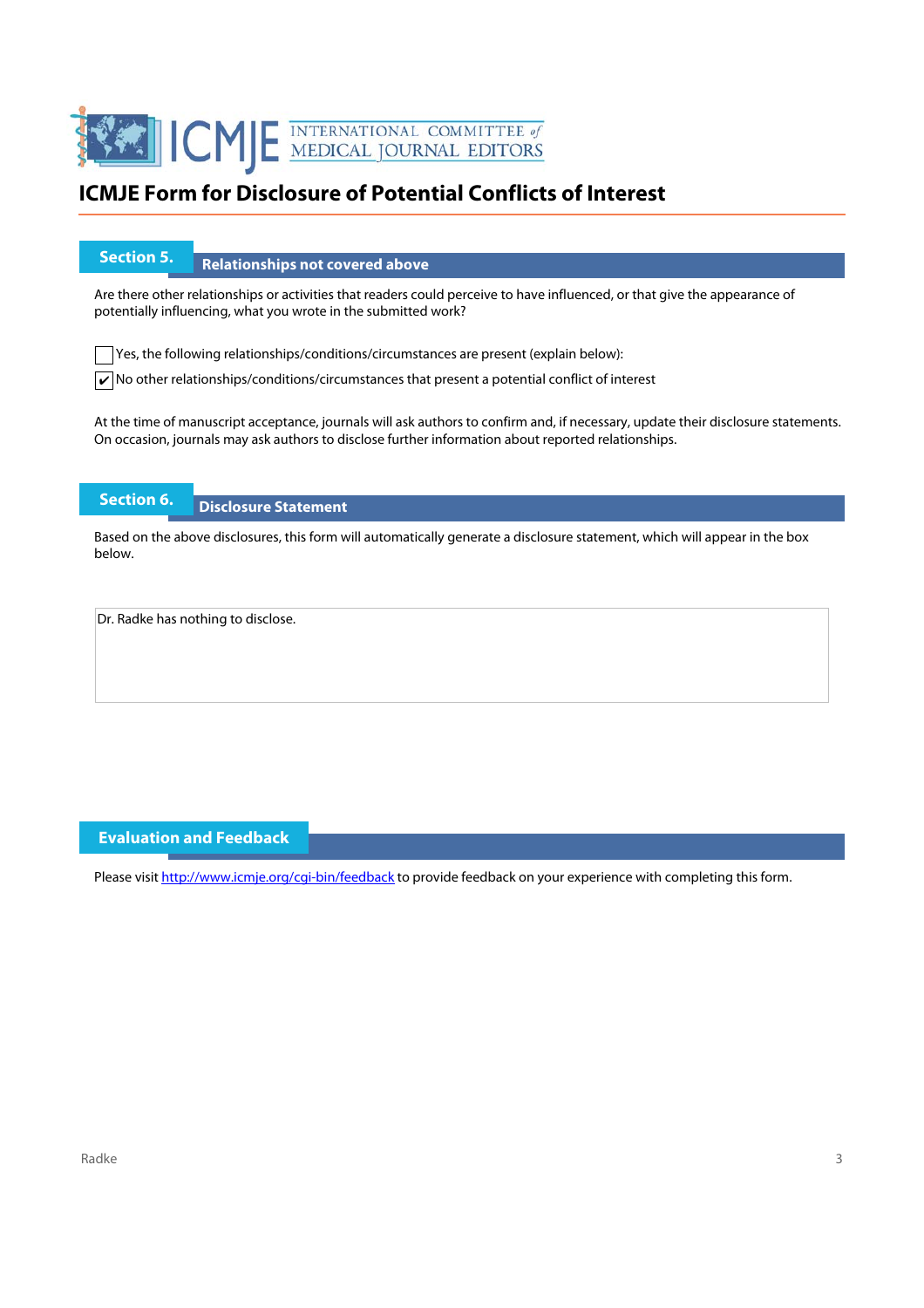# ICMJE Form for Disclosure of Potential Conflicts of Interest

## Section 5. Relationships not covered above

Are there other relationships or activities that readers could perceive to have influenced, or that give the appearance of potentially influencing, what you wrote in the submitted work?

☐ Yes, the following relationships/conditions/circumstances are present (explain below):

☑ No other relationships/conditions/circumstances that present a potential conflict of interest

At the time of manuscript acceptance, journals will ask authors to confirm and, if necessary, update their disclosure statements. On occasion, journals may ask authors to disclose further information about reported relationships.

## Section 6. Disclosure Statement

Based on the above disclosures, this form will automatically generate a disclosure statement, which will appear in the box below.

Dr. Radke has nothing to disclose.

## Evaluation and Feedback

Please visit http://www.icmje.org/cgi-bin/feedback to provide feedback on your experience with completing this form.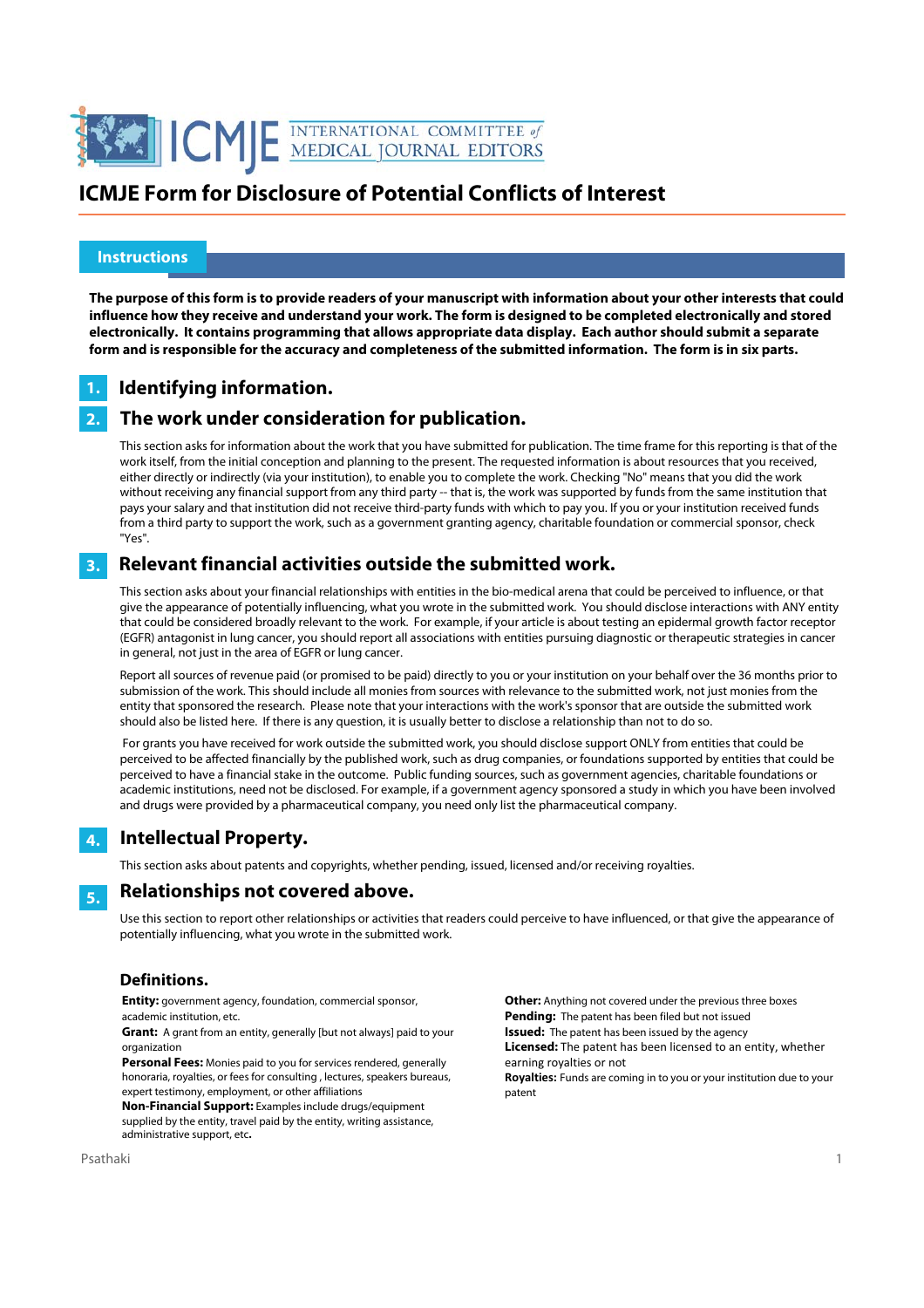ICMJE INTERNATIONAL COMMITTEE of MEDICAL JOURNAL EDITORS

# ICMJE Form for Disclosure of Potential Conflicts of Interest

## Instructions

**The purpose of this form is to provide readers of your manuscript with information about your other interests that could influence how they receive and understand your work. The form is designed to be completed electronically and stored electronically. It contains programming that allows appropriate data display. Each author should submit a separate form and is responsible for the accuracy and completeness of the submitted information. The form is in six parts.**

### 1. Identifying information.

### 2. The work under consideration for publication.

This section asks for information about the work that you have submitted for publication. The time frame for this reporting is that of the work itself, from the initial conception and planning to the present. The requested information is about resources that you received, either directly or indirectly (via your institution), to enable you to complete the work. Checking "No" means that you did the work without receiving any financial support from any third party -- that is, the work was supported by funds from the same institution that pays your salary and that institution did not receive third-party funds with which to pay you. If you or your institution received funds from a third party to support the work, such as a government granting agency, charitable foundation or commercial sponsor, check "Yes".

### 3. Relevant financial activities outside the submitted work.

This section asks about your financial relationships with entities in the bio-medical arena that could be perceived to influence, or that give the appearance of potentially influencing, what you wrote in the submitted work. You should disclose interactions with ANY entity that could be considered broadly relevant to the work. For example, if your article is about testing an epidermal growth factor receptor (EGFR) antagonist in lung cancer, you should report all associations with entities pursuing diagnostic or therapeutic strategies in cancer in general, not just in the area of EGFR or lung cancer.

Report all sources of revenue paid (or promised to be paid) directly to you or your institution on your behalf over the 36 months prior to submission of the work. This should include all monies from sources with relevance to the submitted work, not just monies from the entity that sponsored the research. Please note that your interactions with the work's sponsor that are outside the submitted work should also be listed here. If there is any question, it is usually better to disclose a relationship than not to do so.

For grants you have received for work outside the submitted work, you should disclose support ONLY from entities that could be perceived to be affected financially by the published work, such as drug companies, or foundations supported by entities that could be perceived to have a financial stake in the outcome. Public funding sources, such as government agencies, charitable foundations or academic institutions, need not be disclosed. For example, if a government agency sponsored a study in which you have been involved and drugs were provided by a pharmaceutical company, you need only list the pharmaceutical company.

### 4. Intellectual Property.

This section asks about patents and copyrights, whether pending, issued, licensed and/or receiving royalties.

### 5. Relationships not covered above.

Use this section to report other relationships or activities that readers could perceive to have influenced, or that give the appearance of potentially influencing, what you wrote in the submitted work.

### Definitions.

**Entity:** government agency, foundation, commercial sponsor, academic institution, etc.

**Grant:** A grant from an entity, generally [but not always] paid to your organization

**Personal Fees:** Monies paid to you for services rendered, generally honoraria, royalties, or fees for consulting , lectures, speakers bureaus, expert testimony, employment, or other affiliations

**Non-Financial Support:** Examples include drugs/equipment supplied by the entity, travel paid by the entity, writing assistance, administrative support, etc**.**

**Other:** Anything not covered under the previous three boxes

**Pending:** The patent has been filed but not issued

**Issued:** The patent has been issued by the agency

**Licensed:** The patent has been licensed to an entity, whether earning royalties or not

**Royalties:** Funds are coming in to you or your institution due to your patent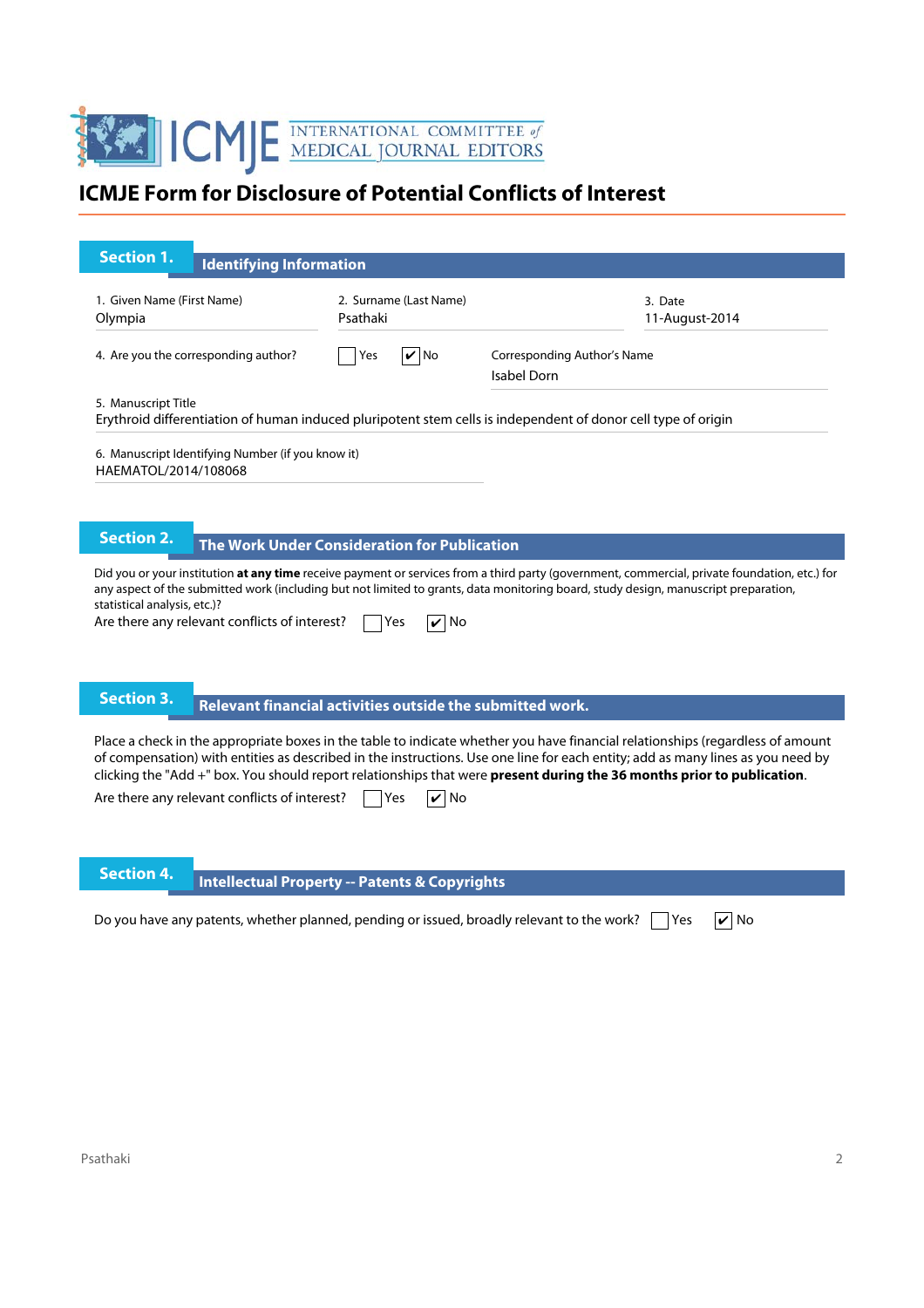# ICMJE Form for Disclosure of Potential Conflicts of Interest

## Section 1. Identifying Information

1. Given Name (First Name)
Olympia

2. Surname (Last Name)
Psathaki

3. Date
11-August-2014

4. Are you the corresponding author? ☐ Yes ☑ No

Corresponding Author's Name
Isabel Dorn

5. Manuscript Title
Erythroid differentiation of human induced pluripotent stem cells is independent of donor cell type of origin

6. Manuscript Identifying Number (if you know it)
HAEMATOL/2014/108068

## Section 2. The Work Under Consideration for Publication

Did you or your institution **at any time** receive payment or services from a third party (government, commercial, private foundation, etc.) for any aspect of the submitted work (including but not limited to grants, data monitoring board, study design, manuscript preparation, statistical analysis, etc.)?

Are there any relevant conflicts of interest? ☐ Yes ☑ No

## Section 3. Relevant financial activities outside the submitted work.

Place a check in the appropriate boxes in the table to indicate whether you have financial relationships (regardless of amount of compensation) with entities as described in the instructions. Use one line for each entity; add as many lines as you need by clicking the "Add +" box. You should report relationships that were **present during the 36 months prior to publication**.

Are there any relevant conflicts of interest? ☐ Yes ☑ No

## Section 4. Intellectual Property -- Patents & Copyrights

Do you have any patents, whether planned, pending or issued, broadly relevant to the work? ☐ Yes ☑ No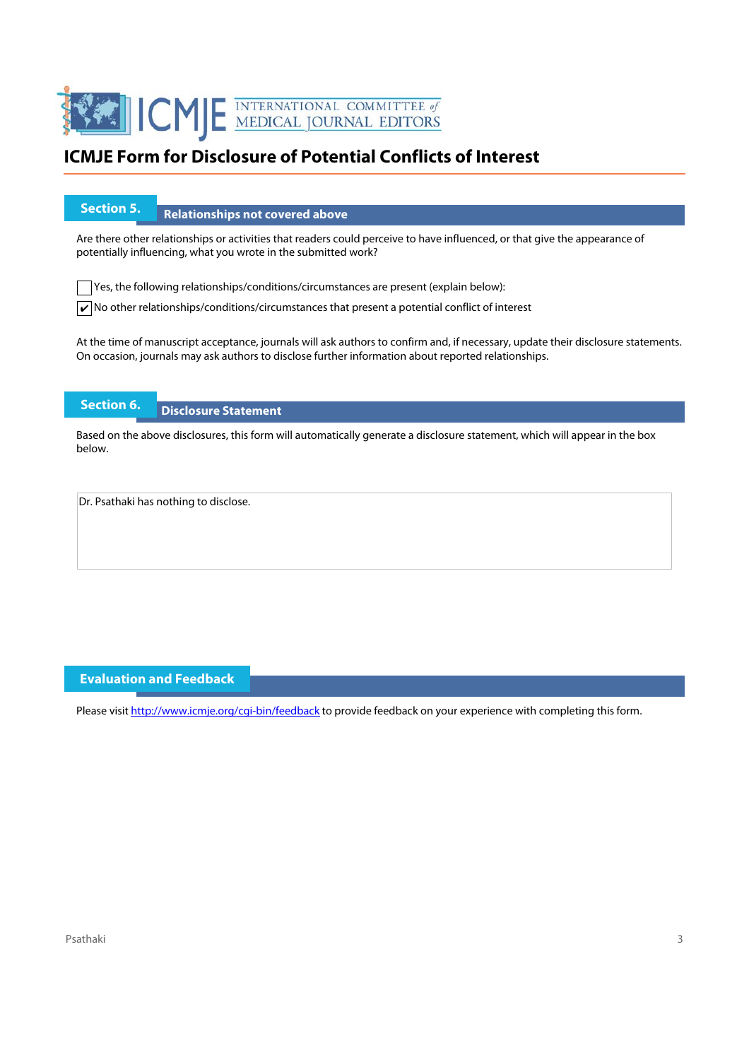# ICMJE Form for Disclosure of Potential Conflicts of Interest

## Section 5. Relationships not covered above

Are there other relationships or activities that readers could perceive to have influenced, or that give the appearance of potentially influencing, what you wrote in the submitted work?

☐ Yes, the following relationships/conditions/circumstances are present (explain below):

☑ No other relationships/conditions/circumstances that present a potential conflict of interest

At the time of manuscript acceptance, journals will ask authors to confirm and, if necessary, update their disclosure statements. On occasion, journals may ask authors to disclose further information about reported relationships.

## Section 6. Disclosure Statement

Based on the above disclosures, this form will automatically generate a disclosure statement, which will appear in the box below.

Dr. Psathaki has nothing to disclose.

## Evaluation and Feedback

Please visit http://www.icmje.org/cgi-bin/feedback to provide feedback on your experience with completing this form.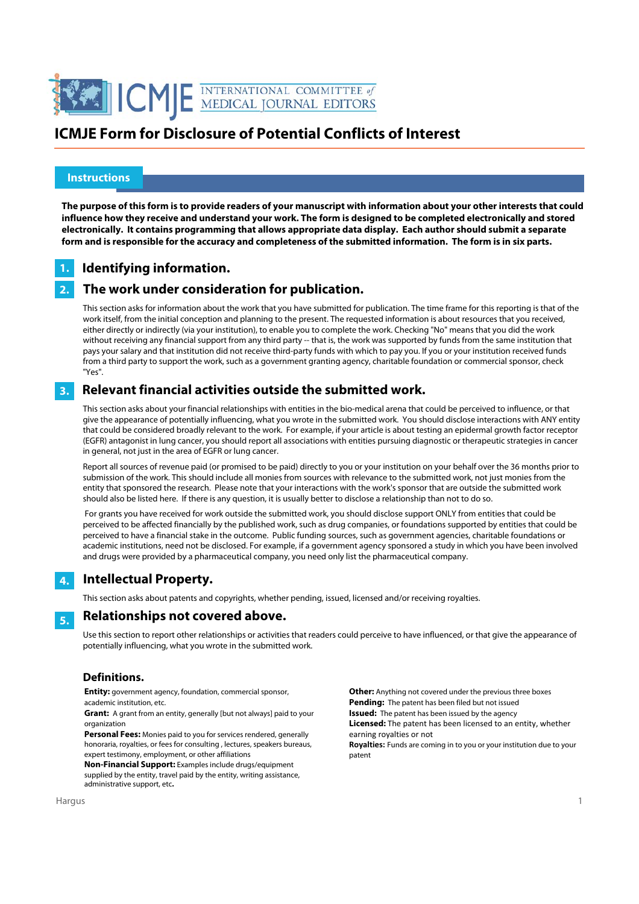# ICMJE Form for Disclosure of Potential Conflicts of Interest

## Instructions

**The purpose of this form is to provide readers of your manuscript with information about your other interests that could influence how they receive and understand your work. The form is designed to be completed electronically and stored electronically. It contains programming that allows appropriate data display. Each author should submit a separate form and is responsible for the accuracy and completeness of the submitted information. The form is in six parts.**

### 1. Identifying information.

### 2. The work under consideration for publication.

This section asks for information about the work that you have submitted for publication. The time frame for this reporting is that of the work itself, from the initial conception and planning to the present. The requested information is about resources that you received, either directly or indirectly (via your institution), to enable you to complete the work. Checking "No" means that you did the work without receiving any financial support from any third party -- that is, the work was supported by funds from the same institution that pays your salary and that institution did not receive third-party funds with which to pay you. If you or your institution received funds from a third party to support the work, such as a government granting agency, charitable foundation or commercial sponsor, check "Yes".

### 3. Relevant financial activities outside the submitted work.

This section asks about your financial relationships with entities in the bio-medical arena that could be perceived to influence, or that give the appearance of potentially influencing, what you wrote in the submitted work. You should disclose interactions with ANY entity that could be considered broadly relevant to the work. For example, if your article is about testing an epidermal growth factor receptor (EGFR) antagonist in lung cancer, you should report all associations with entities pursuing diagnostic or therapeutic strategies in cancer in general, not just in the area of EGFR or lung cancer.

Report all sources of revenue paid (or promised to be paid) directly to you or your institution on your behalf over the 36 months prior to submission of the work. This should include all monies from sources with relevance to the submitted work, not just monies from the entity that sponsored the research. Please note that your interactions with the work's sponsor that are outside the submitted work should also be listed here. If there is any question, it is usually better to disclose a relationship than not to do so.

For grants you have received for work outside the submitted work, you should disclose support ONLY from entities that could be perceived to be affected financially by the published work, such as drug companies, or foundations supported by entities that could be perceived to have a financial stake in the outcome. Public funding sources, such as government agencies, charitable foundations or academic institutions, need not be disclosed. For example, if a government agency sponsored a study in which you have been involved and drugs were provided by a pharmaceutical company, you need only list the pharmaceutical company.

### 4. Intellectual Property.

This section asks about patents and copyrights, whether pending, issued, licensed and/or receiving royalties.

### 5. Relationships not covered above.

Use this section to report other relationships or activities that readers could perceive to have influenced, or that give the appearance of potentially influencing, what you wrote in the submitted work.

### Definitions.

**Entity:** government agency, foundation, commercial sponsor, academic institution, etc.

**Grant:** A grant from an entity, generally [but not always] paid to your organization

**Personal Fees:** Monies paid to you for services rendered, generally honoraria, royalties, or fees for consulting , lectures, speakers bureaus, expert testimony, employment, or other affiliations

**Non-Financial Support:** Examples include drugs/equipment supplied by the entity, travel paid by the entity, writing assistance, administrative support, etc**.**

**Other:** Anything not covered under the previous three boxes

**Pending:** The patent has been filed but not issued

**Issued:** The patent has been issued by the agency

**Licensed:** The patent has been licensed to an entity, whether earning royalties or not

**Royalties:** Funds are coming in to you or your institution due to your patent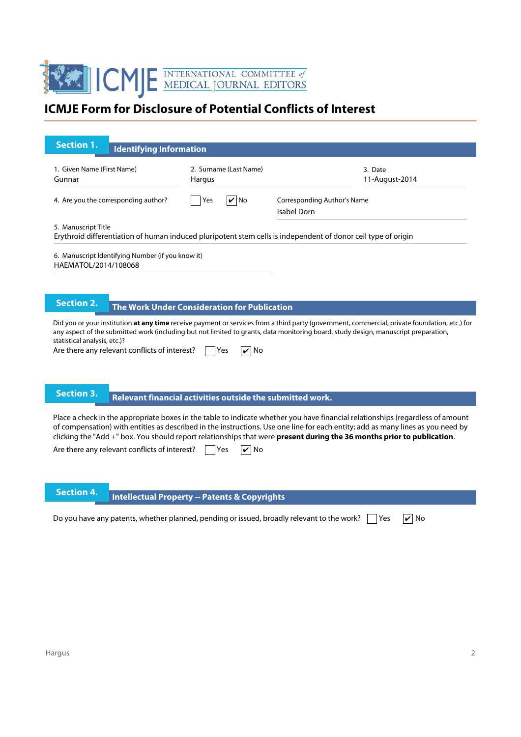# ICMJE Form for Disclosure of Potential Conflicts of Interest

## Section 1. Identifying Information

1. Given Name (First Name)
Gunnar

2. Surname (Last Name)
Hargus

3. Date
11-August-2014

4. Are you the corresponding author? ☐ Yes ☑ No

Corresponding Author's Name
Isabel Dorn

5. Manuscript Title
Erythroid differentiation of human induced pluripotent stem cells is independent of donor cell type of origin

6. Manuscript Identifying Number (if you know it)
HAEMATOL/2014/108068

## Section 2. The Work Under Consideration for Publication

Did you or your institution **at any time** receive payment or services from a third party (government, commercial, private foundation, etc.) for any aspect of the submitted work (including but not limited to grants, data monitoring board, study design, manuscript preparation, statistical analysis, etc.)?

Are there any relevant conflicts of interest? ☐ Yes ☑ No

## Section 3. Relevant financial activities outside the submitted work.

Place a check in the appropriate boxes in the table to indicate whether you have financial relationships (regardless of amount of compensation) with entities as described in the instructions. Use one line for each entity; add as many lines as you need by clicking the "Add +" box. You should report relationships that were **present during the 36 months prior to publication**.

Are there any relevant conflicts of interest? ☐ Yes ☑ No

## Section 4. Intellectual Property -- Patents & Copyrights

Do you have any patents, whether planned, pending or issued, broadly relevant to the work? ☐ Yes ☑ No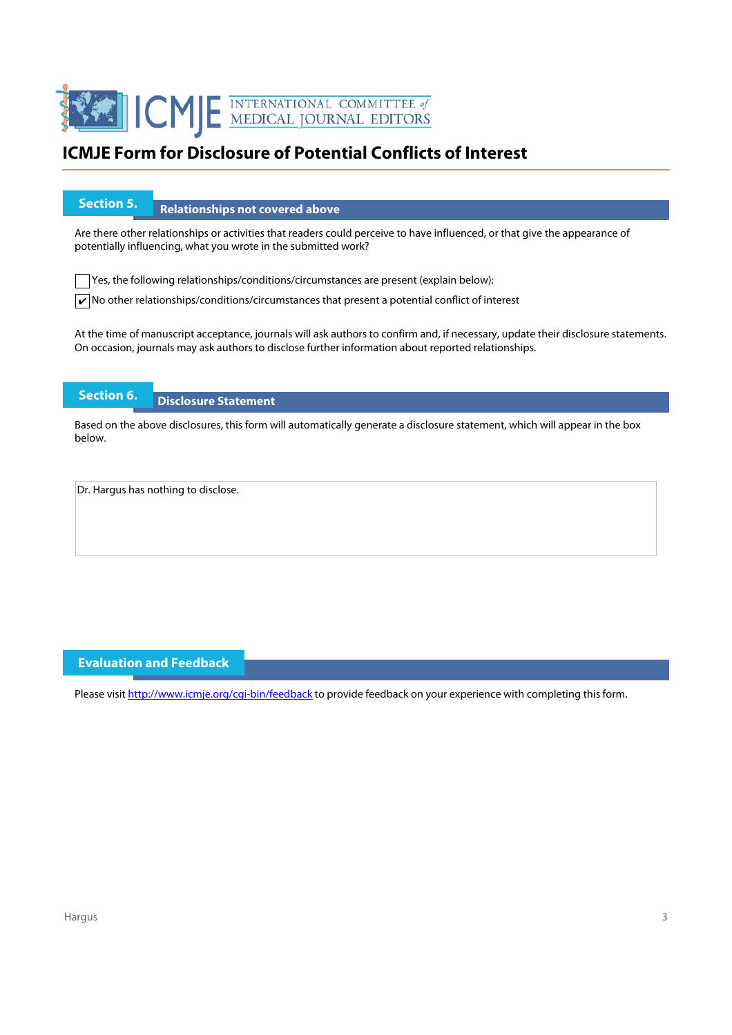# ICMJE Form for Disclosure of Potential Conflicts of Interest

## Section 5. Relationships not covered above

Are there other relationships or activities that readers could perceive to have influenced, or that give the appearance of potentially influencing, what you wrote in the submitted work?

☐ Yes, the following relationships/conditions/circumstances are present (explain below):

☑ No other relationships/conditions/circumstances that present a potential conflict of interest

At the time of manuscript acceptance, journals will ask authors to confirm and, if necessary, update their disclosure statements. On occasion, journals may ask authors to disclose further information about reported relationships.

## Section 6. Disclosure Statement

Based on the above disclosures, this form will automatically generate a disclosure statement, which will appear in the box below.

Dr. Hargus has nothing to disclose.

## Evaluation and Feedback

Please visit http://www.icmje.org/cgi-bin/feedback to provide feedback on your experience with completing this form.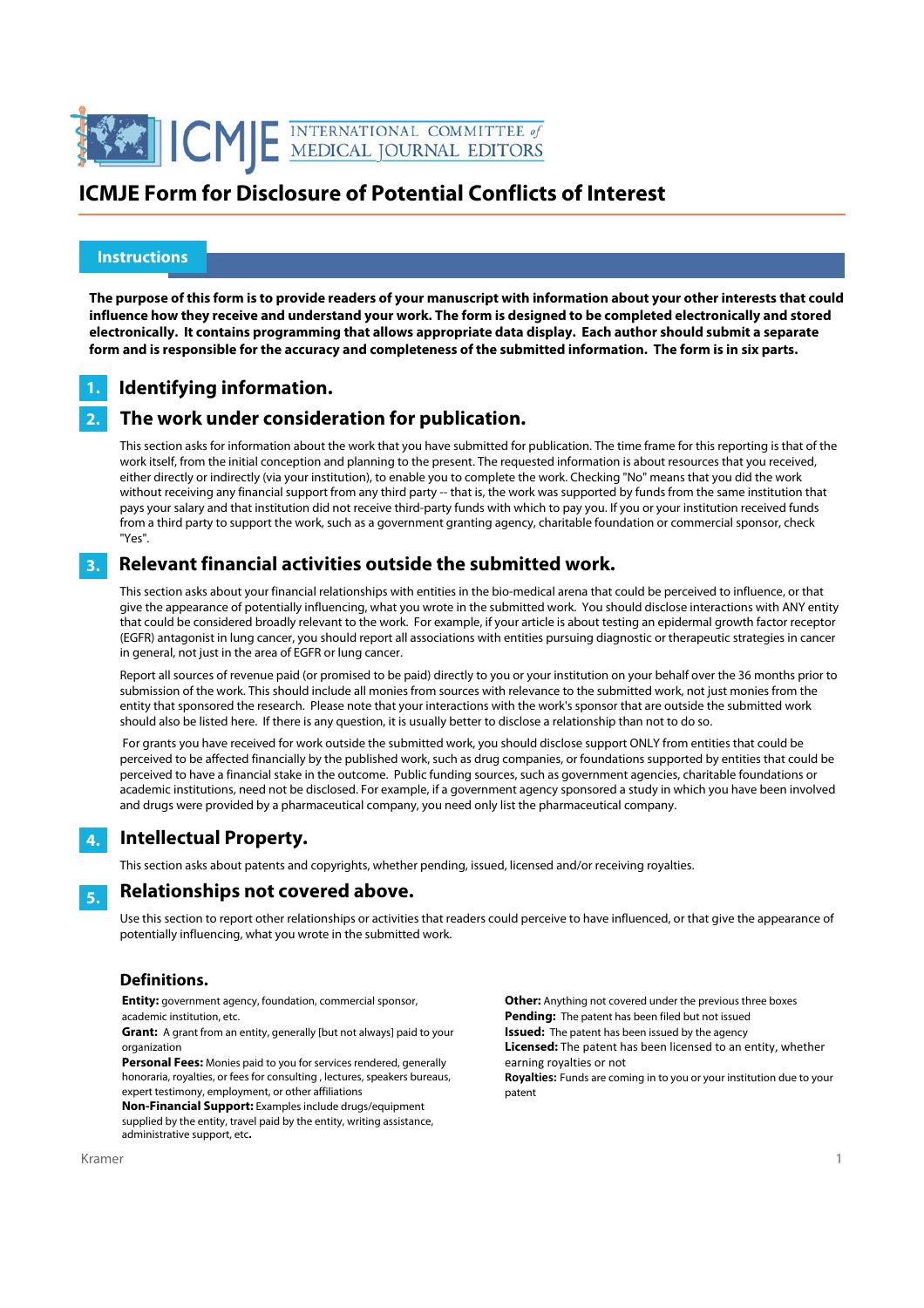# ICMJE Form for Disclosure of Potential Conflicts of Interest

## Instructions

**The purpose of this form is to provide readers of your manuscript with information about your other interests that could influence how they receive and understand your work. The form is designed to be completed electronically and stored electronically. It contains programming that allows appropriate data display. Each author should submit a separate form and is responsible for the accuracy and completeness of the submitted information. The form is in six parts.**

### 1. Identifying information.

### 2. The work under consideration for publication.

This section asks for information about the work that you have submitted for publication. The time frame for this reporting is that of the work itself, from the initial conception and planning to the present. The requested information is about resources that you received, either directly or indirectly (via your institution), to enable you to complete the work. Checking "No" means that you did the work without receiving any financial support from any third party -- that is, the work was supported by funds from the same institution that pays your salary and that institution did not receive third-party funds with which to pay you. If you or your institution received funds from a third party to support the work, such as a government granting agency, charitable foundation or commercial sponsor, check "Yes".

### 3. Relevant financial activities outside the submitted work.

This section asks about your financial relationships with entities in the bio-medical arena that could be perceived to influence, or that give the appearance of potentially influencing, what you wrote in the submitted work. You should disclose interactions with ANY entity that could be considered broadly relevant to the work. For example, if your article is about testing an epidermal growth factor receptor (EGFR) antagonist in lung cancer, you should report all associations with entities pursuing diagnostic or therapeutic strategies in cancer in general, not just in the area of EGFR or lung cancer.

Report all sources of revenue paid (or promised to be paid) directly to you or your institution on your behalf over the 36 months prior to submission of the work. This should include all monies from sources with relevance to the submitted work, not just monies from the entity that sponsored the research. Please note that your interactions with the work's sponsor that are outside the submitted work should also be listed here. If there is any question, it is usually better to disclose a relationship than not to do so.

For grants you have received for work outside the submitted work, you should disclose support ONLY from entities that could be perceived to be affected financially by the published work, such as drug companies, or foundations supported by entities that could be perceived to have a financial stake in the outcome. Public funding sources, such as government agencies, charitable foundations or academic institutions, need not be disclosed. For example, if a government agency sponsored a study in which you have been involved and drugs were provided by a pharmaceutical company, you need only list the pharmaceutical company.

### 4. Intellectual Property.

This section asks about patents and copyrights, whether pending, issued, licensed and/or receiving royalties.

### 5. Relationships not covered above.

Use this section to report other relationships or activities that readers could perceive to have influenced, or that give the appearance of potentially influencing, what you wrote in the submitted work.

### Definitions.

**Entity:** government agency, foundation, commercial sponsor, academic institution, etc.

**Grant:** A grant from an entity, generally [but not always] paid to your organization

**Personal Fees:** Monies paid to you for services rendered, generally honoraria, royalties, or fees for consulting , lectures, speakers bureaus, expert testimony, employment, or other affiliations

**Non-Financial Support:** Examples include drugs/equipment supplied by the entity, travel paid by the entity, writing assistance, administrative support, etc**.**

**Other:** Anything not covered under the previous three boxes

**Pending:** The patent has been filed but not issued

**Issued:** The patent has been issued by the agency

**Licensed:** The patent has been licensed to an entity, whether earning royalties or not

**Royalties:** Funds are coming in to you or your institution due to your patent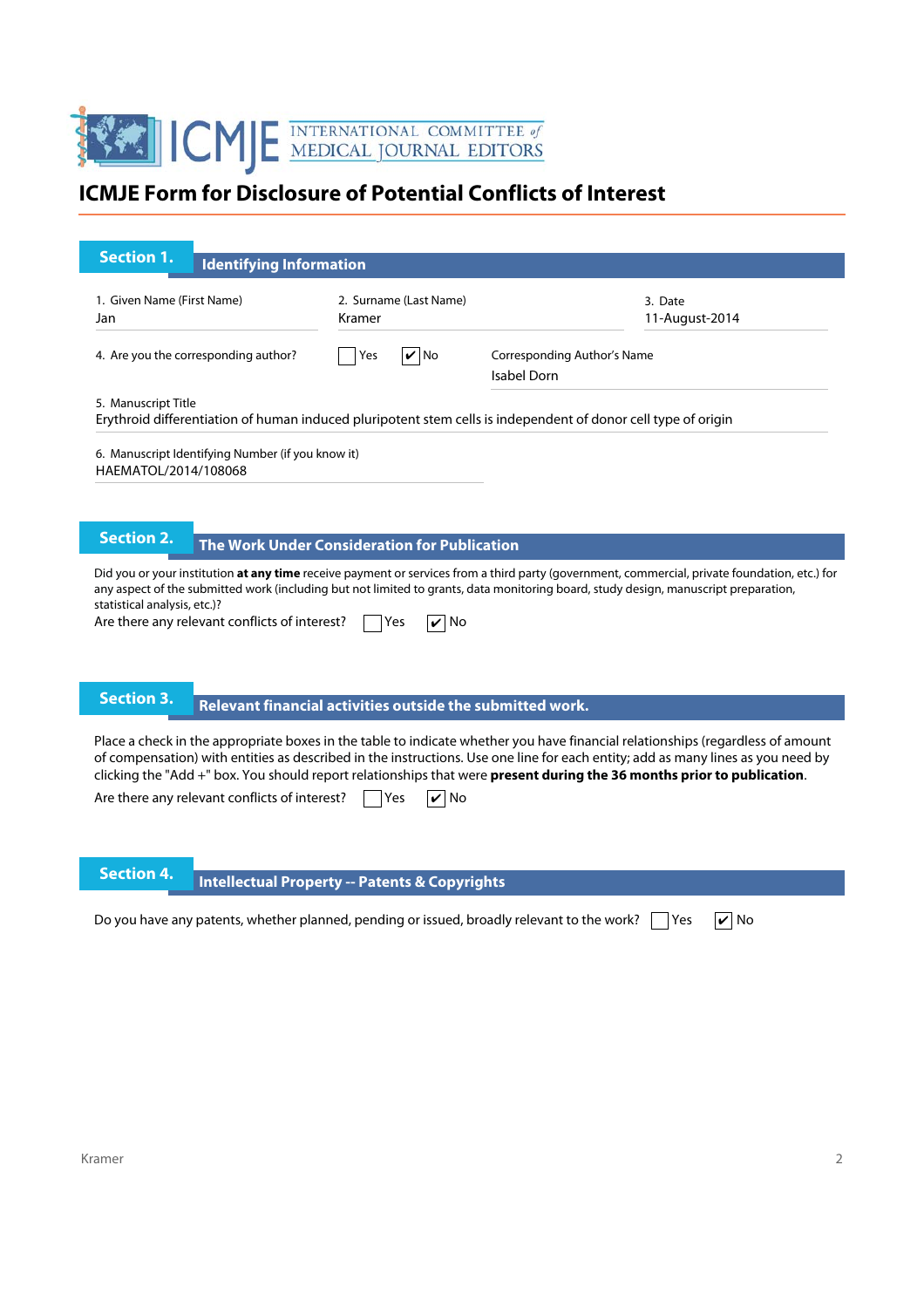# ICMJE Form for Disclosure of Potential Conflicts of Interest

## Section 1. Identifying Information

1. Given Name (First Name)
Jan

2. Surname (Last Name)
Kramer

3. Date
11-August-2014

4. Are you the corresponding author? ☐ Yes ☑ No

Corresponding Author's Name
Isabel Dorn

5. Manuscript Title
Erythroid differentiation of human induced pluripotent stem cells is independent of donor cell type of origin

6. Manuscript Identifying Number (if you know it)
HAEMATOL/2014/108068

## Section 2. The Work Under Consideration for Publication

Did you or your institution **at any time** receive payment or services from a third party (government, commercial, private foundation, etc.) for any aspect of the submitted work (including but not limited to grants, data monitoring board, study design, manuscript preparation, statistical analysis, etc.)?

Are there any relevant conflicts of interest? ☐ Yes ☑ No

## Section 3. Relevant financial activities outside the submitted work.

Place a check in the appropriate boxes in the table to indicate whether you have financial relationships (regardless of amount of compensation) with entities as described in the instructions. Use one line for each entity; add as many lines as you need by clicking the "Add +" box. You should report relationships that were **present during the 36 months prior to publication**.

Are there any relevant conflicts of interest? ☐ Yes ☑ No

## Section 4. Intellectual Property -- Patents & Copyrights

Do you have any patents, whether planned, pending or issued, broadly relevant to the work? ☐ Yes ☑ No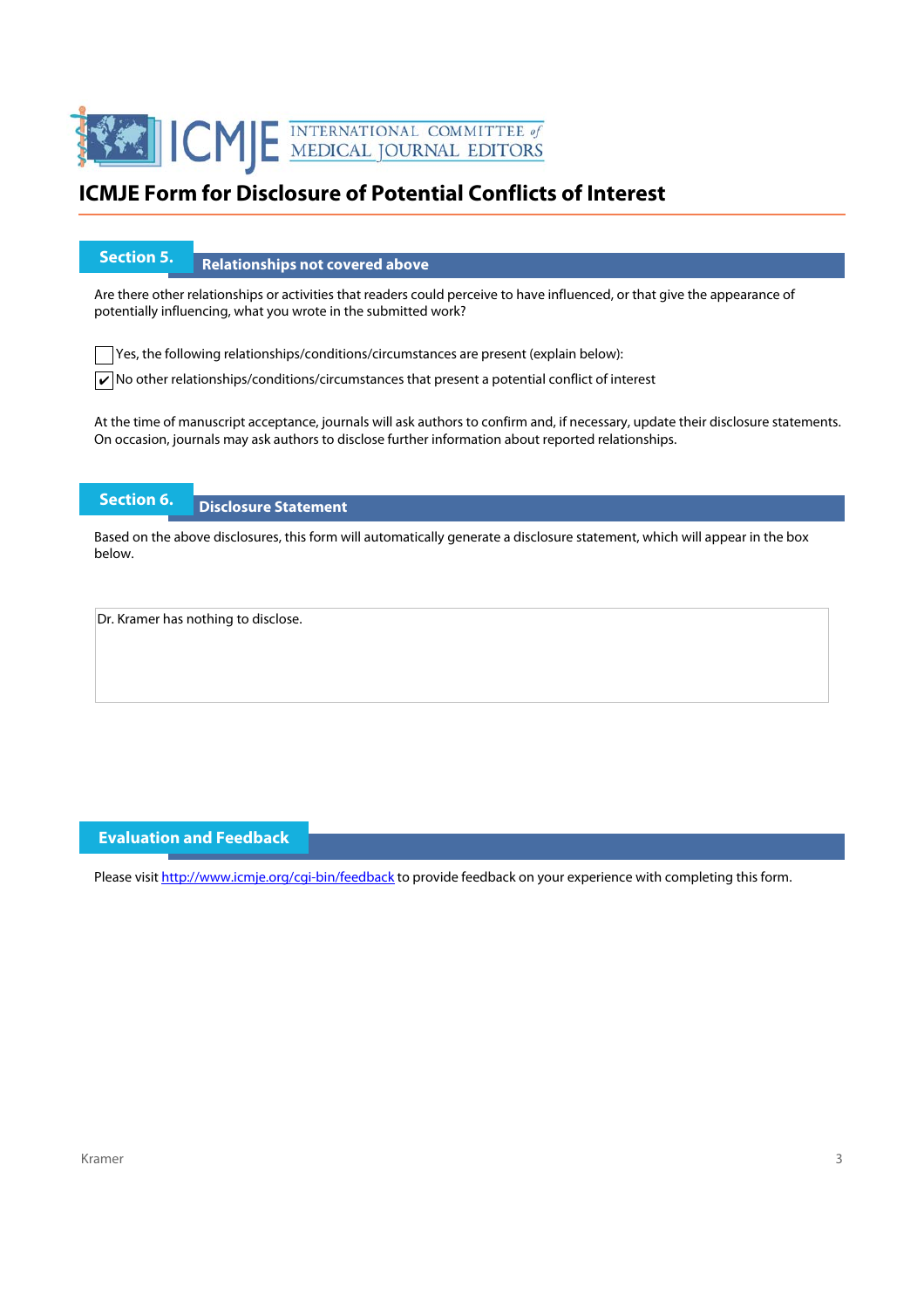# ICMJE Form for Disclosure of Potential Conflicts of Interest

## Section 5. Relationships not covered above

Are there other relationships or activities that readers could perceive to have influenced, or that give the appearance of potentially influencing, what you wrote in the submitted work?

☐ Yes, the following relationships/conditions/circumstances are present (explain below):

☑ No other relationships/conditions/circumstances that present a potential conflict of interest

At the time of manuscript acceptance, journals will ask authors to confirm and, if necessary, update their disclosure statements. On occasion, journals may ask authors to disclose further information about reported relationships.

## Section 6. Disclosure Statement

Based on the above disclosures, this form will automatically generate a disclosure statement, which will appear in the box below.

Dr. Kramer has nothing to disclose.

## Evaluation and Feedback

Please visit http://www.icmje.org/cgi-bin/feedback to provide feedback on your experience with completing this form.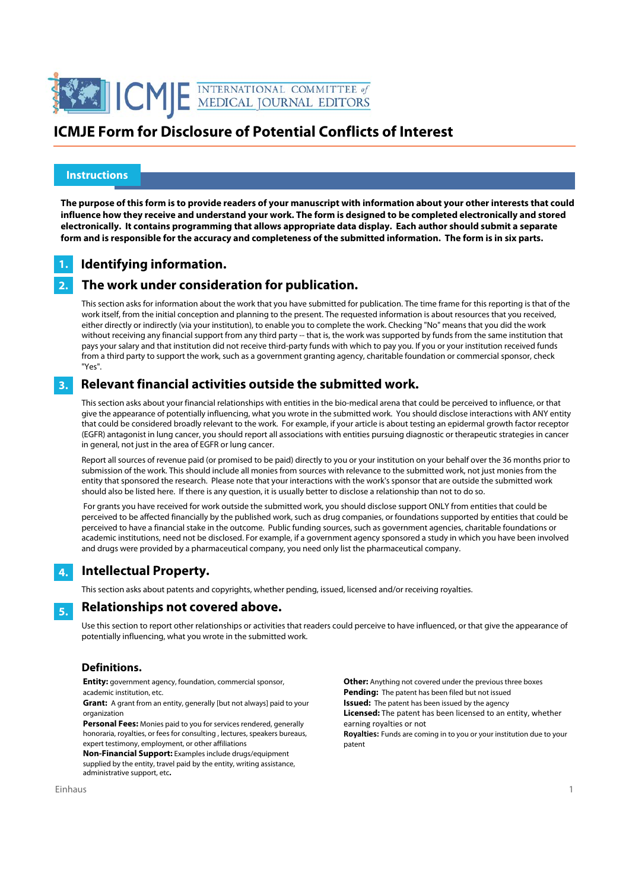# ICMJE Form for Disclosure of Potential Conflicts of Interest

## Instructions

**The purpose of this form is to provide readers of your manuscript with information about your other interests that could influence how they receive and understand your work. The form is designed to be completed electronically and stored electronically. It contains programming that allows appropriate data display. Each author should submit a separate form and is responsible for the accuracy and completeness of the submitted information. The form is in six parts.**

### 1. Identifying information.

### 2. The work under consideration for publication.

This section asks for information about the work that you have submitted for publication. The time frame for this reporting is that of the work itself, from the initial conception and planning to the present. The requested information is about resources that you received, either directly or indirectly (via your institution), to enable you to complete the work. Checking "No" means that you did the work without receiving any financial support from any third party -- that is, the work was supported by funds from the same institution that pays your salary and that institution did not receive third-party funds with which to pay you. If you or your institution received funds from a third party to support the work, such as a government granting agency, charitable foundation or commercial sponsor, check "Yes".

### 3. Relevant financial activities outside the submitted work.

This section asks about your financial relationships with entities in the bio-medical arena that could be perceived to influence, or that give the appearance of potentially influencing, what you wrote in the submitted work. You should disclose interactions with ANY entity that could be considered broadly relevant to the work. For example, if your article is about testing an epidermal growth factor receptor (EGFR) antagonist in lung cancer, you should report all associations with entities pursuing diagnostic or therapeutic strategies in cancer in general, not just in the area of EGFR or lung cancer.

Report all sources of revenue paid (or promised to be paid) directly to you or your institution on your behalf over the 36 months prior to submission of the work. This should include all monies from sources with relevance to the submitted work, not just monies from the entity that sponsored the research. Please note that your interactions with the work's sponsor that are outside the submitted work should also be listed here. If there is any question, it is usually better to disclose a relationship than not to do so.

For grants you have received for work outside the submitted work, you should disclose support ONLY from entities that could be perceived to be affected financially by the published work, such as drug companies, or foundations supported by entities that could be perceived to have a financial stake in the outcome. Public funding sources, such as government agencies, charitable foundations or academic institutions, need not be disclosed. For example, if a government agency sponsored a study in which you have been involved and drugs were provided by a pharmaceutical company, you need only list the pharmaceutical company.

### 4. Intellectual Property.

This section asks about patents and copyrights, whether pending, issued, licensed and/or receiving royalties.

### 5. Relationships not covered above.

Use this section to report other relationships or activities that readers could perceive to have influenced, or that give the appearance of potentially influencing, what you wrote in the submitted work.

### Definitions.

**Entity:** government agency, foundation, commercial sponsor, academic institution, etc.

**Grant:** A grant from an entity, generally [but not always] paid to your organization

**Personal Fees:** Monies paid to you for services rendered, generally honoraria, royalties, or fees for consulting , lectures, speakers bureaus, expert testimony, employment, or other affiliations

**Non-Financial Support:** Examples include drugs/equipment supplied by the entity, travel paid by the entity, writing assistance, administrative support, etc**.**

**Other:** Anything not covered under the previous three boxes

**Pending:** The patent has been filed but not issued

**Issued:** The patent has been issued by the agency

**Licensed:** The patent has been licensed to an entity, whether earning royalties or not

**Royalties:** Funds are coming in to you or your institution due to your patent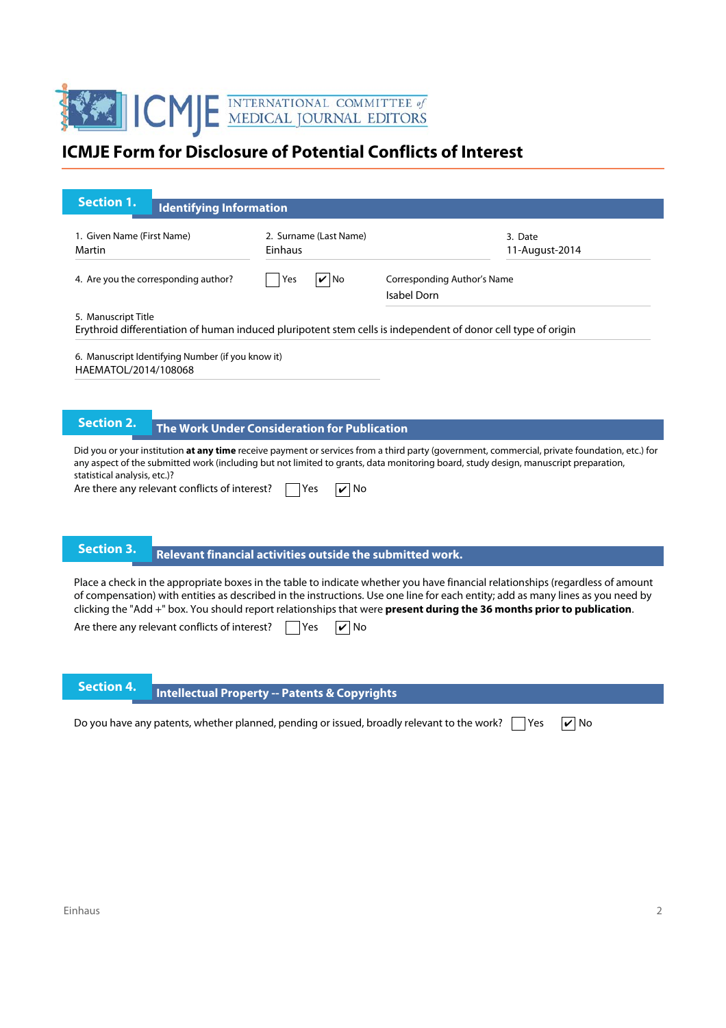# ICMJE Form for Disclosure of Potential Conflicts of Interest

## Section 1. Identifying Information

1. Given Name (First Name): Martin
2. Surname (Last Name): Einhaus
3. Date: 11-August-2014

4. Are you the corresponding author? ☐ Yes ☑ No

Corresponding Author's Name: Isabel Dorn

5. Manuscript Title
Erythroid differentiation of human induced pluripotent stem cells is independent of donor cell type of origin

6. Manuscript Identifying Number (if you know it)
HAEMATOL/2014/108068

## Section 2. The Work Under Consideration for Publication

Did you or your institution **at any time** receive payment or services from a third party (government, commercial, private foundation, etc.) for any aspect of the submitted work (including but not limited to grants, data monitoring board, study design, manuscript preparation, statistical analysis, etc.)?

Are there any relevant conflicts of interest? ☐ Yes ☑ No

## Section 3. Relevant financial activities outside the submitted work.

Place a check in the appropriate boxes in the table to indicate whether you have financial relationships (regardless of amount of compensation) with entities as described in the instructions. Use one line for each entity; add as many lines as you need by clicking the "Add +" box. You should report relationships that were **present during the 36 months prior to publication**.

Are there any relevant conflicts of interest? ☐ Yes ☑ No

## Section 4. Intellectual Property -- Patents & Copyrights

Do you have any patents, whether planned, pending or issued, broadly relevant to the work? ☐ Yes ☑ No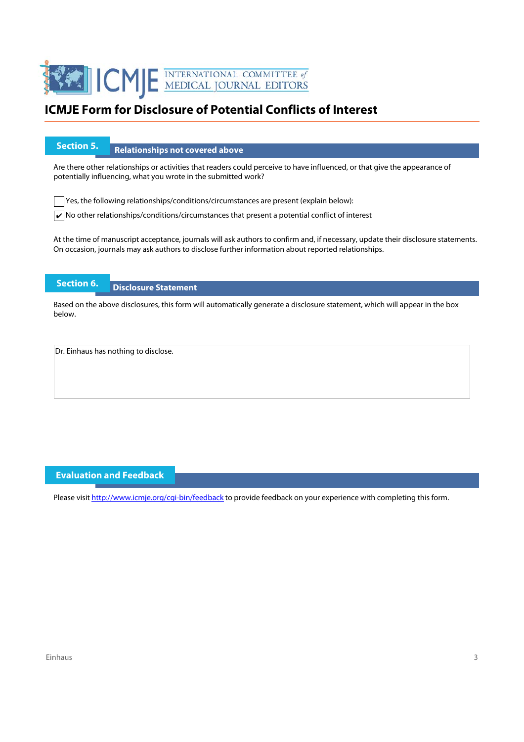# ICMJE Form for Disclosure of Potential Conflicts of Interest

## Section 5. Relationships not covered above

Are there other relationships or activities that readers could perceive to have influenced, or that give the appearance of potentially influencing, what you wrote in the submitted work?

☐ Yes, the following relationships/conditions/circumstances are present (explain below):

☑ No other relationships/conditions/circumstances that present a potential conflict of interest

At the time of manuscript acceptance, journals will ask authors to confirm and, if necessary, update their disclosure statements. On occasion, journals may ask authors to disclose further information about reported relationships.

## Section 6. Disclosure Statement

Based on the above disclosures, this form will automatically generate a disclosure statement, which will appear in the box below.

Dr. Einhaus has nothing to disclose.

## Evaluation and Feedback

Please visit http://www.icmje.org/cgi-bin/feedback to provide feedback on your experience with completing this form.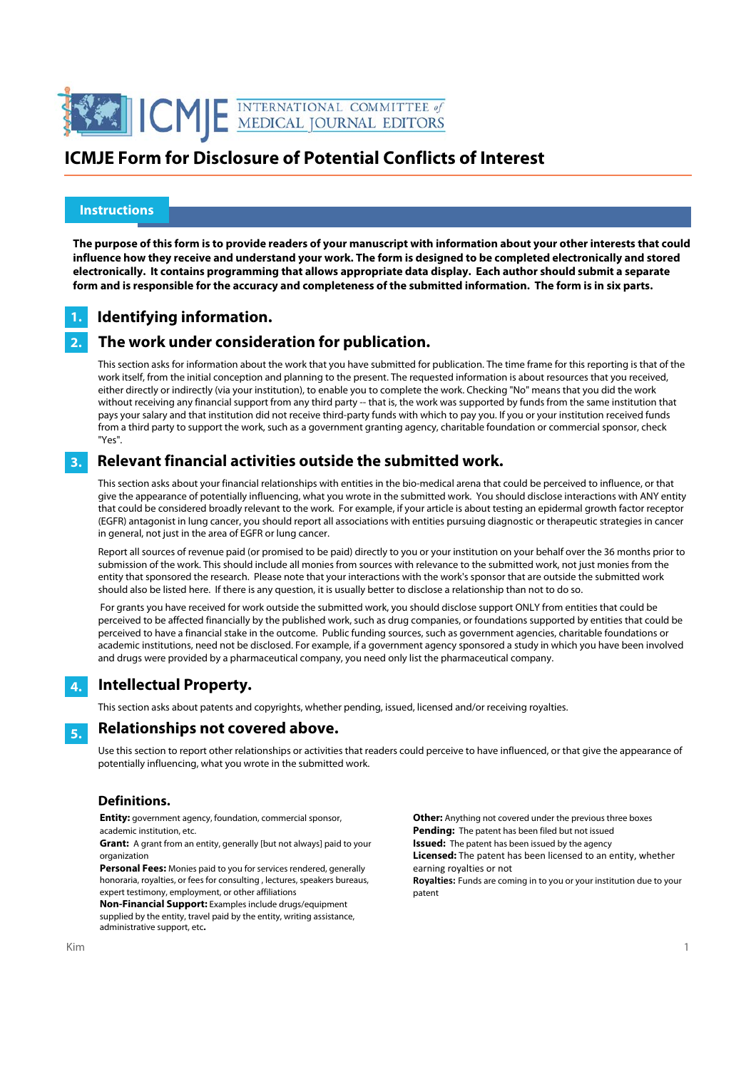# ICMJE Form for Disclosure of Potential Conflicts of Interest

## Instructions

**The purpose of this form is to provide readers of your manuscript with information about your other interests that could influence how they receive and understand your work. The form is designed to be completed electronically and stored electronically. It contains programming that allows appropriate data display. Each author should submit a separate form and is responsible for the accuracy and completeness of the submitted information. The form is in six parts.**

### 1. Identifying information.

### 2. The work under consideration for publication.

This section asks for information about the work that you have submitted for publication. The time frame for this reporting is that of the work itself, from the initial conception and planning to the present. The requested information is about resources that you received, either directly or indirectly (via your institution), to enable you to complete the work. Checking "No" means that you did the work without receiving any financial support from any third party -- that is, the work was supported by funds from the same institution that pays your salary and that institution did not receive third-party funds with which to pay you. If you or your institution received funds from a third party to support the work, such as a government granting agency, charitable foundation or commercial sponsor, check "Yes".

### 3. Relevant financial activities outside the submitted work.

This section asks about your financial relationships with entities in the bio-medical arena that could be perceived to influence, or that give the appearance of potentially influencing, what you wrote in the submitted work. You should disclose interactions with ANY entity that could be considered broadly relevant to the work. For example, if your article is about testing an epidermal growth factor receptor (EGFR) antagonist in lung cancer, you should report all associations with entities pursuing diagnostic or therapeutic strategies in cancer in general, not just in the area of EGFR or lung cancer.

Report all sources of revenue paid (or promised to be paid) directly to you or your institution on your behalf over the 36 months prior to submission of the work. This should include all monies from sources with relevance to the submitted work, not just monies from the entity that sponsored the research. Please note that your interactions with the work's sponsor that are outside the submitted work should also be listed here. If there is any question, it is usually better to disclose a relationship than not to do so.

For grants you have received for work outside the submitted work, you should disclose support ONLY from entities that could be perceived to be affected financially by the published work, such as drug companies, or foundations supported by entities that could be perceived to have a financial stake in the outcome. Public funding sources, such as government agencies, charitable foundations or academic institutions, need not be disclosed. For example, if a government agency sponsored a study in which you have been involved and drugs were provided by a pharmaceutical company, you need only list the pharmaceutical company.

### 4. Intellectual Property.

This section asks about patents and copyrights, whether pending, issued, licensed and/or receiving royalties.

### 5. Relationships not covered above.

Use this section to report other relationships or activities that readers could perceive to have influenced, or that give the appearance of potentially influencing, what you wrote in the submitted work.

### Definitions.

**Entity:** government agency, foundation, commercial sponsor, academic institution, etc.

**Grant:** A grant from an entity, generally [but not always] paid to your organization

**Personal Fees:** Monies paid to you for services rendered, generally honoraria, royalties, or fees for consulting , lectures, speakers bureaus, expert testimony, employment, or other affiliations

**Non-Financial Support:** Examples include drugs/equipment supplied by the entity, travel paid by the entity, writing assistance, administrative support, etc**.**

**Other:** Anything not covered under the previous three boxes

**Pending:** The patent has been filed but not issued

**Issued:** The patent has been issued by the agency

**Licensed:** The patent has been licensed to an entity, whether earning royalties or not

**Royalties:** Funds are coming in to you or your institution due to your patent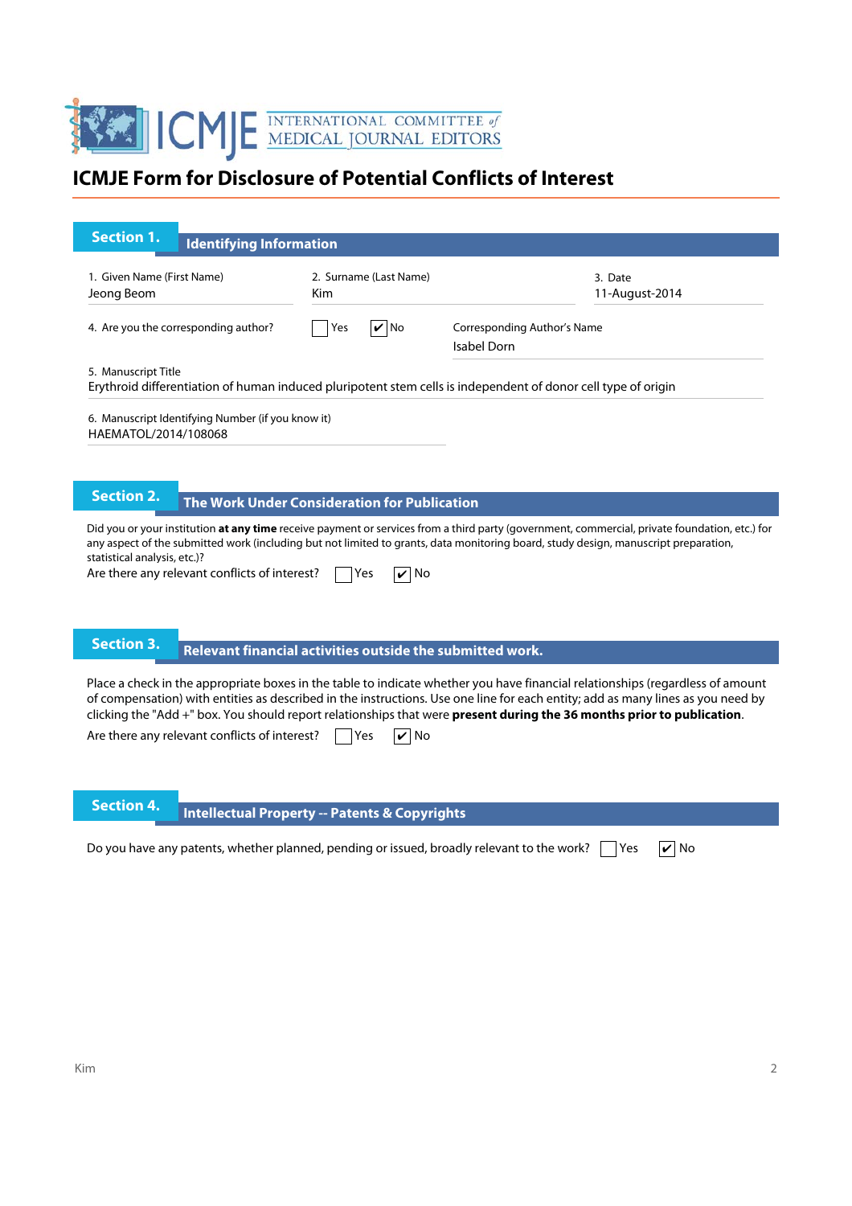# ICMJE Form for Disclosure of Potential Conflicts of Interest

## Section 1. Identifying Information

1. Given Name (First Name)
Jeong Beom

2. Surname (Last Name)
Kim

3. Date
11-August-2014

4. Are you the corresponding author? ☐ Yes ☑ No

Corresponding Author's Name
Isabel Dorn

5. Manuscript Title
Erythroid differentiation of human induced pluripotent stem cells is independent of donor cell type of origin

6. Manuscript Identifying Number (if you know it)
HAEMATOL/2014/108068

## Section 2. The Work Under Consideration for Publication

Did you or your institution **at any time** receive payment or services from a third party (government, commercial, private foundation, etc.) for any aspect of the submitted work (including but not limited to grants, data monitoring board, study design, manuscript preparation, statistical analysis, etc.)?

Are there any relevant conflicts of interest? ☐ Yes ☑ No

## Section 3. Relevant financial activities outside the submitted work.

Place a check in the appropriate boxes in the table to indicate whether you have financial relationships (regardless of amount of compensation) with entities as described in the instructions. Use one line for each entity; add as many lines as you need by clicking the "Add +" box. You should report relationships that were **present during the 36 months prior to publication**.

Are there any relevant conflicts of interest? ☐ Yes ☑ No

## Section 4. Intellectual Property -- Patents & Copyrights

Do you have any patents, whether planned, pending or issued, broadly relevant to the work? ☐ Yes ☑ No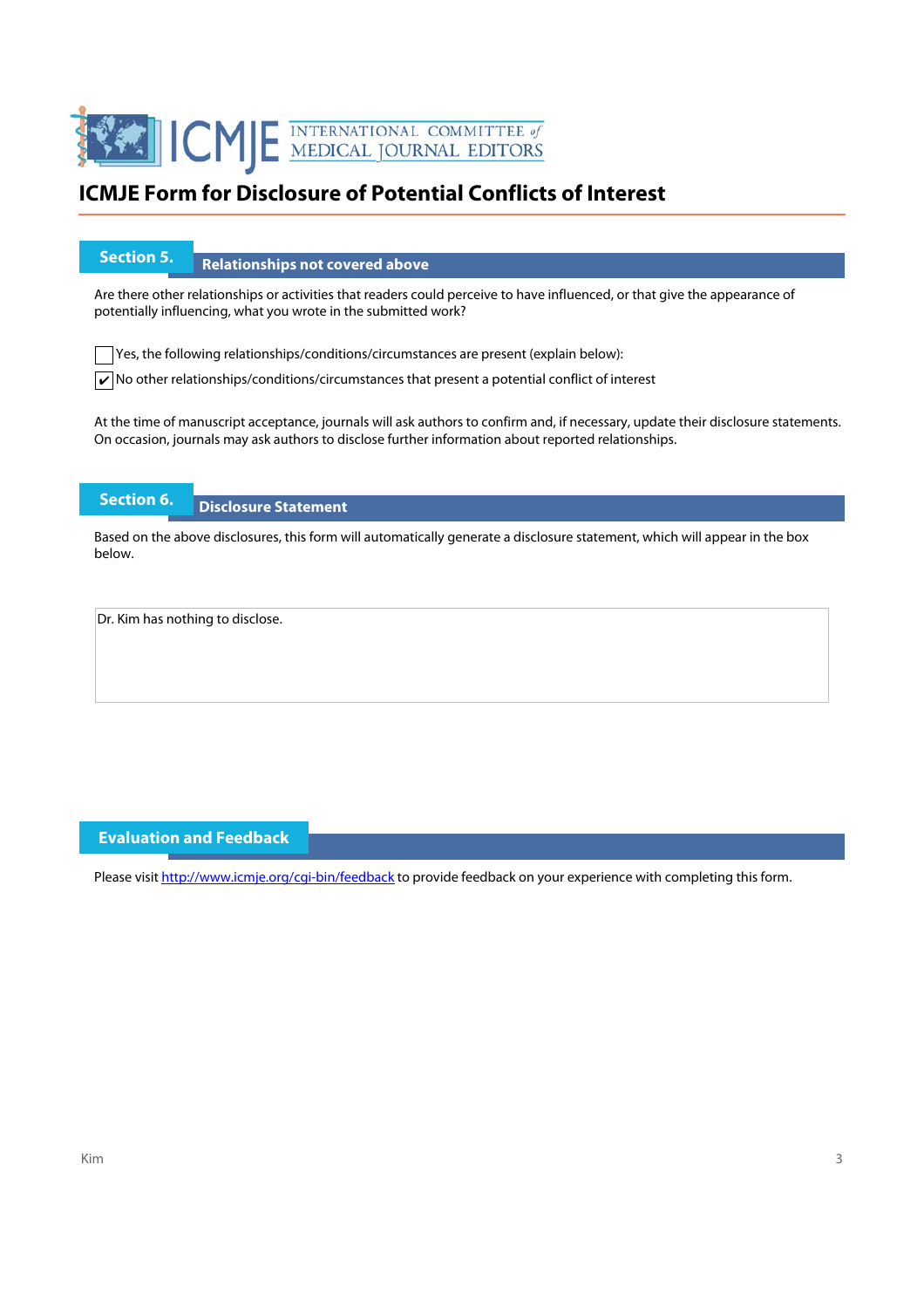# ICMJE Form for Disclosure of Potential Conflicts of Interest

## Section 5. Relationships not covered above

Are there other relationships or activities that readers could perceive to have influenced, or that give the appearance of potentially influencing, what you wrote in the submitted work?

☐ Yes, the following relationships/conditions/circumstances are present (explain below):

☑ No other relationships/conditions/circumstances that present a potential conflict of interest

At the time of manuscript acceptance, journals will ask authors to confirm and, if necessary, update their disclosure statements. On occasion, journals may ask authors to disclose further information about reported relationships.

## Section 6. Disclosure Statement

Based on the above disclosures, this form will automatically generate a disclosure statement, which will appear in the box below.

Dr. Kim has nothing to disclose.

## Evaluation and Feedback

Please visit http://www.icmje.org/cgi-bin/feedback to provide feedback on your experience with completing this form.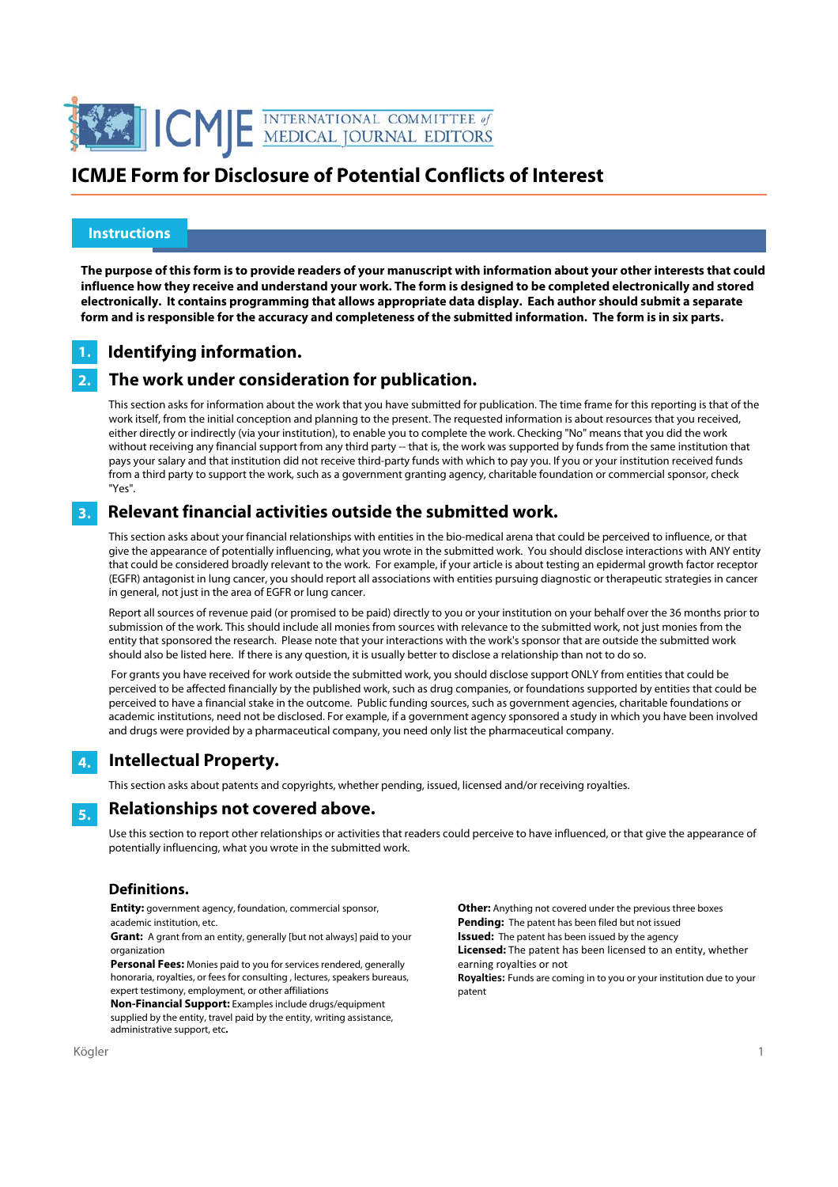# ICMJE Form for Disclosure of Potential Conflicts of Interest

## Instructions

**The purpose of this form is to provide readers of your manuscript with information about your other interests that could influence how they receive and understand your work. The form is designed to be completed electronically and stored electronically. It contains programming that allows appropriate data display. Each author should submit a separate form and is responsible for the accuracy and completeness of the submitted information. The form is in six parts.**

### 1. Identifying information.

### 2. The work under consideration for publication.

This section asks for information about the work that you have submitted for publication. The time frame for this reporting is that of the work itself, from the initial conception and planning to the present. The requested information is about resources that you received, either directly or indirectly (via your institution), to enable you to complete the work. Checking "No" means that you did the work without receiving any financial support from any third party -- that is, the work was supported by funds from the same institution that pays your salary and that institution did not receive third-party funds with which to pay you. If you or your institution received funds from a third party to support the work, such as a government granting agency, charitable foundation or commercial sponsor, check "Yes".

### 3. Relevant financial activities outside the submitted work.

This section asks about your financial relationships with entities in the bio-medical arena that could be perceived to influence, or that give the appearance of potentially influencing, what you wrote in the submitted work. You should disclose interactions with ANY entity that could be considered broadly relevant to the work. For example, if your article is about testing an epidermal growth factor receptor (EGFR) antagonist in lung cancer, you should report all associations with entities pursuing diagnostic or therapeutic strategies in cancer in general, not just in the area of EGFR or lung cancer.

Report all sources of revenue paid (or promised to be paid) directly to you or your institution on your behalf over the 36 months prior to submission of the work. This should include all monies from sources with relevance to the submitted work, not just monies from the entity that sponsored the research. Please note that your interactions with the work's sponsor that are outside the submitted work should also be listed here. If there is any question, it is usually better to disclose a relationship than not to do so.

For grants you have received for work outside the submitted work, you should disclose support ONLY from entities that could be perceived to be affected financially by the published work, such as drug companies, or foundations supported by entities that could be perceived to have a financial stake in the outcome. Public funding sources, such as government agencies, charitable foundations or academic institutions, need not be disclosed. For example, if a government agency sponsored a study in which you have been involved and drugs were provided by a pharmaceutical company, you need only list the pharmaceutical company.

### 4. Intellectual Property.

This section asks about patents and copyrights, whether pending, issued, licensed and/or receiving royalties.

### 5. Relationships not covered above.

Use this section to report other relationships or activities that readers could perceive to have influenced, or that give the appearance of potentially influencing, what you wrote in the submitted work.

### Definitions.

**Entity:** government agency, foundation, commercial sponsor, academic institution, etc.

**Grant:** A grant from an entity, generally [but not always] paid to your organization

**Personal Fees:** Monies paid to you for services rendered, generally honoraria, royalties, or fees for consulting , lectures, speakers bureaus, expert testimony, employment, or other affiliations

**Non-Financial Support:** Examples include drugs/equipment supplied by the entity, travel paid by the entity, writing assistance, administrative support, etc**.**

**Other:** Anything not covered under the previous three boxes

**Pending:** The patent has been filed but not issued

**Issued:** The patent has been issued by the agency

**Licensed:** The patent has been licensed to an entity, whether earning royalties or not

**Royalties:** Funds are coming in to you or your institution due to your patent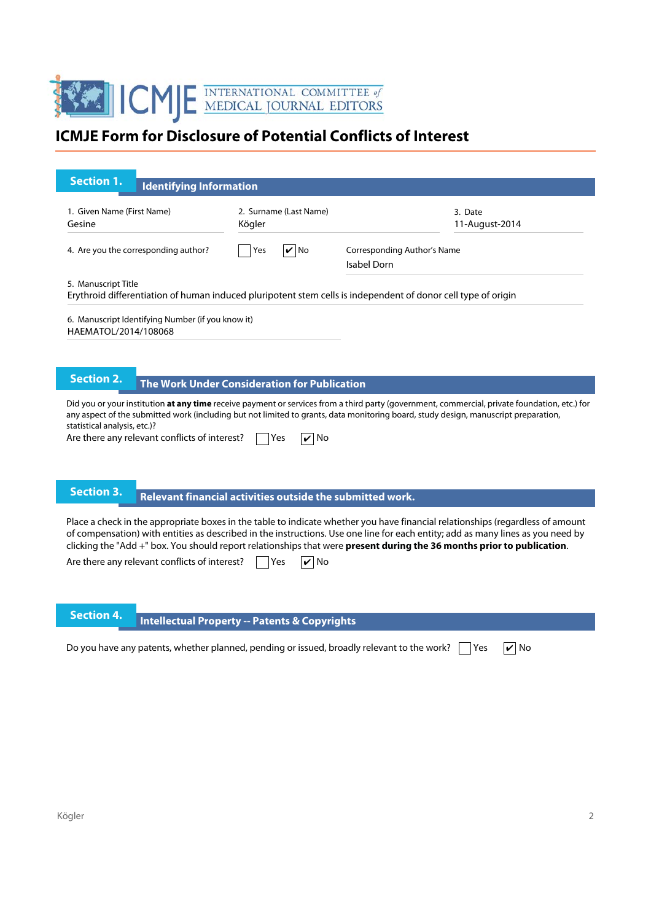# ICMJE Form for Disclosure of Potential Conflicts of Interest

## Section 1. Identifying Information

1. Given Name (First Name)
Gesine

2. Surname (Last Name)
Kögler

3. Date
11-August-2014

4. Are you the corresponding author? ☐ Yes ☑ No

Corresponding Author's Name
Isabel Dorn

5. Manuscript Title
Erythroid differentiation of human induced pluripotent stem cells is independent of donor cell type of origin

6. Manuscript Identifying Number (if you know it)
HAEMATOL/2014/108068

## Section 2. The Work Under Consideration for Publication

Did you or your institution **at any time** receive payment or services from a third party (government, commercial, private foundation, etc.) for any aspect of the submitted work (including but not limited to grants, data monitoring board, study design, manuscript preparation, statistical analysis, etc.)?

Are there any relevant conflicts of interest? ☐ Yes ☑ No

## Section 3. Relevant financial activities outside the submitted work.

Place a check in the appropriate boxes in the table to indicate whether you have financial relationships (regardless of amount of compensation) with entities as described in the instructions. Use one line for each entity; add as many lines as you need by clicking the "Add +" box. You should report relationships that were **present during the 36 months prior to publication**.

Are there any relevant conflicts of interest? ☐ Yes ☑ No

## Section 4. Intellectual Property -- Patents & Copyrights

Do you have any patents, whether planned, pending or issued, broadly relevant to the work? ☐ Yes ☑ No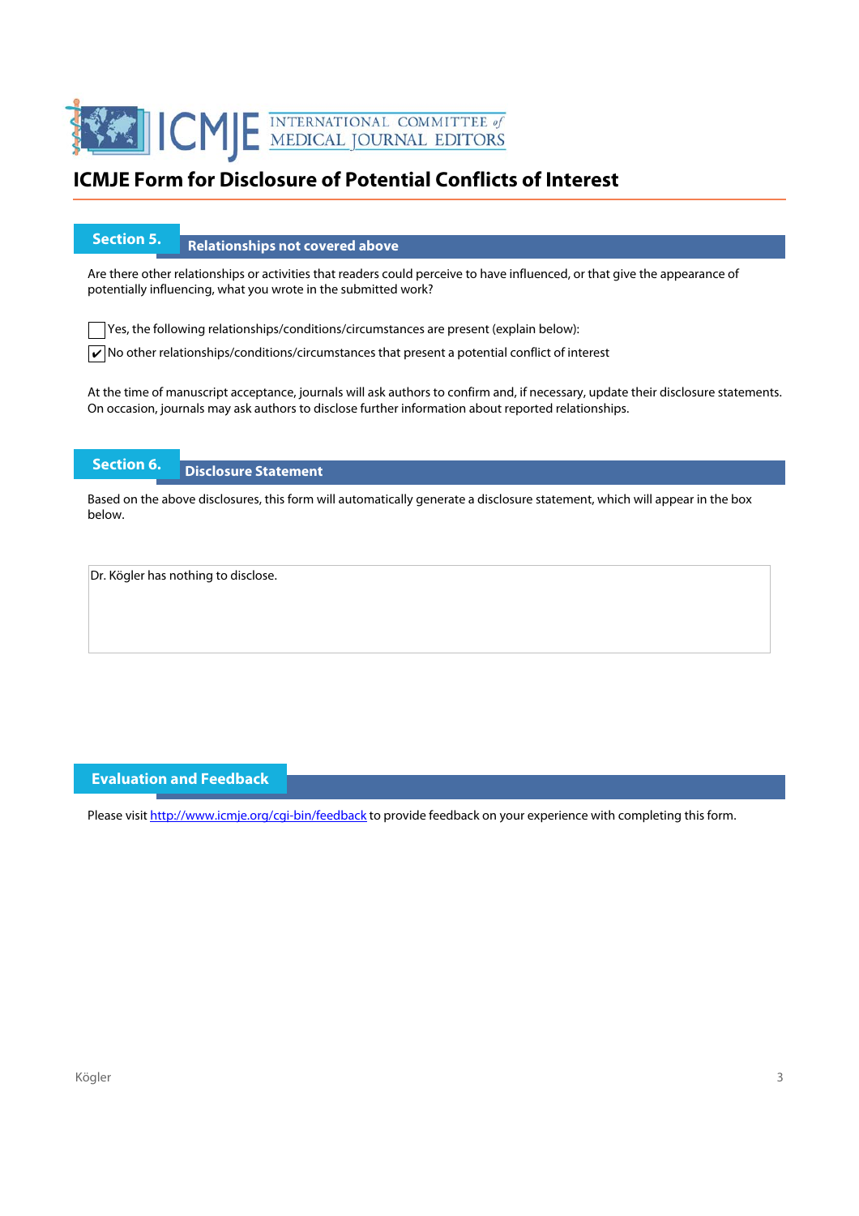# ICMJE Form for Disclosure of Potential Conflicts of Interest

## Section 5. Relationships not covered above

Are there other relationships or activities that readers could perceive to have influenced, or that give the appearance of potentially influencing, what you wrote in the submitted work?

☐ Yes, the following relationships/conditions/circumstances are present (explain below):

☑ No other relationships/conditions/circumstances that present a potential conflict of interest

At the time of manuscript acceptance, journals will ask authors to confirm and, if necessary, update their disclosure statements. On occasion, journals may ask authors to disclose further information about reported relationships.

## Section 6. Disclosure Statement

Based on the above disclosures, this form will automatically generate a disclosure statement, which will appear in the box below.

Dr. Kögler has nothing to disclose.

## Evaluation and Feedback

Please visit http://www.icmje.org/cgi-bin/feedback to provide feedback on your experience with completing this form.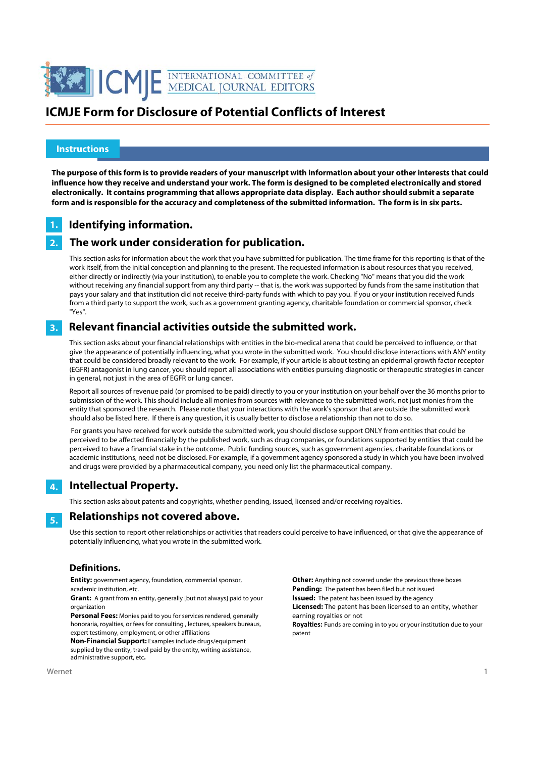# ICMJE Form for Disclosure of Potential Conflicts of Interest

## Instructions

**The purpose of this form is to provide readers of your manuscript with information about your other interests that could influence how they receive and understand your work. The form is designed to be completed electronically and stored electronically. It contains programming that allows appropriate data display. Each author should submit a separate form and is responsible for the accuracy and completeness of the submitted information. The form is in six parts.**

### 1. Identifying information.

### 2. The work under consideration for publication.

This section asks for information about the work that you have submitted for publication. The time frame for this reporting is that of the work itself, from the initial conception and planning to the present. The requested information is about resources that you received, either directly or indirectly (via your institution), to enable you to complete the work. Checking "No" means that you did the work without receiving any financial support from any third party -- that is, the work was supported by funds from the same institution that pays your salary and that institution did not receive third-party funds with which to pay you. If you or your institution received funds from a third party to support the work, such as a government granting agency, charitable foundation or commercial sponsor, check "Yes".

### 3. Relevant financial activities outside the submitted work.

This section asks about your financial relationships with entities in the bio-medical arena that could be perceived to influence, or that give the appearance of potentially influencing, what you wrote in the submitted work. You should disclose interactions with ANY entity that could be considered broadly relevant to the work. For example, if your article is about testing an epidermal growth factor receptor (EGFR) antagonist in lung cancer, you should report all associations with entities pursuing diagnostic or therapeutic strategies in cancer in general, not just in the area of EGFR or lung cancer.

Report all sources of revenue paid (or promised to be paid) directly to you or your institution on your behalf over the 36 months prior to submission of the work. This should include all monies from sources with relevance to the submitted work, not just monies from the entity that sponsored the research. Please note that your interactions with the work's sponsor that are outside the submitted work should also be listed here. If there is any question, it is usually better to disclose a relationship than not to do so.

For grants you have received for work outside the submitted work, you should disclose support ONLY from entities that could be perceived to be affected financially by the published work, such as drug companies, or foundations supported by entities that could be perceived to have a financial stake in the outcome. Public funding sources, such as government agencies, charitable foundations or academic institutions, need not be disclosed. For example, if a government agency sponsored a study in which you have been involved and drugs were provided by a pharmaceutical company, you need only list the pharmaceutical company.

### 4. Intellectual Property.

This section asks about patents and copyrights, whether pending, issued, licensed and/or receiving royalties.

### 5. Relationships not covered above.

Use this section to report other relationships or activities that readers could perceive to have influenced, or that give the appearance of potentially influencing, what you wrote in the submitted work.

### Definitions.

**Entity:** government agency, foundation, commercial sponsor, academic institution, etc.

**Grant:** A grant from an entity, generally [but not always] paid to your organization

**Personal Fees:** Monies paid to you for services rendered, generally honoraria, royalties, or fees for consulting , lectures, speakers bureaus, expert testimony, employment, or other affiliations

**Non-Financial Support:** Examples include drugs/equipment supplied by the entity, travel paid by the entity, writing assistance, administrative support, etc**.**

**Other:** Anything not covered under the previous three boxes

**Pending:** The patent has been filed but not issued

**Issued:** The patent has been issued by the agency

**Licensed:** The patent has been licensed to an entity, whether earning royalties or not

**Royalties:** Funds are coming in to you or your institution due to your patent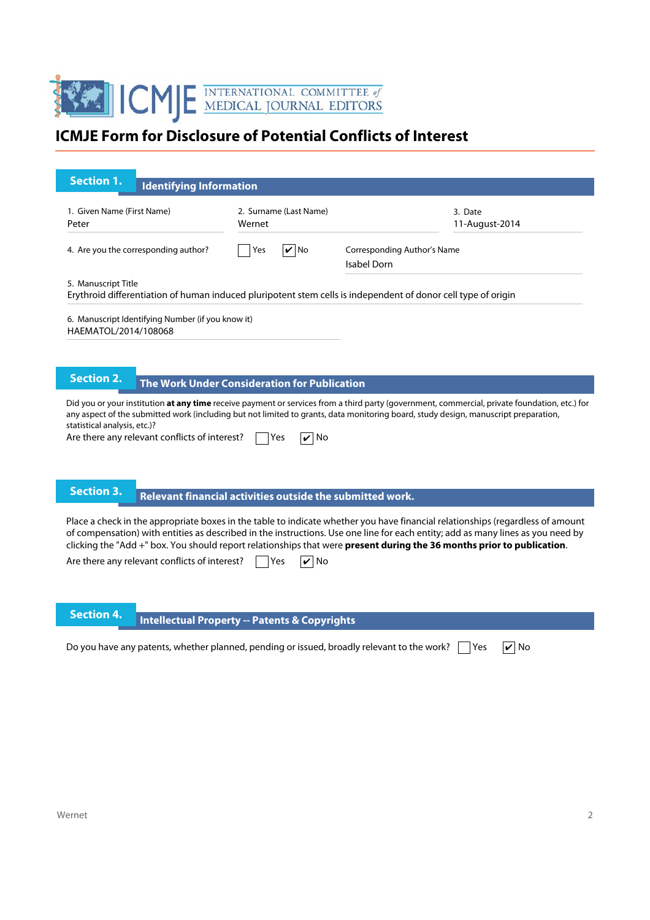# ICMJE Form for Disclosure of Potential Conflicts of Interest

## Section 1. Identifying Information

1. Given Name (First Name)
Peter

2. Surname (Last Name)
Wernet

3. Date
11-August-2014

4. Are you the corresponding author? ☐ Yes ☑ No

Corresponding Author's Name
Isabel Dorn

5. Manuscript Title
Erythroid differentiation of human induced pluripotent stem cells is independent of donor cell type of origin

6. Manuscript Identifying Number (if you know it)
HAEMATOL/2014/108068

## Section 2. The Work Under Consideration for Publication

Did you or your institution **at any time** receive payment or services from a third party (government, commercial, private foundation, etc.) for any aspect of the submitted work (including but not limited to grants, data monitoring board, study design, manuscript preparation, statistical analysis, etc.)?

Are there any relevant conflicts of interest? ☐ Yes ☑ No

## Section 3. Relevant financial activities outside the submitted work.

Place a check in the appropriate boxes in the table to indicate whether you have financial relationships (regardless of amount of compensation) with entities as described in the instructions. Use one line for each entity; add as many lines as you need by clicking the "Add +" box. You should report relationships that were **present during the 36 months prior to publication**.

Are there any relevant conflicts of interest? ☐ Yes ☑ No

## Section 4. Intellectual Property -- Patents & Copyrights

Do you have any patents, whether planned, pending or issued, broadly relevant to the work? ☐ Yes ☑ No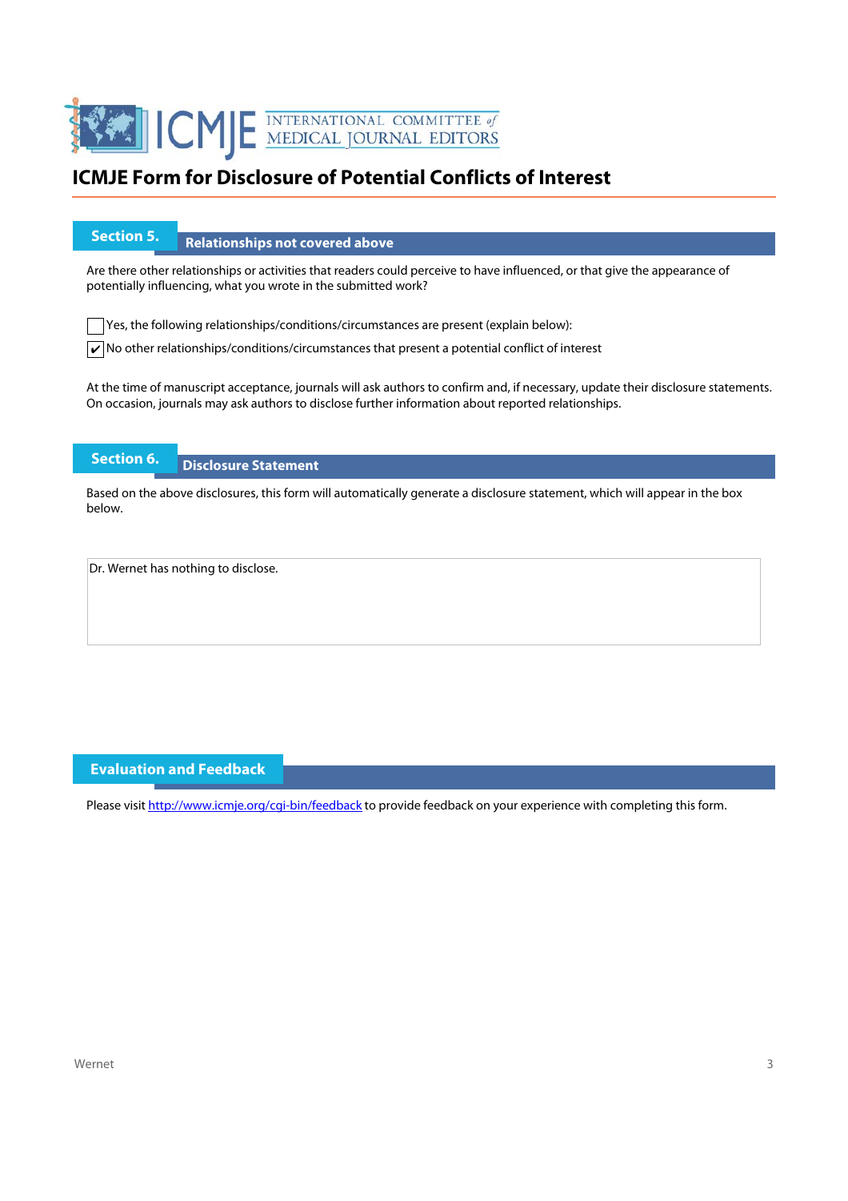# ICMJE Form for Disclosure of Potential Conflicts of Interest

## Section 5. Relationships not covered above

Are there other relationships or activities that readers could perceive to have influenced, or that give the appearance of potentially influencing, what you wrote in the submitted work?

☐ Yes, the following relationships/conditions/circumstances are present (explain below):

☑ No other relationships/conditions/circumstances that present a potential conflict of interest

At the time of manuscript acceptance, journals will ask authors to confirm and, if necessary, update their disclosure statements. On occasion, journals may ask authors to disclose further information about reported relationships.

## Section 6. Disclosure Statement

Based on the above disclosures, this form will automatically generate a disclosure statement, which will appear in the box below.

Dr. Wernet has nothing to disclose.

## Evaluation and Feedback

Please visit http://www.icmje.org/cgi-bin/feedback to provide feedback on your experience with completing this form.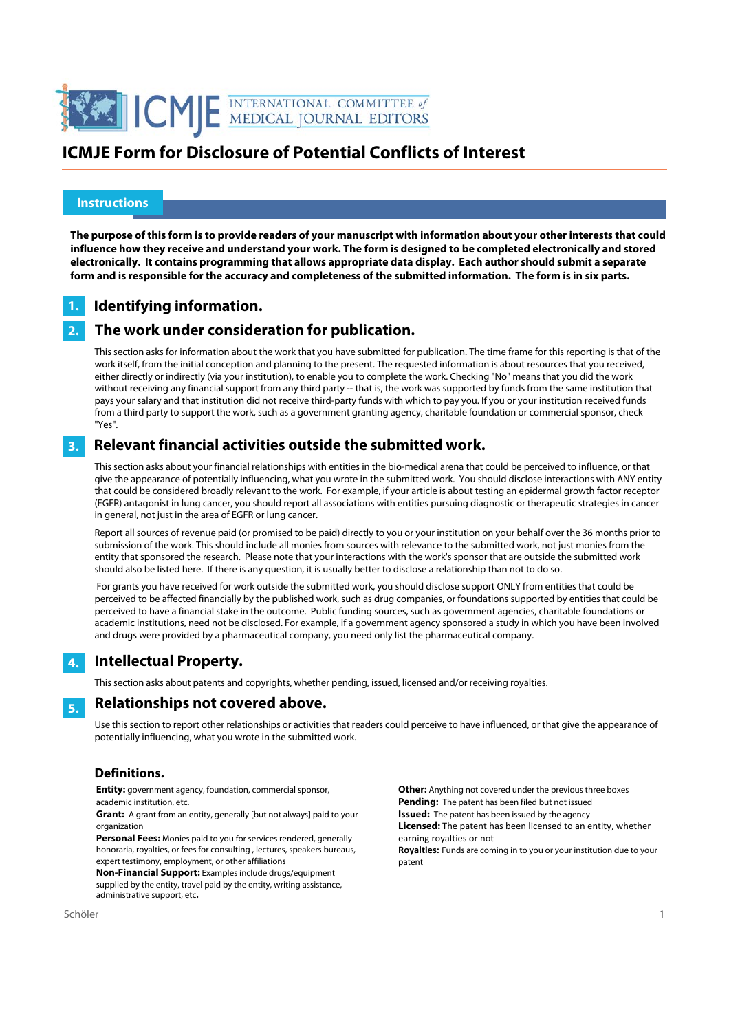# ICMJE Form for Disclosure of Potential Conflicts of Interest

## Instructions

**The purpose of this form is to provide readers of your manuscript with information about your other interests that could influence how they receive and understand your work. The form is designed to be completed electronically and stored electronically. It contains programming that allows appropriate data display. Each author should submit a separate form and is responsible for the accuracy and completeness of the submitted information. The form is in six parts.**

### 1. Identifying information.

### 2. The work under consideration for publication.

This section asks for information about the work that you have submitted for publication. The time frame for this reporting is that of the work itself, from the initial conception and planning to the present. The requested information is about resources that you received, either directly or indirectly (via your institution), to enable you to complete the work. Checking "No" means that you did the work without receiving any financial support from any third party -- that is, the work was supported by funds from the same institution that pays your salary and that institution did not receive third-party funds with which to pay you. If you or your institution received funds from a third party to support the work, such as a government granting agency, charitable foundation or commercial sponsor, check "Yes".

### 3. Relevant financial activities outside the submitted work.

This section asks about your financial relationships with entities in the bio-medical arena that could be perceived to influence, or that give the appearance of potentially influencing, what you wrote in the submitted work. You should disclose interactions with ANY entity that could be considered broadly relevant to the work. For example, if your article is about testing an epidermal growth factor receptor (EGFR) antagonist in lung cancer, you should report all associations with entities pursuing diagnostic or therapeutic strategies in cancer in general, not just in the area of EGFR or lung cancer.

Report all sources of revenue paid (or promised to be paid) directly to you or your institution on your behalf over the 36 months prior to submission of the work. This should include all monies from sources with relevance to the submitted work, not just monies from the entity that sponsored the research. Please note that your interactions with the work's sponsor that are outside the submitted work should also be listed here. If there is any question, it is usually better to disclose a relationship than not to do so.

For grants you have received for work outside the submitted work, you should disclose support ONLY from entities that could be perceived to be affected financially by the published work, such as drug companies, or foundations supported by entities that could be perceived to have a financial stake in the outcome. Public funding sources, such as government agencies, charitable foundations or academic institutions, need not be disclosed. For example, if a government agency sponsored a study in which you have been involved and drugs were provided by a pharmaceutical company, you need only list the pharmaceutical company.

### 4. Intellectual Property.

This section asks about patents and copyrights, whether pending, issued, licensed and/or receiving royalties.

### 5. Relationships not covered above.

Use this section to report other relationships or activities that readers could perceive to have influenced, or that give the appearance of potentially influencing, what you wrote in the submitted work.

### Definitions.

**Entity:** government agency, foundation, commercial sponsor, academic institution, etc.

**Grant:** A grant from an entity, generally [but not always] paid to your organization

**Personal Fees:** Monies paid to you for services rendered, generally honoraria, royalties, or fees for consulting , lectures, speakers bureaus, expert testimony, employment, or other affiliations

**Non-Financial Support:** Examples include drugs/equipment supplied by the entity, travel paid by the entity, writing assistance, administrative support, etc**.**

**Other:** Anything not covered under the previous three boxes

**Pending:** The patent has been filed but not issued

**Issued:** The patent has been issued by the agency

**Licensed:** The patent has been licensed to an entity, whether earning royalties or not

**Royalties:** Funds are coming in to you or your institution due to your patent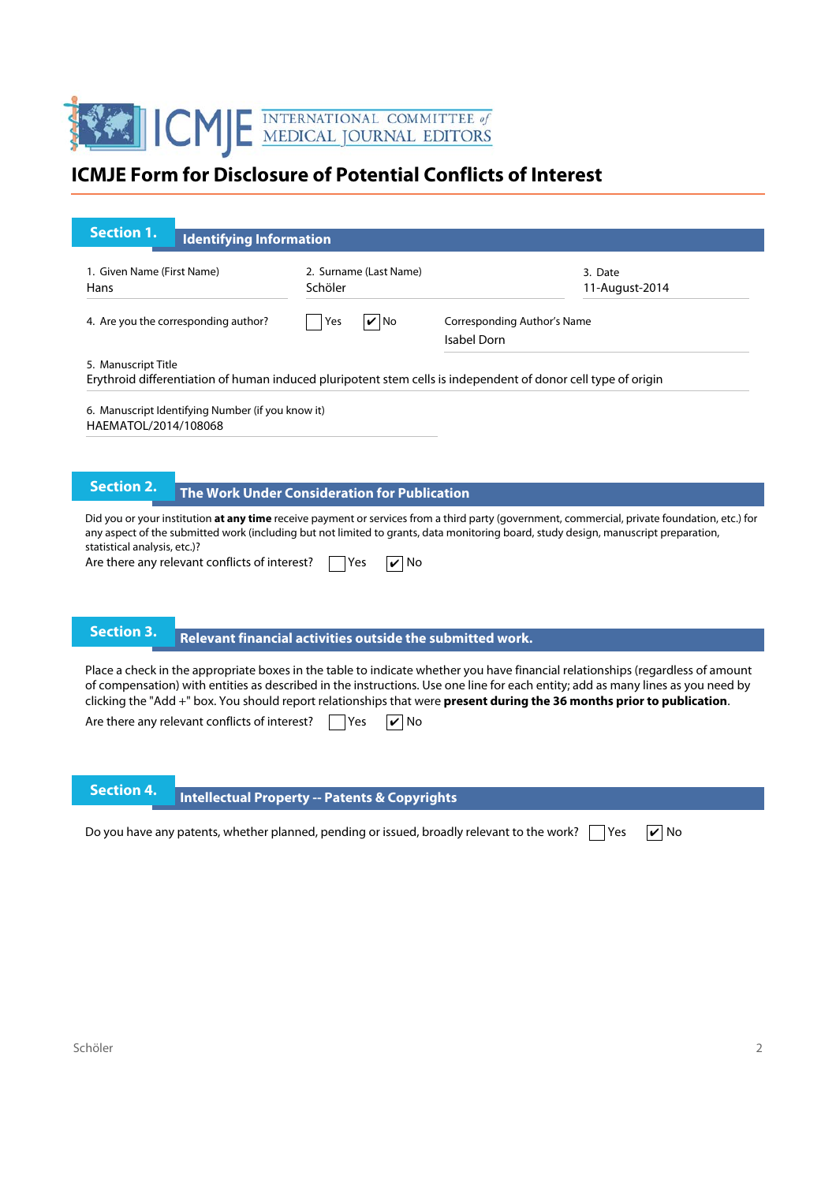# ICMJE Form for Disclosure of Potential Conflicts of Interest

## Section 1. Identifying Information

1. Given Name (First Name): Hans
2. Surname (Last Name): Schöler
3. Date: 11-August-2014

4. Are you the corresponding author? ☐ Yes ☑ No

Corresponding Author's Name: Isabel Dorn

5. Manuscript Title: Erythroid differentiation of human induced pluripotent stem cells is independent of donor cell type of origin

6. Manuscript Identifying Number (if you know it): HAEMATOL/2014/108068

## Section 2. The Work Under Consideration for Publication

Did you or your institution **at any time** receive payment or services from a third party (government, commercial, private foundation, etc.) for any aspect of the submitted work (including but not limited to grants, data monitoring board, study design, manuscript preparation, statistical analysis, etc.)?

Are there any relevant conflicts of interest? ☐ Yes ☑ No

## Section 3. Relevant financial activities outside the submitted work.

Place a check in the appropriate boxes in the table to indicate whether you have financial relationships (regardless of amount of compensation) with entities as described in the instructions. Use one line for each entity; add as many lines as you need by clicking the "Add +" box. You should report relationships that were **present during the 36 months prior to publication**.

Are there any relevant conflicts of interest? ☐ Yes ☑ No

## Section 4. Intellectual Property -- Patents & Copyrights

Do you have any patents, whether planned, pending or issued, broadly relevant to the work? ☐ Yes ☑ No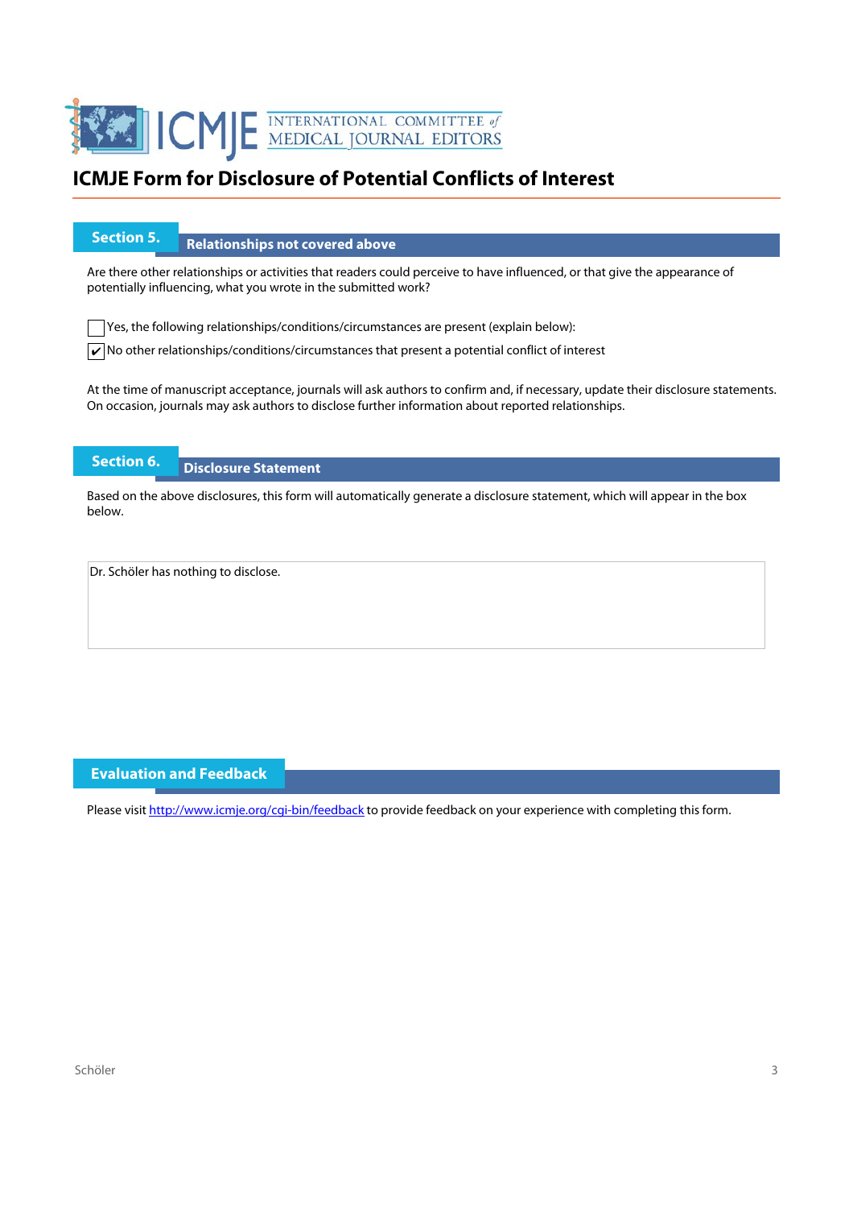# ICMJE Form for Disclosure of Potential Conflicts of Interest

## Section 5. Relationships not covered above

Are there other relationships or activities that readers could perceive to have influenced, or that give the appearance of potentially influencing, what you wrote in the submitted work?

- [ ] Yes, the following relationships/conditions/circumstances are present (explain below):
- [x] No other relationships/conditions/circumstances that present a potential conflict of interest

At the time of manuscript acceptance, journals will ask authors to confirm and, if necessary, update their disclosure statements. On occasion, journals may ask authors to disclose further information about reported relationships.

## Section 6. Disclosure Statement

Based on the above disclosures, this form will automatically generate a disclosure statement, which will appear in the box below.

Dr. Schöler has nothing to disclose.

## Evaluation and Feedback

Please visit http://www.icmje.org/cgi-bin/feedback to provide feedback on your experience with completing this form.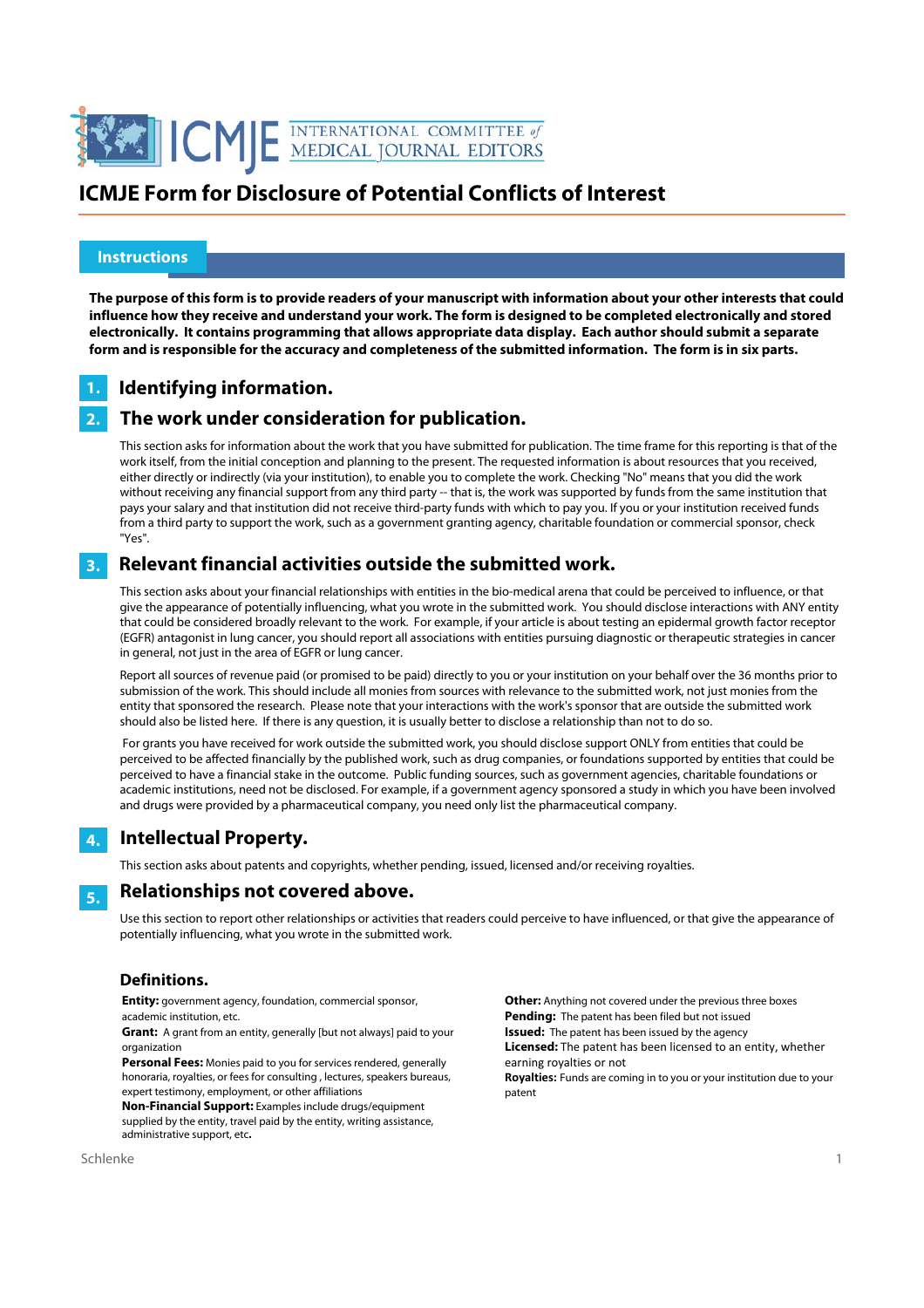# ICMJE Form for Disclosure of Potential Conflicts of Interest

## Instructions

**The purpose of this form is to provide readers of your manuscript with information about your other interests that could influence how they receive and understand your work. The form is designed to be completed electronically and stored electronically. It contains programming that allows appropriate data display. Each author should submit a separate form and is responsible for the accuracy and completeness of the submitted information. The form is in six parts.**

### 1. Identifying information.

### 2. The work under consideration for publication.

This section asks for information about the work that you have submitted for publication. The time frame for this reporting is that of the work itself, from the initial conception and planning to the present. The requested information is about resources that you received, either directly or indirectly (via your institution), to enable you to complete the work. Checking "No" means that you did the work without receiving any financial support from any third party -- that is, the work was supported by funds from the same institution that pays your salary and that institution did not receive third-party funds with which to pay you. If you or your institution received funds from a third party to support the work, such as a government granting agency, charitable foundation or commercial sponsor, check "Yes".

### 3. Relevant financial activities outside the submitted work.

This section asks about your financial relationships with entities in the bio-medical arena that could be perceived to influence, or that give the appearance of potentially influencing, what you wrote in the submitted work. You should disclose interactions with ANY entity that could be considered broadly relevant to the work. For example, if your article is about testing an epidermal growth factor receptor (EGFR) antagonist in lung cancer, you should report all associations with entities pursuing diagnostic or therapeutic strategies in cancer in general, not just in the area of EGFR or lung cancer.

Report all sources of revenue paid (or promised to be paid) directly to you or your institution on your behalf over the 36 months prior to submission of the work. This should include all monies from sources with relevance to the submitted work, not just monies from the entity that sponsored the research. Please note that your interactions with the work's sponsor that are outside the submitted work should also be listed here. If there is any question, it is usually better to disclose a relationship than not to do so.

For grants you have received for work outside the submitted work, you should disclose support ONLY from entities that could be perceived to be affected financially by the published work, such as drug companies, or foundations supported by entities that could be perceived to have a financial stake in the outcome. Public funding sources, such as government agencies, charitable foundations or academic institutions, need not be disclosed. For example, if a government agency sponsored a study in which you have been involved and drugs were provided by a pharmaceutical company, you need only list the pharmaceutical company.

### 4. Intellectual Property.

This section asks about patents and copyrights, whether pending, issued, licensed and/or receiving royalties.

### 5. Relationships not covered above.

Use this section to report other relationships or activities that readers could perceive to have influenced, or that give the appearance of potentially influencing, what you wrote in the submitted work.

### Definitions.

**Entity:** government agency, foundation, commercial sponsor, academic institution, etc.

**Grant:** A grant from an entity, generally [but not always] paid to your organization

**Personal Fees:** Monies paid to you for services rendered, generally honoraria, royalties, or fees for consulting , lectures, speakers bureaus, expert testimony, employment, or other affiliations

**Non-Financial Support:** Examples include drugs/equipment supplied by the entity, travel paid by the entity, writing assistance, administrative support, etc**.**

**Other:** Anything not covered under the previous three boxes

**Pending:** The patent has been filed but not issued

**Issued:** The patent has been issued by the agency

**Licensed:** The patent has been licensed to an entity, whether earning royalties or not

**Royalties:** Funds are coming in to you or your institution due to your patent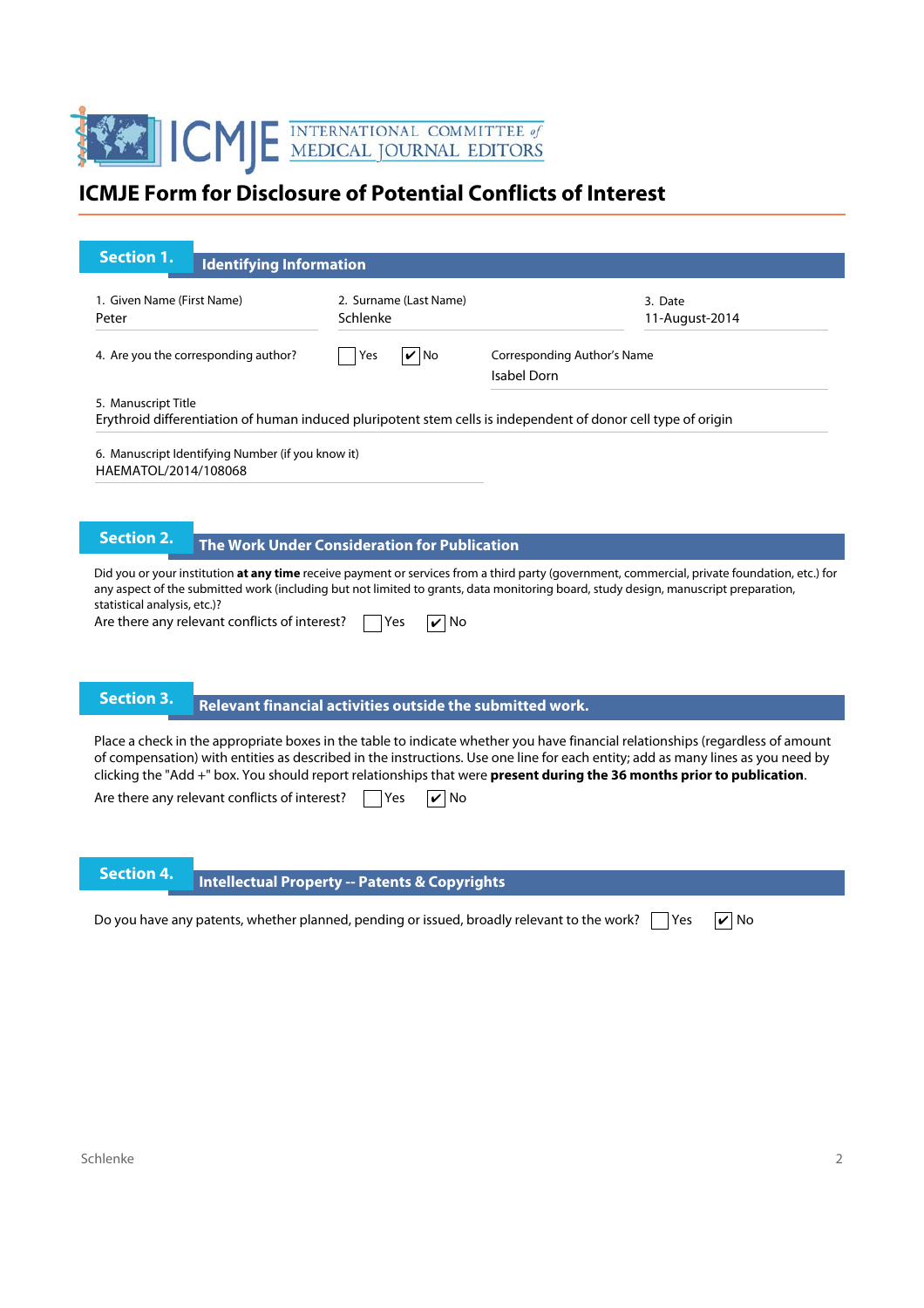INTERNATIONAL COMMITTEE of MEDICAL JOURNAL EDITORS

# ICMJE Form for Disclosure of Potential Conflicts of Interest

## Section 1. Identifying Information

1. Given Name (First Name)
Peter

2. Surname (Last Name)
Schlenke

3. Date
11-August-2014

4. Are you the corresponding author? ☐ Yes ☑ No

Corresponding Author's Name
Isabel Dorn

5. Manuscript Title
Erythroid differentiation of human induced pluripotent stem cells is independent of donor cell type of origin

6. Manuscript Identifying Number (if you know it)
HAEMATOL/2014/108068

## Section 2. The Work Under Consideration for Publication

Did you or your institution **at any time** receive payment or services from a third party (government, commercial, private foundation, etc.) for any aspect of the submitted work (including but not limited to grants, data monitoring board, study design, manuscript preparation, statistical analysis, etc.)?

Are there any relevant conflicts of interest? ☐ Yes ☑ No

## Section 3. Relevant financial activities outside the submitted work.

Place a check in the appropriate boxes in the table to indicate whether you have financial relationships (regardless of amount of compensation) with entities as described in the instructions. Use one line for each entity; add as many lines as you need by clicking the "Add +" box. You should report relationships that were **present during the 36 months prior to publication**.

Are there any relevant conflicts of interest? ☐ Yes ☑ No

## Section 4. Intellectual Property -- Patents & Copyrights

Do you have any patents, whether planned, pending or issued, broadly relevant to the work? ☐ Yes ☑ No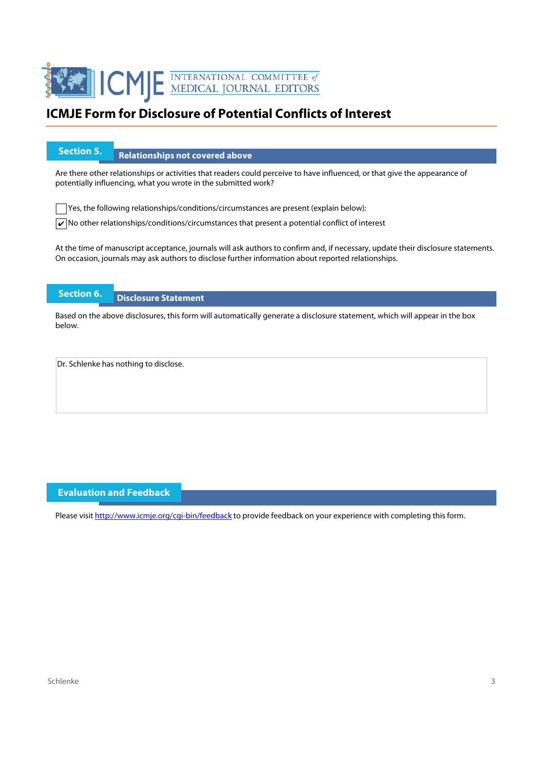# ICMJE Form for Disclosure of Potential Conflicts of Interest

## Section 5. Relationships not covered above

Are there other relationships or activities that readers could perceive to have influenced, or that give the appearance of potentially influencing, what you wrote in the submitted work?

☐ Yes, the following relationships/conditions/circumstances are present (explain below):

☑ No other relationships/conditions/circumstances that present a potential conflict of interest

At the time of manuscript acceptance, journals will ask authors to confirm and, if necessary, update their disclosure statements. On occasion, journals may ask authors to disclose further information about reported relationships.

## Section 6. Disclosure Statement

Based on the above disclosures, this form will automatically generate a disclosure statement, which will appear in the box below.

Dr. Schlenke has nothing to disclose.

## Evaluation and Feedback

Please visit http://www.icmje.org/cgi-bin/feedback to provide feedback on your experience with completing this form.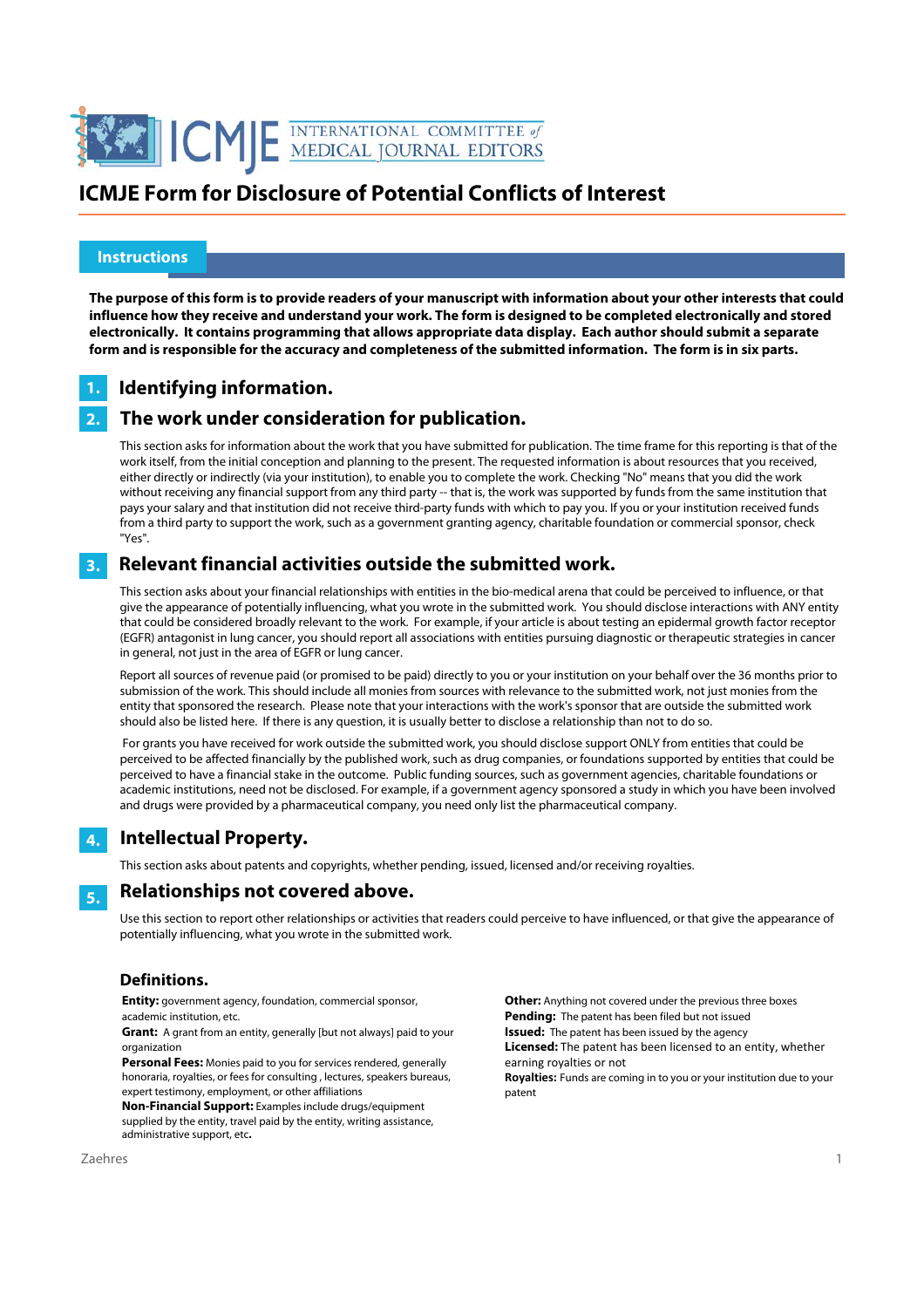# ICMJE Form for Disclosure of Potential Conflicts of Interest

## Instructions

**The purpose of this form is to provide readers of your manuscript with information about your other interests that could influence how they receive and understand your work. The form is designed to be completed electronically and stored electronically. It contains programming that allows appropriate data display. Each author should submit a separate form and is responsible for the accuracy and completeness of the submitted information. The form is in six parts.**

### 1. Identifying information.

### 2. The work under consideration for publication.

This section asks for information about the work that you have submitted for publication. The time frame for this reporting is that of the work itself, from the initial conception and planning to the present. The requested information is about resources that you received, either directly or indirectly (via your institution), to enable you to complete the work. Checking "No" means that you did the work without receiving any financial support from any third party -- that is, the work was supported by funds from the same institution that pays your salary and that institution did not receive third-party funds with which to pay you. If you or your institution received funds from a third party to support the work, such as a government granting agency, charitable foundation or commercial sponsor, check "Yes".

### 3. Relevant financial activities outside the submitted work.

This section asks about your financial relationships with entities in the bio-medical arena that could be perceived to influence, or that give the appearance of potentially influencing, what you wrote in the submitted work. You should disclose interactions with ANY entity that could be considered broadly relevant to the work. For example, if your article is about testing an epidermal growth factor receptor (EGFR) antagonist in lung cancer, you should report all associations with entities pursuing diagnostic or therapeutic strategies in cancer in general, not just in the area of EGFR or lung cancer.

Report all sources of revenue paid (or promised to be paid) directly to you or your institution on your behalf over the 36 months prior to submission of the work. This should include all monies from sources with relevance to the submitted work, not just monies from the entity that sponsored the research. Please note that your interactions with the work's sponsor that are outside the submitted work should also be listed here. If there is any question, it is usually better to disclose a relationship than not to do so.

For grants you have received for work outside the submitted work, you should disclose support ONLY from entities that could be perceived to be affected financially by the published work, such as drug companies, or foundations supported by entities that could be perceived to have a financial stake in the outcome. Public funding sources, such as government agencies, charitable foundations or academic institutions, need not be disclosed. For example, if a government agency sponsored a study in which you have been involved and drugs were provided by a pharmaceutical company, you need only list the pharmaceutical company.

### 4. Intellectual Property.

This section asks about patents and copyrights, whether pending, issued, licensed and/or receiving royalties.

### 5. Relationships not covered above.

Use this section to report other relationships or activities that readers could perceive to have influenced, or that give the appearance of potentially influencing, what you wrote in the submitted work.

### Definitions.

**Entity:** government agency, foundation, commercial sponsor, academic institution, etc.

**Grant:** A grant from an entity, generally [but not always] paid to your organization

**Personal Fees:** Monies paid to you for services rendered, generally honoraria, royalties, or fees for consulting , lectures, speakers bureaus, expert testimony, employment, or other affiliations

**Non-Financial Support:** Examples include drugs/equipment supplied by the entity, travel paid by the entity, writing assistance, administrative support, etc**.**

**Other:** Anything not covered under the previous three boxes

**Pending:** The patent has been filed but not issued

**Issued:** The patent has been issued by the agency

**Licensed:** The patent has been licensed to an entity, whether earning royalties or not

**Royalties:** Funds are coming in to you or your institution due to your patent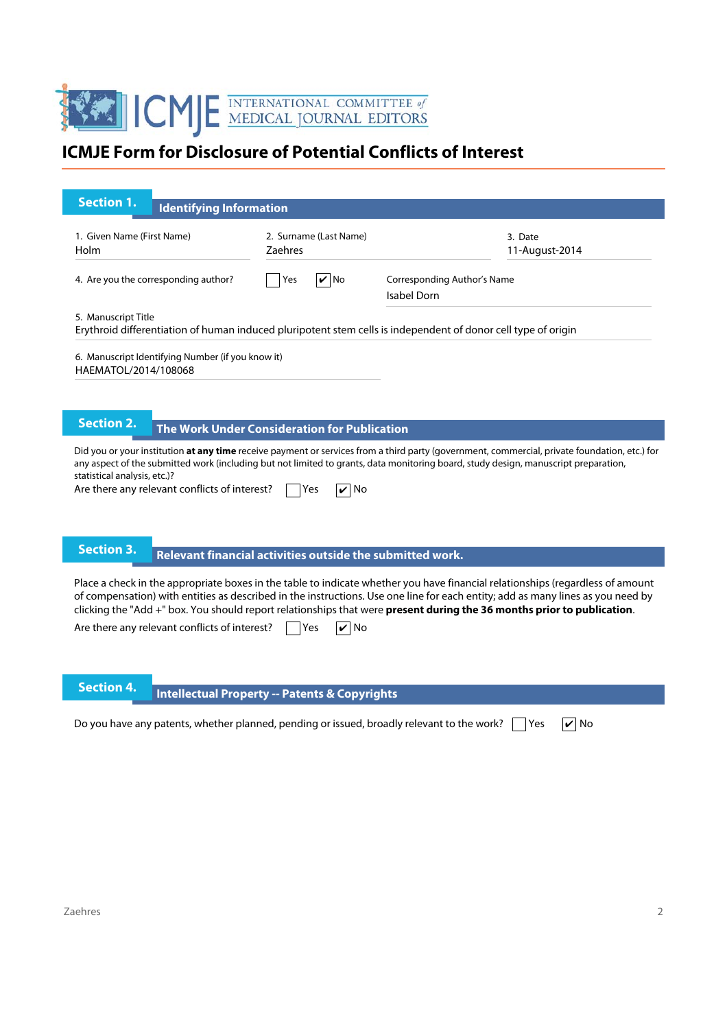ICMJE INTERNATIONAL COMMITTEE of MEDICAL JOURNAL EDITORS

# ICMJE Form for Disclosure of Potential Conflicts of Interest

## Section 1. Identifying Information

1. Given Name (First Name)
Holm

2. Surname (Last Name)
Zaehres

3. Date
11-August-2014

4. Are you the corresponding author? ☐ Yes ☑ No

Corresponding Author's Name
Isabel Dorn

5. Manuscript Title
Erythroid differentiation of human induced pluripotent stem cells is independent of donor cell type of origin

6. Manuscript Identifying Number (if you know it)
HAEMATOL/2014/108068

## Section 2. The Work Under Consideration for Publication

Did you or your institution **at any time** receive payment or services from a third party (government, commercial, private foundation, etc.) for any aspect of the submitted work (including but not limited to grants, data monitoring board, study design, manuscript preparation, statistical analysis, etc.)?

Are there any relevant conflicts of interest? ☐ Yes ☑ No

## Section 3. Relevant financial activities outside the submitted work.

Place a check in the appropriate boxes in the table to indicate whether you have financial relationships (regardless of amount of compensation) with entities as described in the instructions. Use one line for each entity; add as many lines as you need by clicking the "Add +" box. You should report relationships that were **present during the 36 months prior to publication**.

Are there any relevant conflicts of interest? ☐ Yes ☑ No

## Section 4. Intellectual Property -- Patents & Copyrights

Do you have any patents, whether planned, pending or issued, broadly relevant to the work? ☐ Yes ☑ No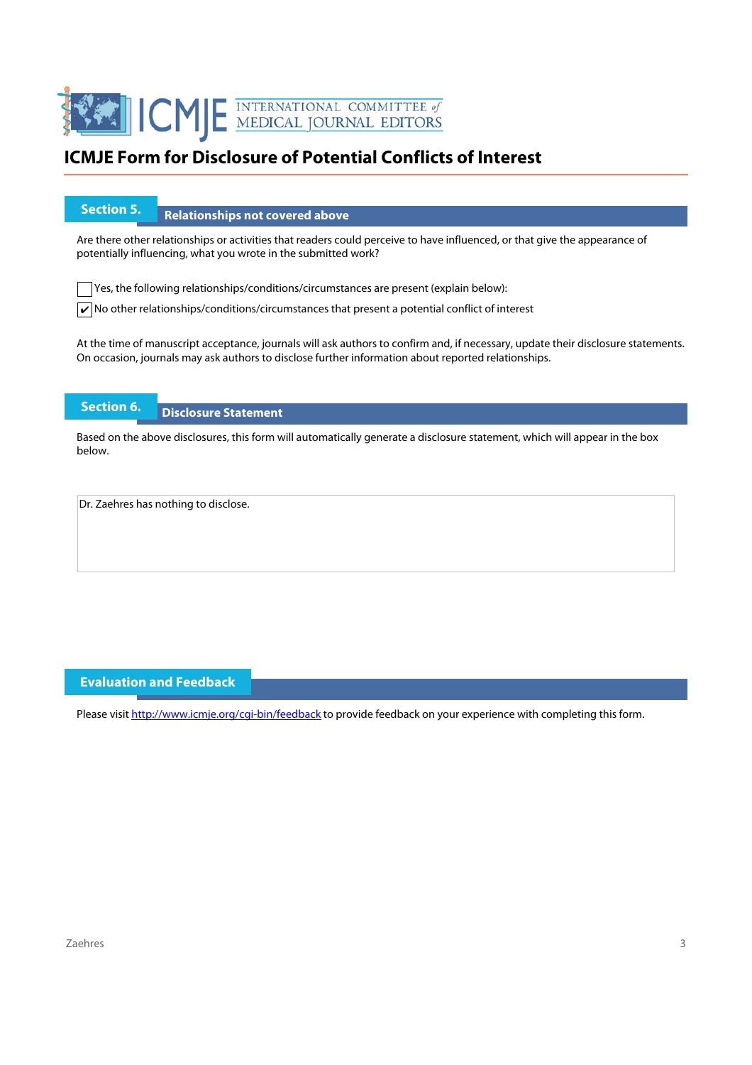# ICMJE Form for Disclosure of Potential Conflicts of Interest

## Section 5. Relationships not covered above

Are there other relationships or activities that readers could perceive to have influenced, or that give the appearance of potentially influencing, what you wrote in the submitted work?

☐ Yes, the following relationships/conditions/circumstances are present (explain below):

☑ No other relationships/conditions/circumstances that present a potential conflict of interest

At the time of manuscript acceptance, journals will ask authors to confirm and, if necessary, update their disclosure statements. On occasion, journals may ask authors to disclose further information about reported relationships.

## Section 6. Disclosure Statement

Based on the above disclosures, this form will automatically generate a disclosure statement, which will appear in the box below.

Dr. Zaehres has nothing to disclose.

## Evaluation and Feedback

Please visit http://www.icmje.org/cgi-bin/feedback to provide feedback on your experience with completing this form.